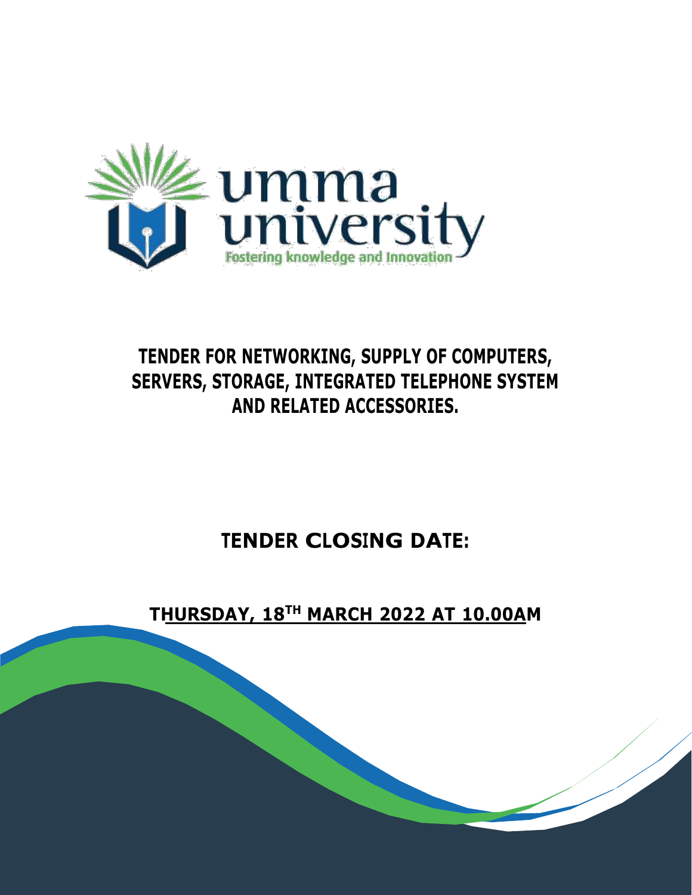umma university

Fostering knowledge and Innovation

# TENDER FOR NETWORKING, SUPPLY OF COMPUTERS, SERVERS, STORAGE, INTEGRATED TELEPHONE SYSTEM AND RELATED ACCESSORIES.

## TENDER CLOSING DATE:

## THURSDAY, 18TH MARCH 2022 AT 10.00AM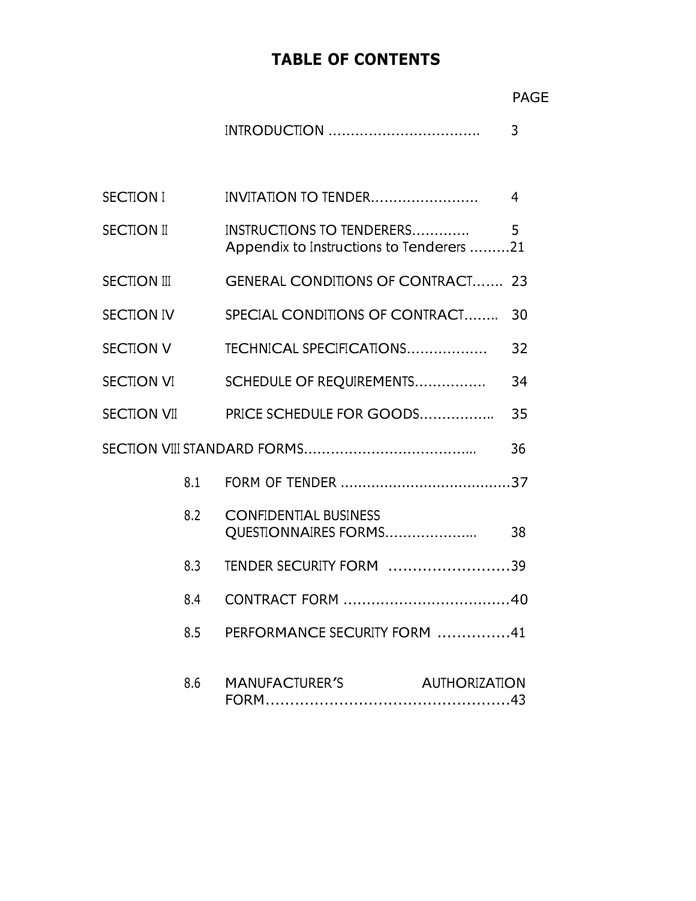# TABLE OF CONTENTS

| | | PAGE |
|---|---|---|
| | INTRODUCTION .................................. | 3 |
| SECTION I | INVITATION TO TENDER........................ | 4 |
| SECTION II | INSTRUCTIONS TO TENDERERS............. | 5 |
| | Appendix to Instructions to Tenderers ......... | 21 |
| SECTION III | GENERAL CONDITIONS OF CONTRACT....... | 23 |
| SECTION IV | SPECIAL CONDITIONS OF CONTRACT........ | 30 |
| SECTION V | TECHNICAL SPECIFICATIONS.................. | 32 |
| SECTION VI | SCHEDULE OF REQUIREMENTS................ | 34 |
| SECTION VII | PRICE SCHEDULE FOR GOODS................. | 35 |
| SECTION VIII | STANDARD FORMS....................................... | 36 |
| 8.1 | FORM OF TENDER ....................................... | 37 |
| 8.2 | CONFIDENTIAL BUSINESS QUESTIONNAIRES FORMS..................... | 38 |
| 8.3 | TENDER SECURITY FORM .......................... | 39 |
| 8.4 | CONTRACT FORM .................................... | 40 |
| 8.5 | PERFORMANCE SECURITY FORM ............... | 41 |
| 8.6 | MANUFACTURER'S AUTHORIZATION FORM................................................... | 43 |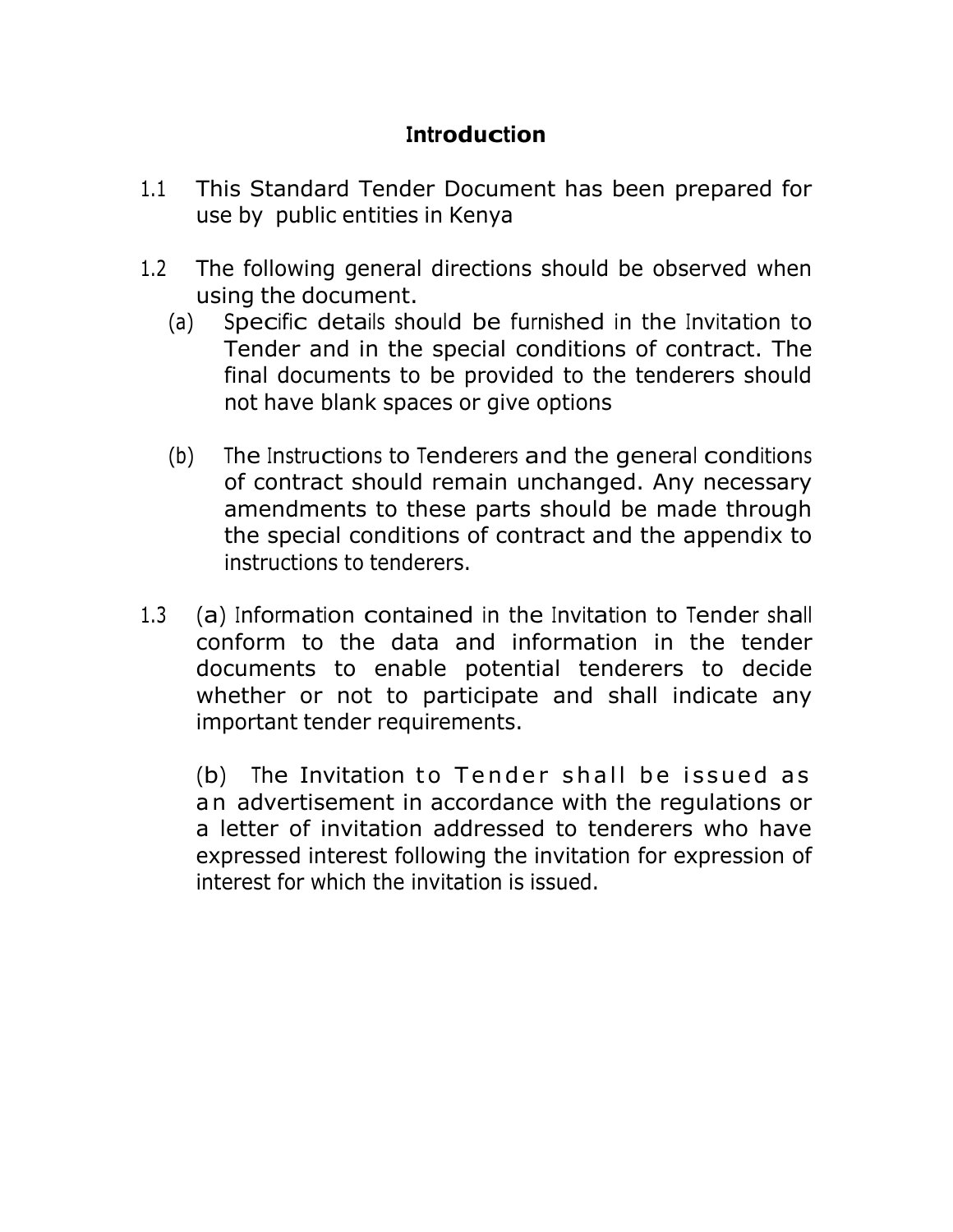# Introduction

1.1 This Standard Tender Document has been prepared for use by public entities in Kenya

1.2 The following general directions should be observed when using the document.

(a) Specific details should be furnished in the Invitation to Tender and in the special conditions of contract. The final documents to be provided to the tenderers should not have blank spaces or give options

(b) The Instructions to Tenderers and the general conditions of contract should remain unchanged. Any necessary amendments to these parts should be made through the special conditions of contract and the appendix to instructions to tenderers.

1.3 (a) Information contained in the Invitation to Tender shall conform to the data and information in the tender documents to enable potential tenderers to decide whether or not to participate and shall indicate any important tender requirements.

(b) The Invitation to Tender shall be issued as an advertisement in accordance with the regulations or a letter of invitation addressed to tenderers who have expressed interest following the invitation for expression of interest for which the invitation is issued.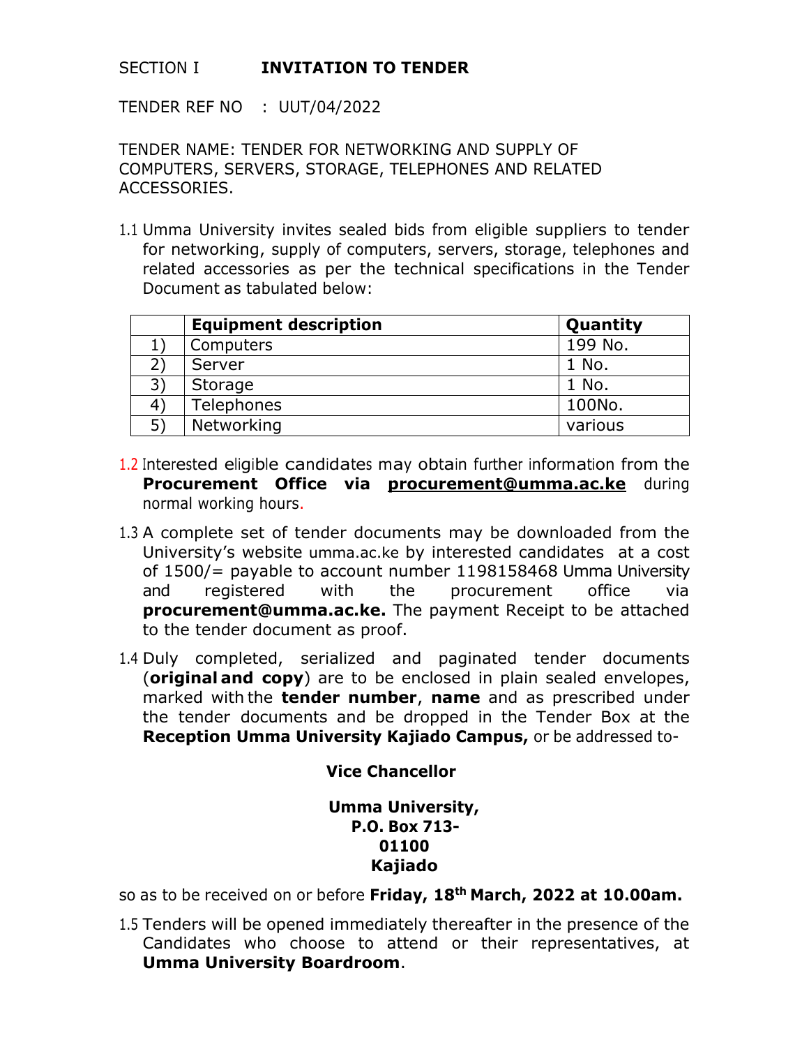SECTION I **INVITATION TO TENDER**

TENDER REF NO : UUT/04/2022

TENDER NAME: TENDER FOR NETWORKING AND SUPPLY OF COMPUTERS, SERVERS, STORAGE, TELEPHONES AND RELATED ACCESSORIES.

1.1 Umma University invites sealed bids from eligible suppliers to tender for networking, supply of computers, servers, storage, telephones and related accessories as per the technical specifications in the Tender Document as tabulated below:

| | **Equipment description** | **Quantity** |
|---|---|---|
| 1) | Computers | 199 No. |
| 2) | Server | 1 No. |
| 3) | Storage | 1 No. |
| 4) | Telephones | 100No. |
| 5) | Networking | various |

1.2 Interested eligible candidates may obtain further information from the **Procurement Office via procurement@umma.ac.ke** during normal working hours.

1.3 A complete set of tender documents may be downloaded from the University's website umma.ac.ke by interested candidates at a cost of 1500/= payable to account number 1198158468 Umma University and registered with the procurement office via **procurement@umma.ac.ke.** The payment Receipt to be attached to the tender document as proof.

1.4 Duly completed, serialized and paginated tender documents (**original and copy**) are to be enclosed in plain sealed envelopes, marked with the **tender number**, **name** and as prescribed under the tender documents and be dropped in the Tender Box at the **Reception Umma University Kajiado Campus,** or be addressed to-

**Vice Chancellor**

**Umma University,**
**P.O. Box 713-**
**01100**
**Kajiado**

so as to be received on or before **Friday, 18th March, 2022 at 10.00am.**

1.5 Tenders will be opened immediately thereafter in the presence of the Candidates who choose to attend or their representatives, at **Umma University Boardroom**.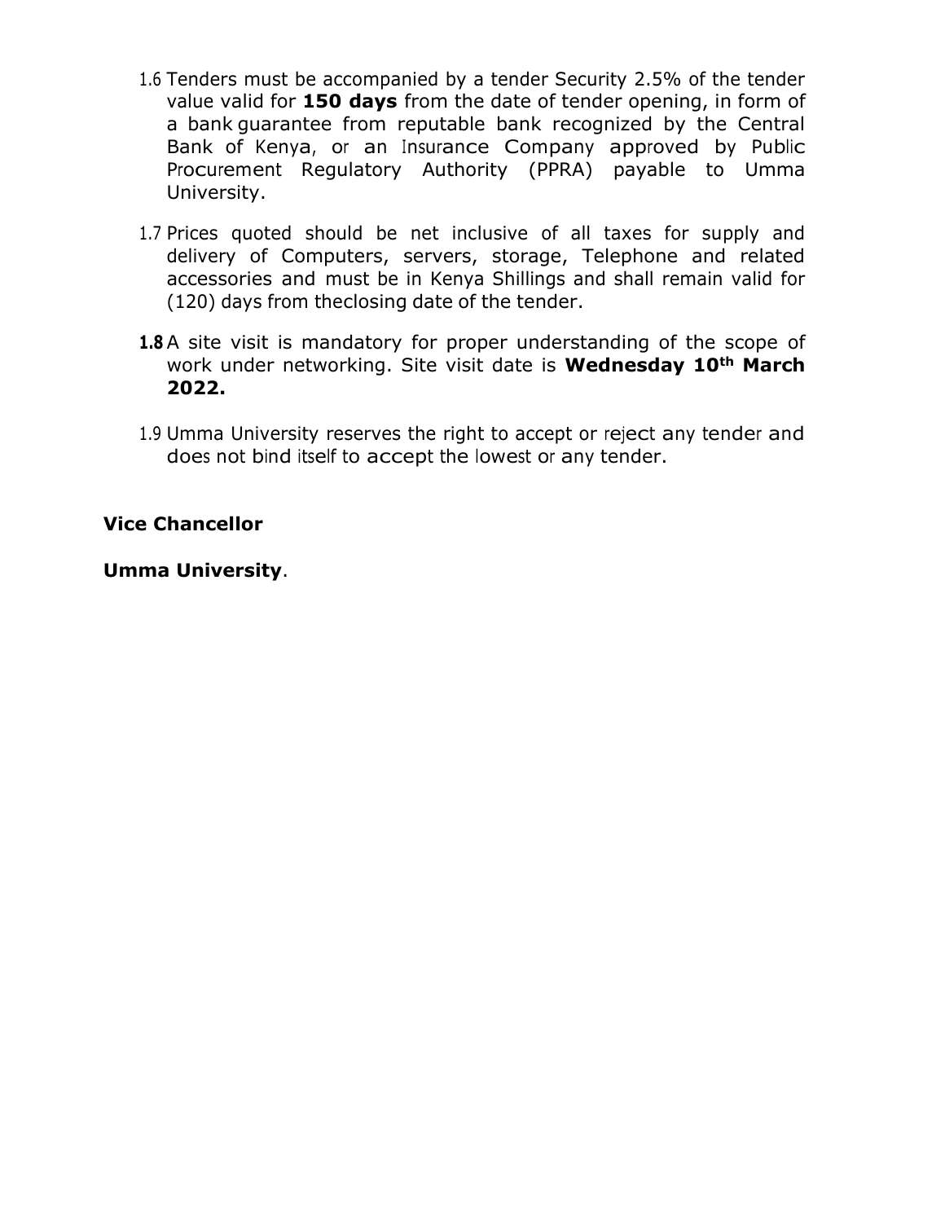1.6 Tenders must be accompanied by a tender Security 2.5% of the tender value valid for **150 days** from the date of tender opening, in form of a bank guarantee from reputable bank recognized by the Central Bank of Kenya, or an Insurance Company approved by Public Procurement Regulatory Authority (PPRA) payable to Umma University.

1.7 Prices quoted should be net inclusive of all taxes for supply and delivery of Computers, servers, storage, Telephone and related accessories and must be in Kenya Shillings and shall remain valid for (120) days from theclosing date of the tender.

**1.8** A site visit is mandatory for proper understanding of the scope of work under networking. Site visit date is **Wednesday 10th March 2022.**

1.9 Umma University reserves the right to accept or reject any tender and does not bind itself to accept the lowest or any tender.

**Vice Chancellor**

**Umma University**.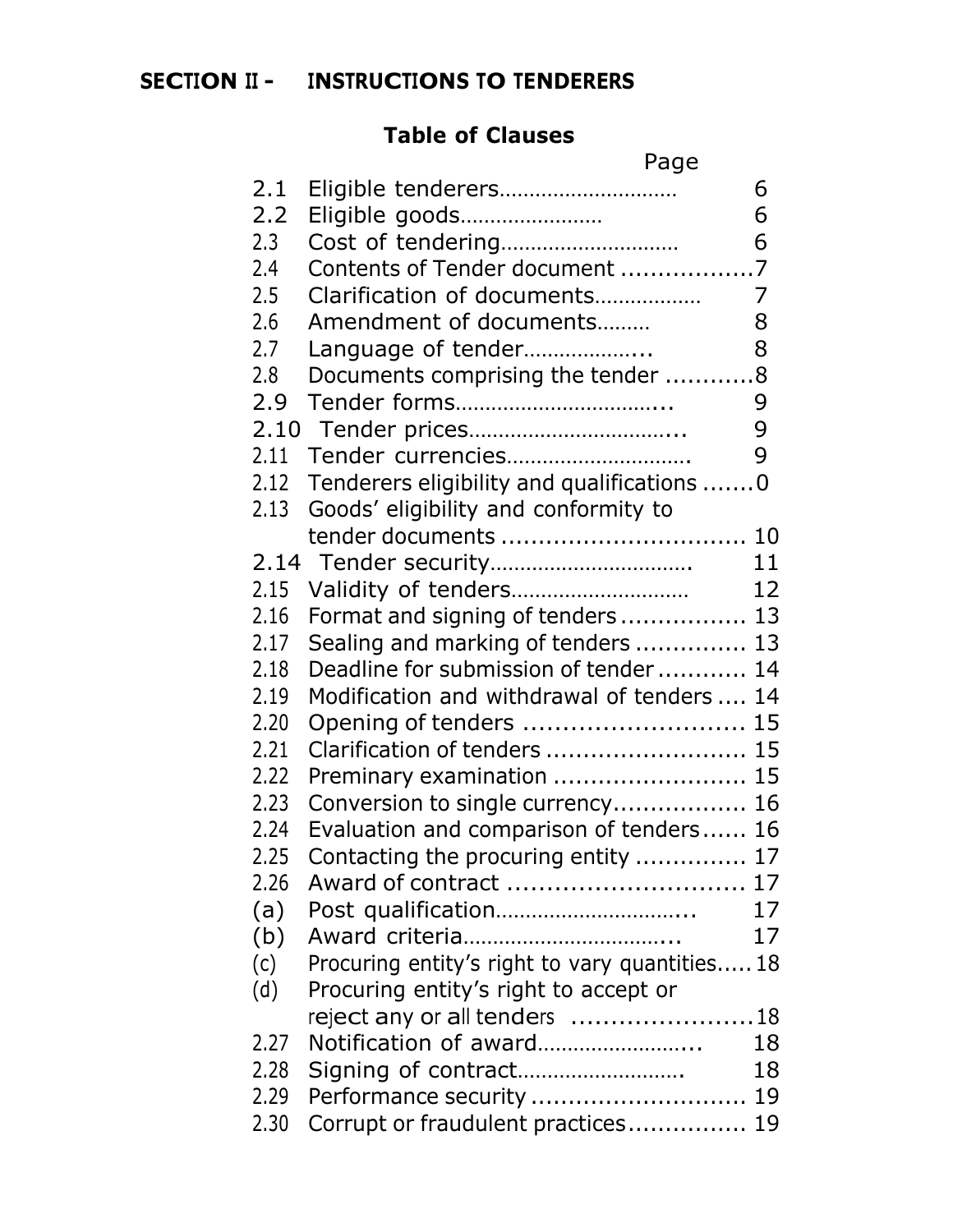## SECTION II - INSTRUCTIONS TO TENDERERS

### Table of Clauses

| | | Page |
|---|---|---|
| 2.1 | Eligible tenderers | 6 |
| 2.2 | Eligible goods | 6 |
| 2.3 | Cost of tendering | 6 |
| 2.4 | Contents of Tender document | 7 |
| 2.5 | Clarification of documents | 7 |
| 2.6 | Amendment of documents | 8 |
| 2.7 | Language of tender | 8 |
| 2.8 | Documents comprising the tender | 8 |
| 2.9 | Tender forms | 9 |
| 2.10 | Tender prices | 9 |
| 2.11 | Tender currencies | 9 |
| 2.12 | Tenderers eligibility and qualifications | 0 |
| 2.13 | Goods' eligibility and conformity to tender documents | 10 |
| 2.14 | Tender security | 11 |
| 2.15 | Validity of tenders | 12 |
| 2.16 | Format and signing of tenders | 13 |
| 2.17 | Sealing and marking of tenders | 13 |
| 2.18 | Deadline for submission of tender | 14 |
| 2.19 | Modification and withdrawal of tenders | 14 |
| 2.20 | Opening of tenders | 15 |
| 2.21 | Clarification of tenders | 15 |
| 2.22 | Preminary examination | 15 |
| 2.23 | Conversion to single currency | 16 |
| 2.24 | Evaluation and comparison of tenders | 16 |
| 2.25 | Contacting the procuring entity | 17 |
| 2.26 | Award of contract | 17 |
| (a) | Post qualification | 17 |
| (b) | Award criteria | 17 |
| (c) | Procuring entity's right to vary quantities | 18 |
| (d) | Procuring entity's right to accept or reject any or all tenders | 18 |
| 2.27 | Notification of award | 18 |
| 2.28 | Signing of contract | 18 |
| 2.29 | Performance security | 19 |
| 2.30 | Corrupt or fraudulent practices | 19 |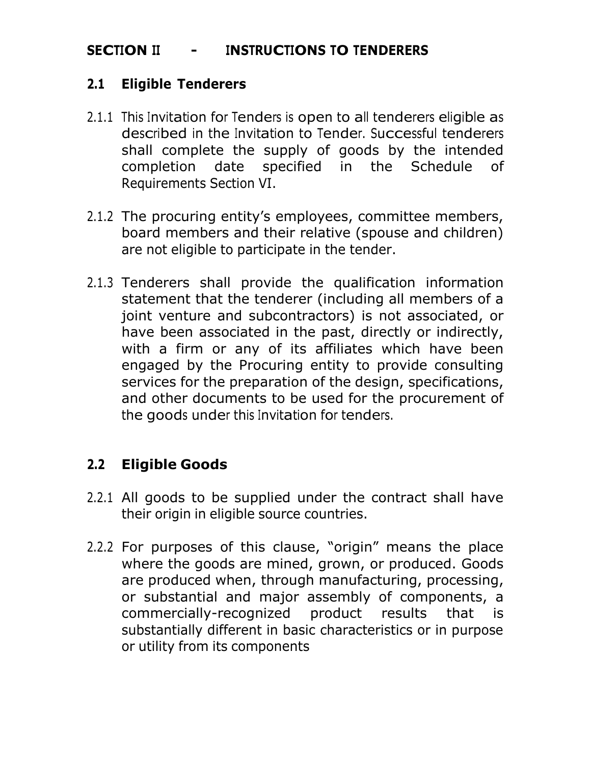## SECTION II - INSTRUCTIONS TO TENDERERS

### 2.1 Eligible Tenderers

2.1.1 This Invitation for Tenders is open to all tenderers eligible as described in the Invitation to Tender. Successful tenderers shall complete the supply of goods by the intended completion date specified in the Schedule of Requirements Section VI.

2.1.2 The procuring entity's employees, committee members, board members and their relative (spouse and children) are not eligible to participate in the tender.

2.1.3 Tenderers shall provide the qualification information statement that the tenderer (including all members of a joint venture and subcontractors) is not associated, or have been associated in the past, directly or indirectly, with a firm or any of its affiliates which have been engaged by the Procuring entity to provide consulting services for the preparation of the design, specifications, and other documents to be used for the procurement of the goods under this Invitation for tenders.

### 2.2 Eligible Goods

2.2.1 All goods to be supplied under the contract shall have their origin in eligible source countries.

2.2.2 For purposes of this clause, "origin" means the place where the goods are mined, grown, or produced. Goods are produced when, through manufacturing, processing, or substantial and major assembly of components, a commercially-recognized product results that is substantially different in basic characteristics or in purpose or utility from its components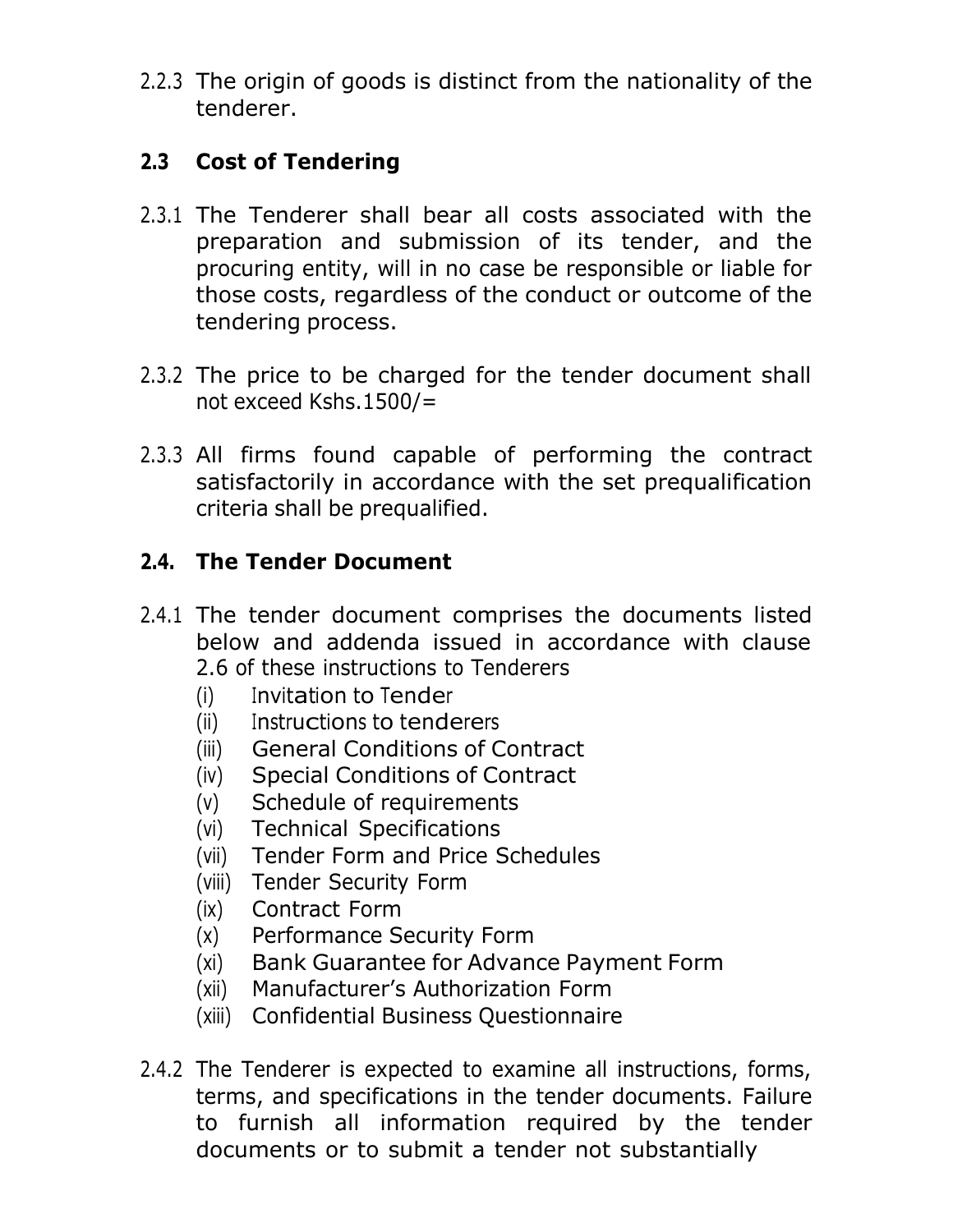2.2.3 The origin of goods is distinct from the nationality of the tenderer.

## 2.3 Cost of Tendering

2.3.1 The Tenderer shall bear all costs associated with the preparation and submission of its tender, and the procuring entity, will in no case be responsible or liable for those costs, regardless of the conduct or outcome of the tendering process.

2.3.2 The price to be charged for the tender document shall not exceed Kshs.1500/=

2.3.3 All firms found capable of performing the contract satisfactorily in accordance with the set prequalification criteria shall be prequalified.

## 2.4. The Tender Document

2.4.1 The tender document comprises the documents listed below and addenda issued in accordance with clause 2.6 of these instructions to Tenderers

- (i) Invitation to Tender
- (ii) Instructions to tenderers
- (iii) General Conditions of Contract
- (iv) Special Conditions of Contract
- (v) Schedule of requirements
- (vi) Technical Specifications
- (vii) Tender Form and Price Schedules
- (viii) Tender Security Form
- (ix) Contract Form
- (x) Performance Security Form
- (xi) Bank Guarantee for Advance Payment Form
- (xii) Manufacturer's Authorization Form
- (xiii) Confidential Business Questionnaire

2.4.2 The Tenderer is expected to examine all instructions, forms, terms, and specifications in the tender documents. Failure to furnish all information required by the tender documents or to submit a tender not substantially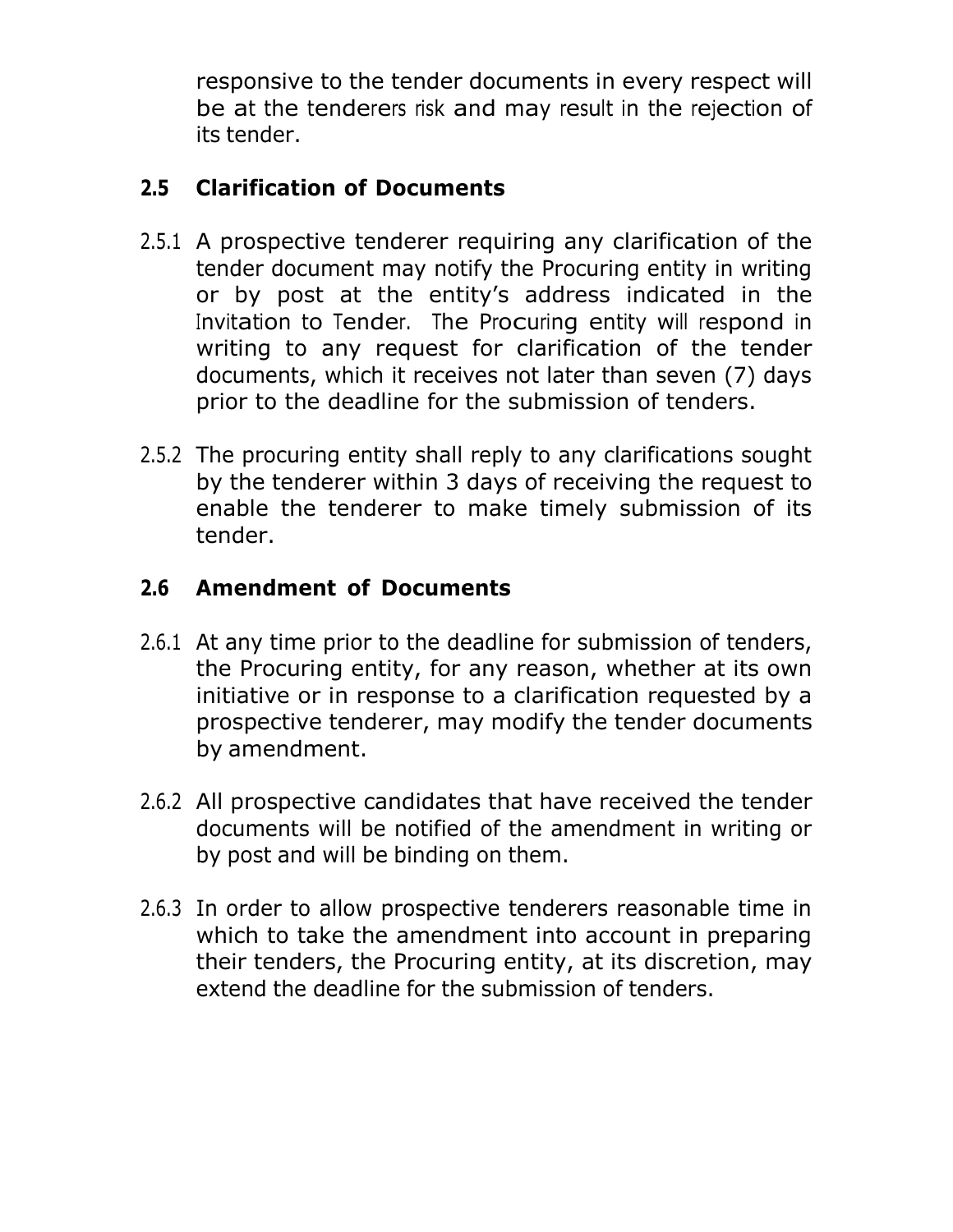responsive to the tender documents in every respect will be at the tenderers risk and may result in the rejection of its tender.

## 2.5 Clarification of Documents

2.5.1 A prospective tenderer requiring any clarification of the tender document may notify the Procuring entity in writing or by post at the entity's address indicated in the Invitation to Tender. The Procuring entity will respond in writing to any request for clarification of the tender documents, which it receives not later than seven (7) days prior to the deadline for the submission of tenders.

2.5.2 The procuring entity shall reply to any clarifications sought by the tenderer within 3 days of receiving the request to enable the tenderer to make timely submission of its tender.

## 2.6 Amendment of Documents

2.6.1 At any time prior to the deadline for submission of tenders, the Procuring entity, for any reason, whether at its own initiative or in response to a clarification requested by a prospective tenderer, may modify the tender documents by amendment.

2.6.2 All prospective candidates that have received the tender documents will be notified of the amendment in writing or by post and will be binding on them.

2.6.3 In order to allow prospective tenderers reasonable time in which to take the amendment into account in preparing their tenders, the Procuring entity, at its discretion, may extend the deadline for the submission of tenders.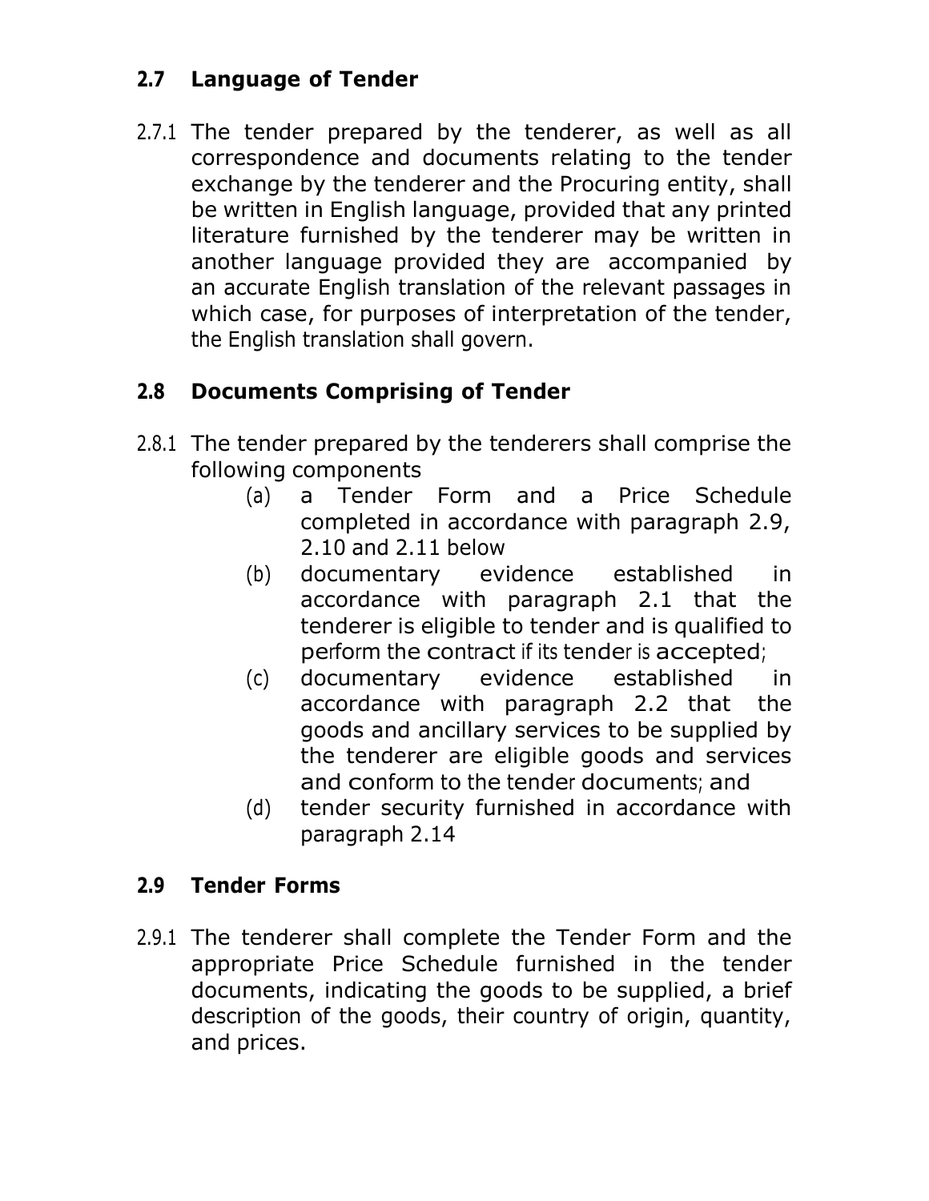## 2.7 Language of Tender

2.7.1 The tender prepared by the tenderer, as well as all correspondence and documents relating to the tender exchange by the tenderer and the Procuring entity, shall be written in English language, provided that any printed literature furnished by the tenderer may be written in another language provided they are accompanied by an accurate English translation of the relevant passages in which case, for purposes of interpretation of the tender, the English translation shall govern.

## 2.8 Documents Comprising of Tender

2.8.1 The tender prepared by the tenderers shall comprise the following components

(a) a Tender Form and a Price Schedule completed in accordance with paragraph 2.9, 2.10 and 2.11 below

(b) documentary evidence established in accordance with paragraph 2.1 that the tenderer is eligible to tender and is qualified to perform the contract if its tender is accepted;

(c) documentary evidence established in accordance with paragraph 2.2 that the goods and ancillary services to be supplied by the tenderer are eligible goods and services and conform to the tender documents; and

(d) tender security furnished in accordance with paragraph 2.14

## 2.9 Tender Forms

2.9.1 The tenderer shall complete the Tender Form and the appropriate Price Schedule furnished in the tender documents, indicating the goods to be supplied, a brief description of the goods, their country of origin, quantity, and prices.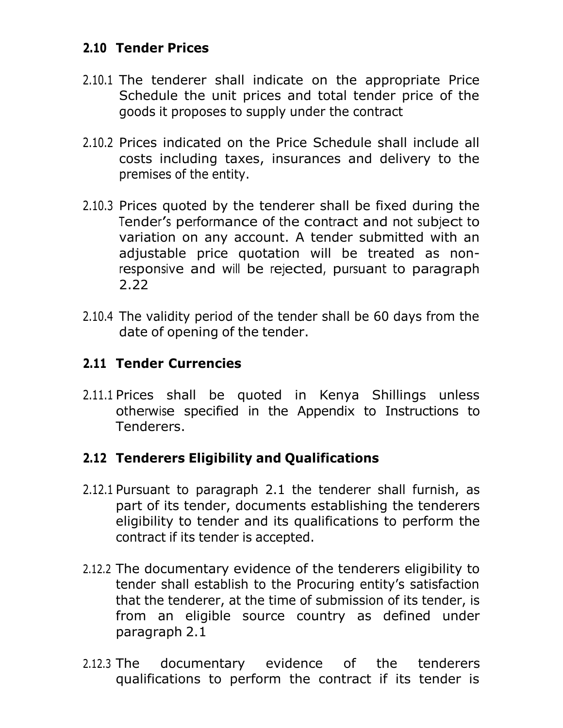## 2.10 Tender Prices

2.10.1 The tenderer shall indicate on the appropriate Price Schedule the unit prices and total tender price of the goods it proposes to supply under the contract

2.10.2 Prices indicated on the Price Schedule shall include all costs including taxes, insurances and delivery to the premises of the entity.

2.10.3 Prices quoted by the tenderer shall be fixed during the Tender's performance of the contract and not subject to variation on any account. A tender submitted with an adjustable price quotation will be treated as non-responsive and will be rejected, pursuant to paragraph 2.22

2.10.4 The validity period of the tender shall be 60 days from the date of opening of the tender.

## 2.11 Tender Currencies

2.11.1 Prices shall be quoted in Kenya Shillings unless otherwise specified in the Appendix to Instructions to Tenderers.

## 2.12 Tenderers Eligibility and Qualifications

2.12.1 Pursuant to paragraph 2.1 the tenderer shall furnish, as part of its tender, documents establishing the tenderers eligibility to tender and its qualifications to perform the contract if its tender is accepted.

2.12.2 The documentary evidence of the tenderers eligibility to tender shall establish to the Procuring entity's satisfaction that the tenderer, at the time of submission of its tender, is from an eligible source country as defined under paragraph 2.1

2.12.3 The documentary evidence of the tenderers qualifications to perform the contract if its tender is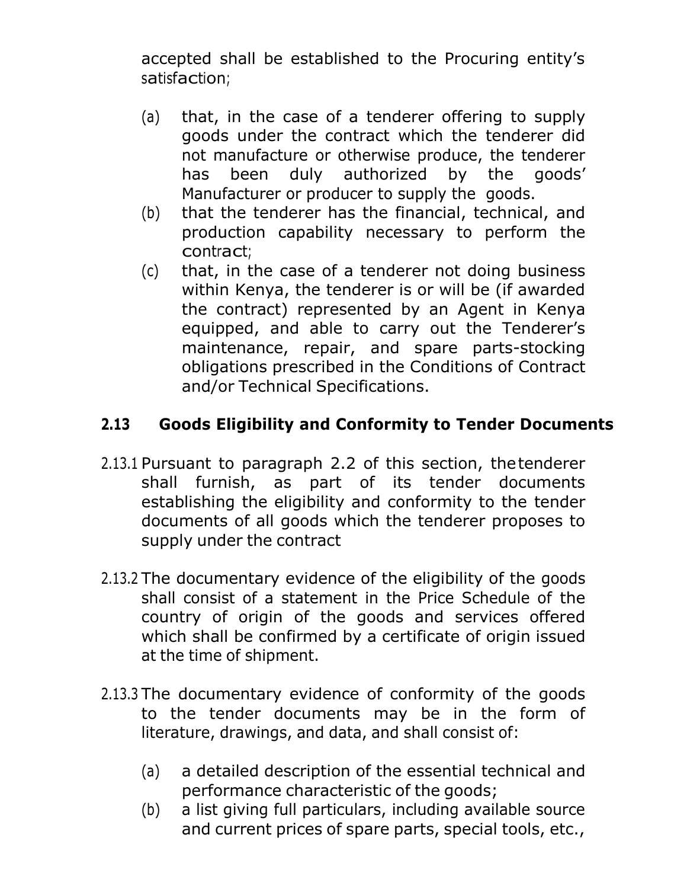accepted shall be established to the Procuring entity's satisfaction;

(a) that, in the case of a tenderer offering to supply goods under the contract which the tenderer did not manufacture or otherwise produce, the tenderer has been duly authorized by the goods' Manufacturer or producer to supply the goods.

(b) that the tenderer has the financial, technical, and production capability necessary to perform the contract;

(c) that, in the case of a tenderer not doing business within Kenya, the tenderer is or will be (if awarded the contract) represented by an Agent in Kenya equipped, and able to carry out the Tenderer's maintenance, repair, and spare parts-stocking obligations prescribed in the Conditions of Contract and/or Technical Specifications.

## 2.13 Goods Eligibility and Conformity to Tender Documents

2.13.1 Pursuant to paragraph 2.2 of this section, the tenderer shall furnish, as part of its tender documents establishing the eligibility and conformity to the tender documents of all goods which the tenderer proposes to supply under the contract

2.13.2 The documentary evidence of the eligibility of the goods shall consist of a statement in the Price Schedule of the country of origin of the goods and services offered which shall be confirmed by a certificate of origin issued at the time of shipment.

2.13.3 The documentary evidence of conformity of the goods to the tender documents may be in the form of literature, drawings, and data, and shall consist of:

(a) a detailed description of the essential technical and performance characteristic of the goods;

(b) a list giving full particulars, including available source and current prices of spare parts, special tools, etc.,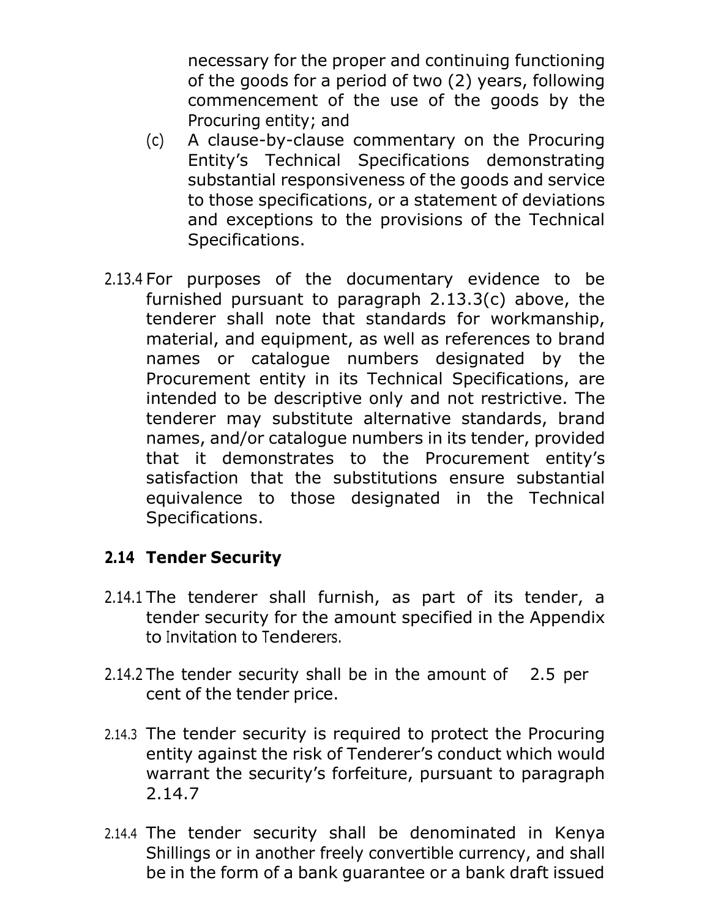necessary for the proper and continuing functioning of the goods for a period of two (2) years, following commencement of the use of the goods by the Procuring entity; and

(c) A clause-by-clause commentary on the Procuring Entity's Technical Specifications demonstrating substantial responsiveness of the goods and service to those specifications, or a statement of deviations and exceptions to the provisions of the Technical Specifications.

2.13.4 For purposes of the documentary evidence to be furnished pursuant to paragraph 2.13.3(c) above, the tenderer shall note that standards for workmanship, material, and equipment, as well as references to brand names or catalogue numbers designated by the Procurement entity in its Technical Specifications, are intended to be descriptive only and not restrictive. The tenderer may substitute alternative standards, brand names, and/or catalogue numbers in its tender, provided that it demonstrates to the Procurement entity's satisfaction that the substitutions ensure substantial equivalence to those designated in the Technical Specifications.

## 2.14 Tender Security

2.14.1 The tenderer shall furnish, as part of its tender, a tender security for the amount specified in the Appendix to Invitation to Tenderers.

2.14.2 The tender security shall be in the amount of 2.5 per cent of the tender price.

2.14.3 The tender security is required to protect the Procuring entity against the risk of Tenderer's conduct which would warrant the security's forfeiture, pursuant to paragraph 2.14.7

2.14.4 The tender security shall be denominated in Kenya Shillings or in another freely convertible currency, and shall be in the form of a bank guarantee or a bank draft issued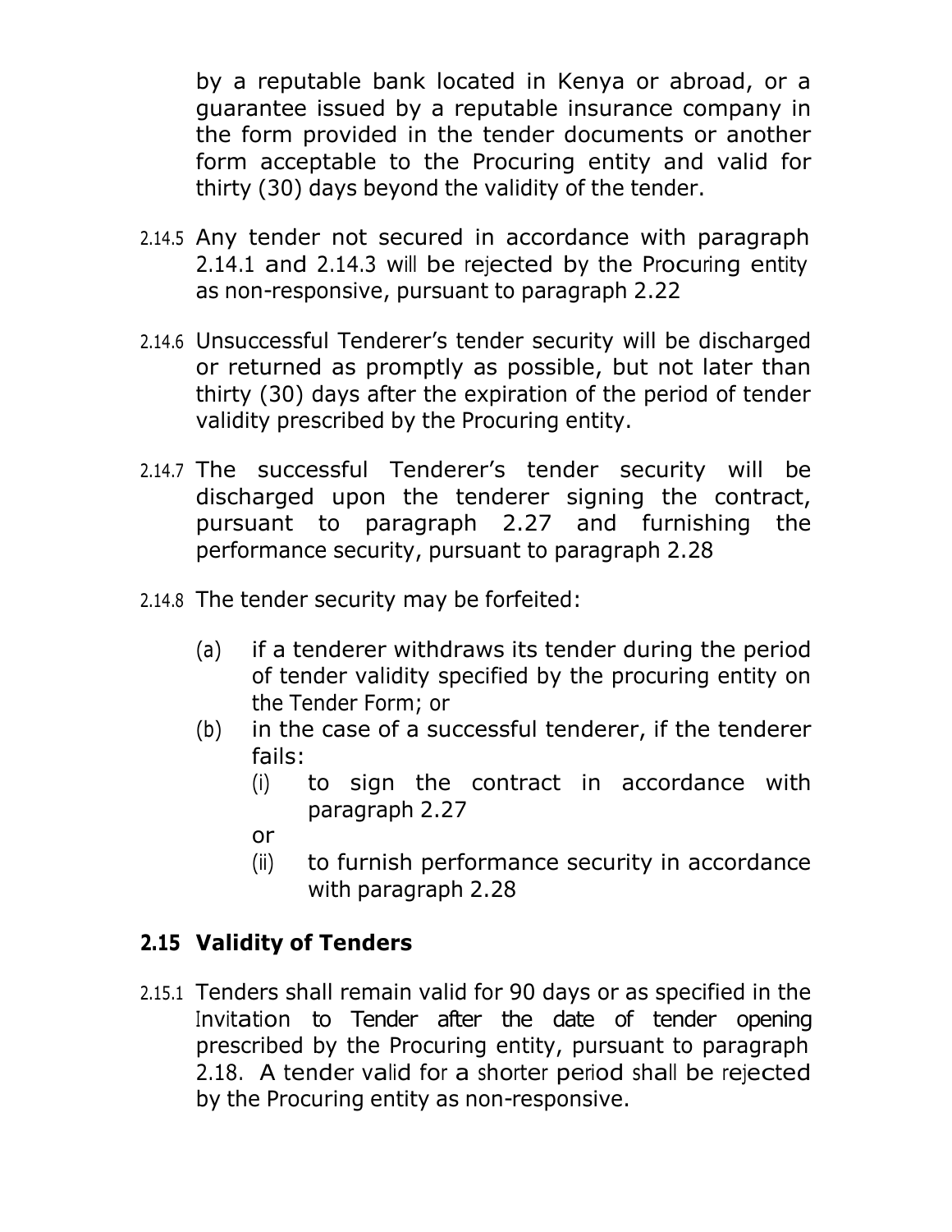by a reputable bank located in Kenya or abroad, or a guarantee issued by a reputable insurance company in the form provided in the tender documents or another form acceptable to the Procuring entity and valid for thirty (30) days beyond the validity of the tender.

2.14.5 Any tender not secured in accordance with paragraph 2.14.1 and 2.14.3 will be rejected by the Procuring entity as non-responsive, pursuant to paragraph 2.22

2.14.6 Unsuccessful Tenderer's tender security will be discharged or returned as promptly as possible, but not later than thirty (30) days after the expiration of the period of tender validity prescribed by the Procuring entity.

2.14.7 The successful Tenderer's tender security will be discharged upon the tenderer signing the contract, pursuant to paragraph 2.27 and furnishing the performance security, pursuant to paragraph 2.28

2.14.8 The tender security may be forfeited:

(a) if a tenderer withdraws its tender during the period of tender validity specified by the procuring entity on the Tender Form; or

(b) in the case of a successful tenderer, if the tenderer fails:

   (i) to sign the contract in accordance with paragraph 2.27

   or

   (ii) to furnish performance security in accordance with paragraph 2.28

## 2.15 Validity of Tenders

2.15.1 Tenders shall remain valid for 90 days or as specified in the Invitation to Tender after the date of tender opening prescribed by the Procuring entity, pursuant to paragraph 2.18. A tender valid for a shorter period shall be rejected by the Procuring entity as non-responsive.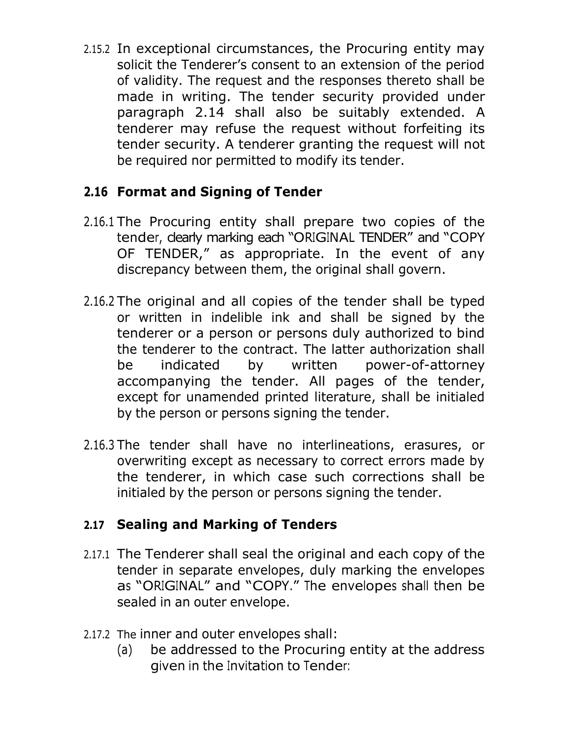2.15.2 In exceptional circumstances, the Procuring entity may solicit the Tenderer's consent to an extension of the period of validity. The request and the responses thereto shall be made in writing. The tender security provided under paragraph 2.14 shall also be suitably extended. A tenderer may refuse the request without forfeiting its tender security. A tenderer granting the request will not be required nor permitted to modify its tender.

## 2.16 Format and Signing of Tender

2.16.1 The Procuring entity shall prepare two copies of the tender, clearly marking each "ORIGINAL TENDER" and "COPY OF TENDER," as appropriate. In the event of any discrepancy between them, the original shall govern.

2.16.2 The original and all copies of the tender shall be typed or written in indelible ink and shall be signed by the tenderer or a person or persons duly authorized to bind the tenderer to the contract. The latter authorization shall be indicated by written power-of-attorney accompanying the tender. All pages of the tender, except for unamended printed literature, shall be initialed by the person or persons signing the tender.

2.16.3 The tender shall have no interlineations, erasures, or overwriting except as necessary to correct errors made by the tenderer, in which case such corrections shall be initialed by the person or persons signing the tender.

## 2.17 Sealing and Marking of Tenders

2.17.1 The Tenderer shall seal the original and each copy of the tender in separate envelopes, duly marking the envelopes as "ORIGINAL" and "COPY." The envelopes shall then be sealed in an outer envelope.

2.17.2 The inner and outer envelopes shall:

(a) be addressed to the Procuring entity at the address given in the Invitation to Tender: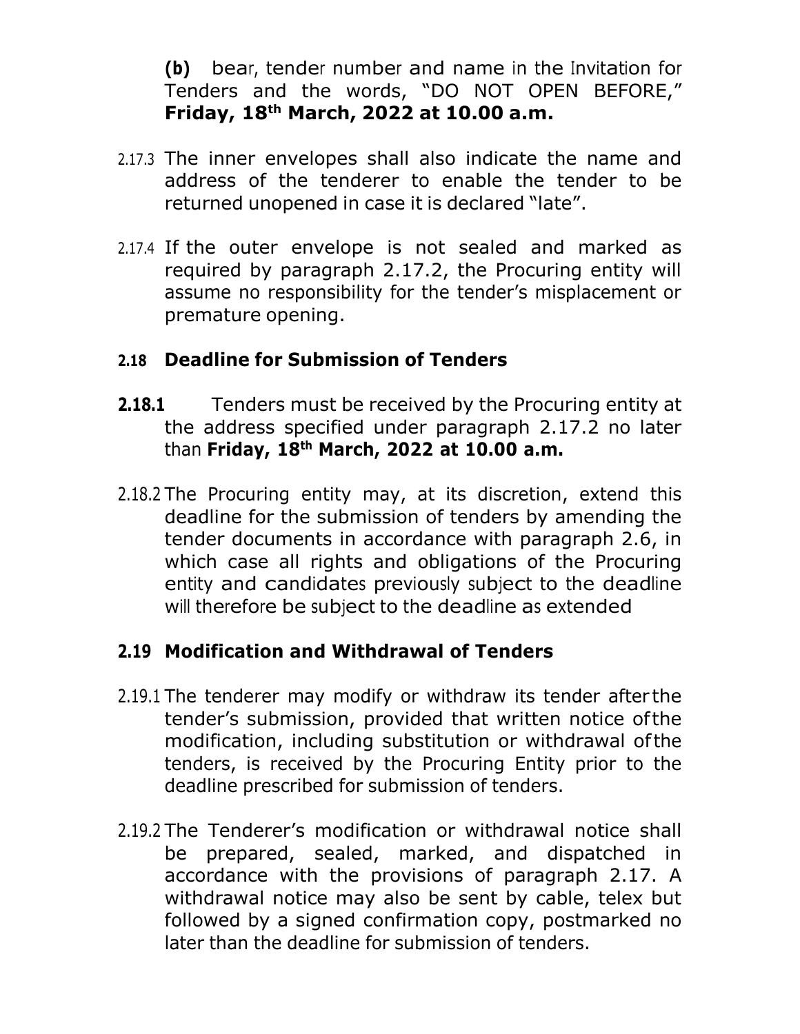**(b)** bear, tender number and name in the Invitation for Tenders and the words, "DO NOT OPEN BEFORE," **Friday, 18th March, 2022 at 10.00 a.m.**

2.17.3 The inner envelopes shall also indicate the name and address of the tenderer to enable the tender to be returned unopened in case it is declared "late".

2.17.4 If the outer envelope is not sealed and marked as required by paragraph 2.17.2, the Procuring entity will assume no responsibility for the tender's misplacement or premature opening.

### 2.18 Deadline for Submission of Tenders

**2.18.1** Tenders must be received by the Procuring entity at the address specified under paragraph 2.17.2 no later than **Friday, 18th March, 2022 at 10.00 a.m.**

2.18.2 The Procuring entity may, at its discretion, extend this deadline for the submission of tenders by amending the tender documents in accordance with paragraph 2.6, in which case all rights and obligations of the Procuring entity and candidates previously subject to the deadline will therefore be subject to the deadline as extended

### 2.19 Modification and Withdrawal of Tenders

2.19.1 The tenderer may modify or withdraw its tender after the tender's submission, provided that written notice of the modification, including substitution or withdrawal of the tenders, is received by the Procuring Entity prior to the deadline prescribed for submission of tenders.

2.19.2 The Tenderer's modification or withdrawal notice shall be prepared, sealed, marked, and dispatched in accordance with the provisions of paragraph 2.17. A withdrawal notice may also be sent by cable, telex but followed by a signed confirmation copy, postmarked no later than the deadline for submission of tenders.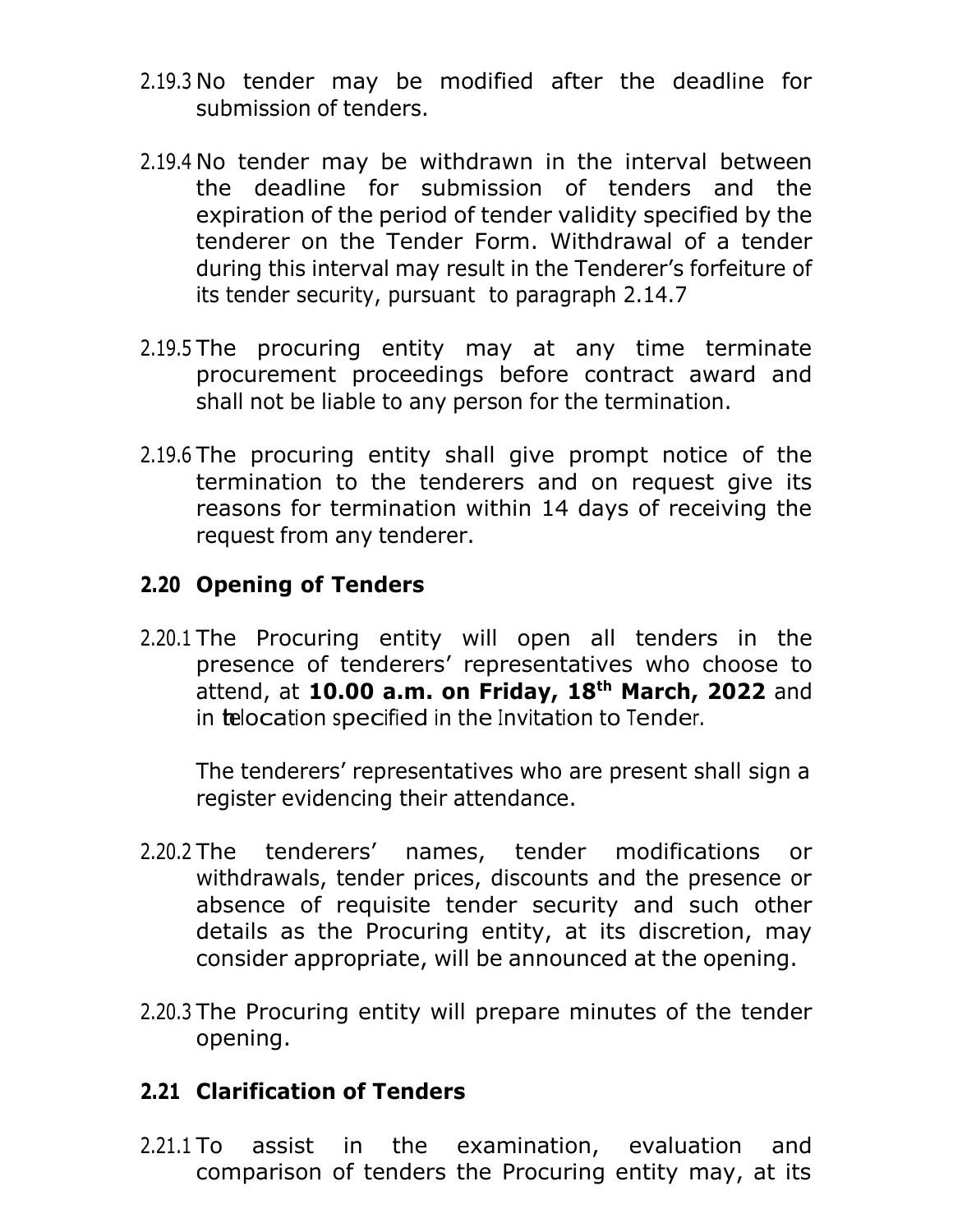2.19.3 No tender may be modified after the deadline for submission of tenders.

2.19.4 No tender may be withdrawn in the interval between the deadline for submission of tenders and the expiration of the period of tender validity specified by the tenderer on the Tender Form. Withdrawal of a tender during this interval may result in the Tenderer's forfeiture of its tender security, pursuant to paragraph 2.14.7

2.19.5 The procuring entity may at any time terminate procurement proceedings before contract award and shall not be liable to any person for the termination.

2.19.6 The procuring entity shall give prompt notice of the termination to the tenderers and on request give its reasons for termination within 14 days of receiving the request from any tenderer.

## 2.20 Opening of Tenders

2.20.1 The Procuring entity will open all tenders in the presence of tenderers' representatives who choose to attend, at **10.00 a.m. on Friday, 18th March, 2022** and in the location specified in the Invitation to Tender.

The tenderers' representatives who are present shall sign a register evidencing their attendance.

2.20.2 The tenderers' names, tender modifications or withdrawals, tender prices, discounts and the presence or absence of requisite tender security and such other details as the Procuring entity, at its discretion, may consider appropriate, will be announced at the opening.

2.20.3 The Procuring entity will prepare minutes of the tender opening.

## 2.21 Clarification of Tenders

2.21.1 To assist in the examination, evaluation and comparison of tenders the Procuring entity may, at its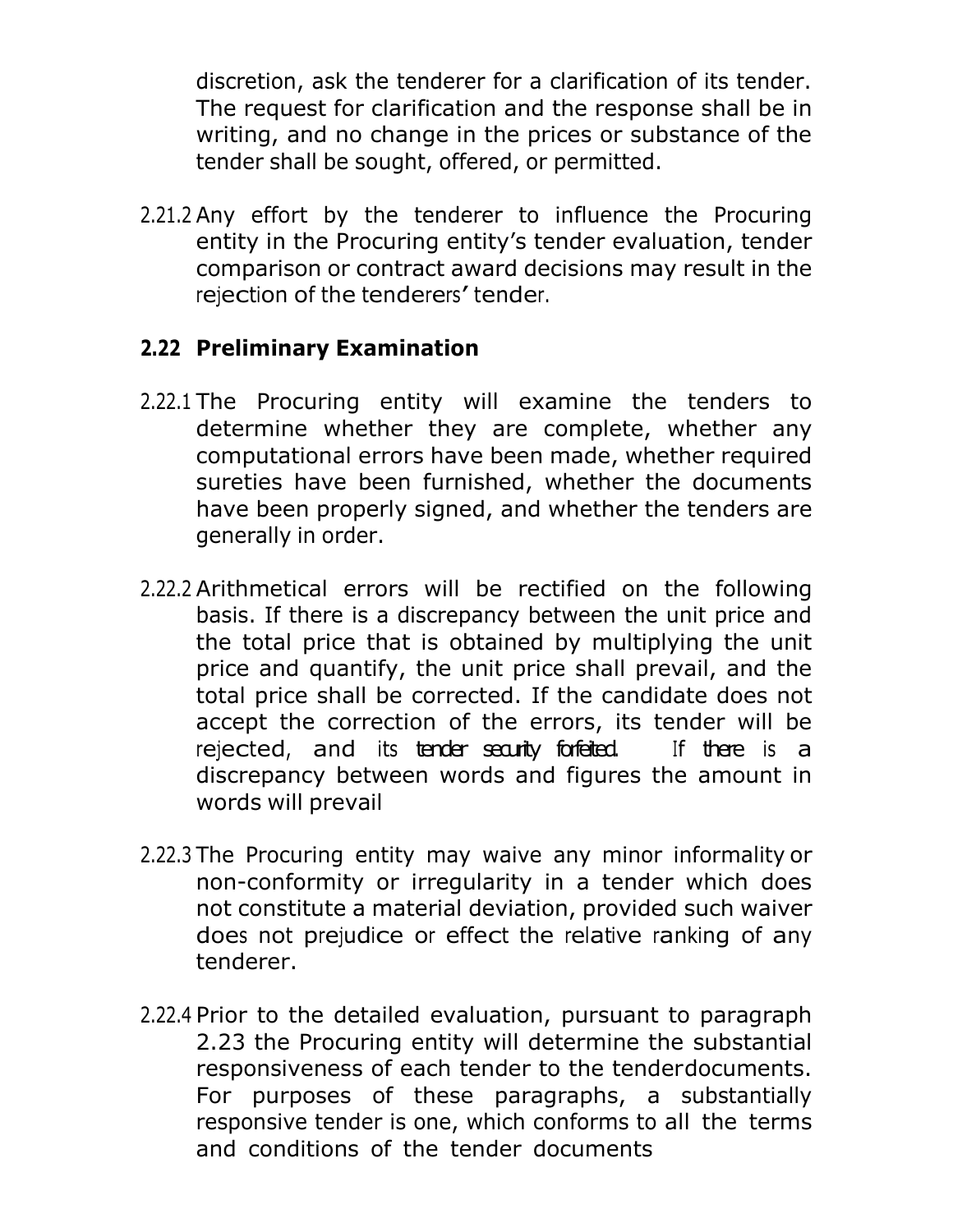discretion, ask the tenderer for a clarification of its tender. The request for clarification and the response shall be in writing, and no change in the prices or substance of the tender shall be sought, offered, or permitted.

2.21.2 Any effort by the tenderer to influence the Procuring entity in the Procuring entity's tender evaluation, tender comparison or contract award decisions may result in the rejection of the tenderers' tender.

## 2.22 Preliminary Examination

2.22.1 The Procuring entity will examine the tenders to determine whether they are complete, whether any computational errors have been made, whether required sureties have been furnished, whether the documents have been properly signed, and whether the tenders are generally in order.

2.22.2 Arithmetical errors will be rectified on the following basis. If there is a discrepancy between the unit price and the total price that is obtained by multiplying the unit price and quantify, the unit price shall prevail, and the total price shall be corrected. If the candidate does not accept the correction of the errors, its tender will be rejected, and its tender security forfeited. If there is a discrepancy between words and figures the amount in words will prevail

2.22.3 The Procuring entity may waive any minor informality or non-conformity or irregularity in a tender which does not constitute a material deviation, provided such waiver does not prejudice or effect the relative ranking of any tenderer.

2.22.4 Prior to the detailed evaluation, pursuant to paragraph 2.23 the Procuring entity will determine the substantial responsiveness of each tender to the tenderdocuments. For purposes of these paragraphs, a substantially responsive tender is one, which conforms to all the terms and conditions of the tender documents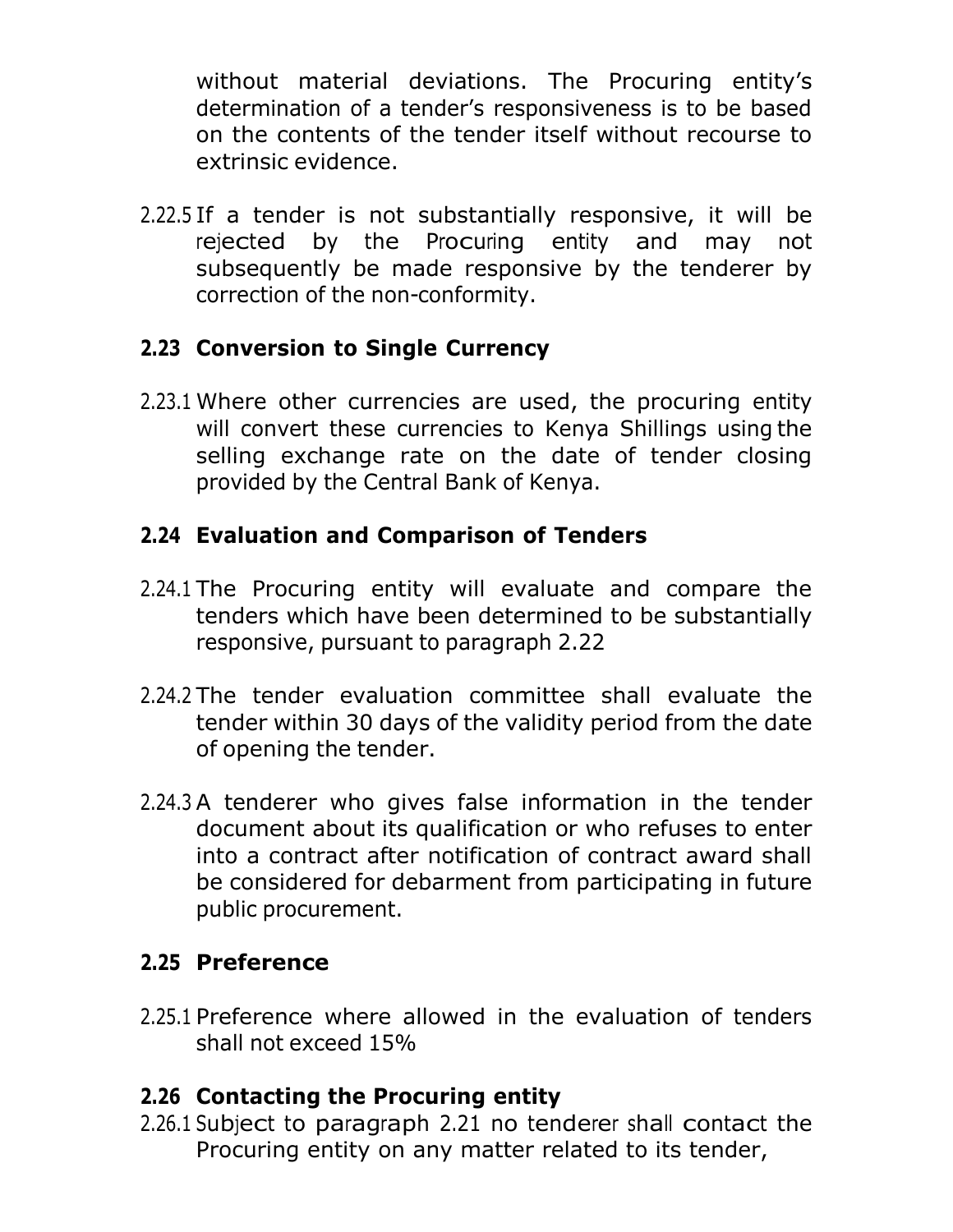without material deviations. The Procuring entity's determination of a tender's responsiveness is to be based on the contents of the tender itself without recourse to extrinsic evidence.

2.22.5 If a tender is not substantially responsive, it will be rejected by the Procuring entity and may not subsequently be made responsive by the tenderer by correction of the non-conformity.

## 2.23 Conversion to Single Currency

2.23.1 Where other currencies are used, the procuring entity will convert these currencies to Kenya Shillings using the selling exchange rate on the date of tender closing provided by the Central Bank of Kenya.

## 2.24 Evaluation and Comparison of Tenders

2.24.1 The Procuring entity will evaluate and compare the tenders which have been determined to be substantially responsive, pursuant to paragraph 2.22

2.24.2 The tender evaluation committee shall evaluate the tender within 30 days of the validity period from the date of opening the tender.

2.24.3 A tenderer who gives false information in the tender document about its qualification or who refuses to enter into a contract after notification of contract award shall be considered for debarment from participating in future public procurement.

## 2.25 Preference

2.25.1 Preference where allowed in the evaluation of tenders shall not exceed 15%

## 2.26 Contacting the Procuring entity

2.26.1 Subject to paragraph 2.21 no tenderer shall contact the Procuring entity on any matter related to its tender,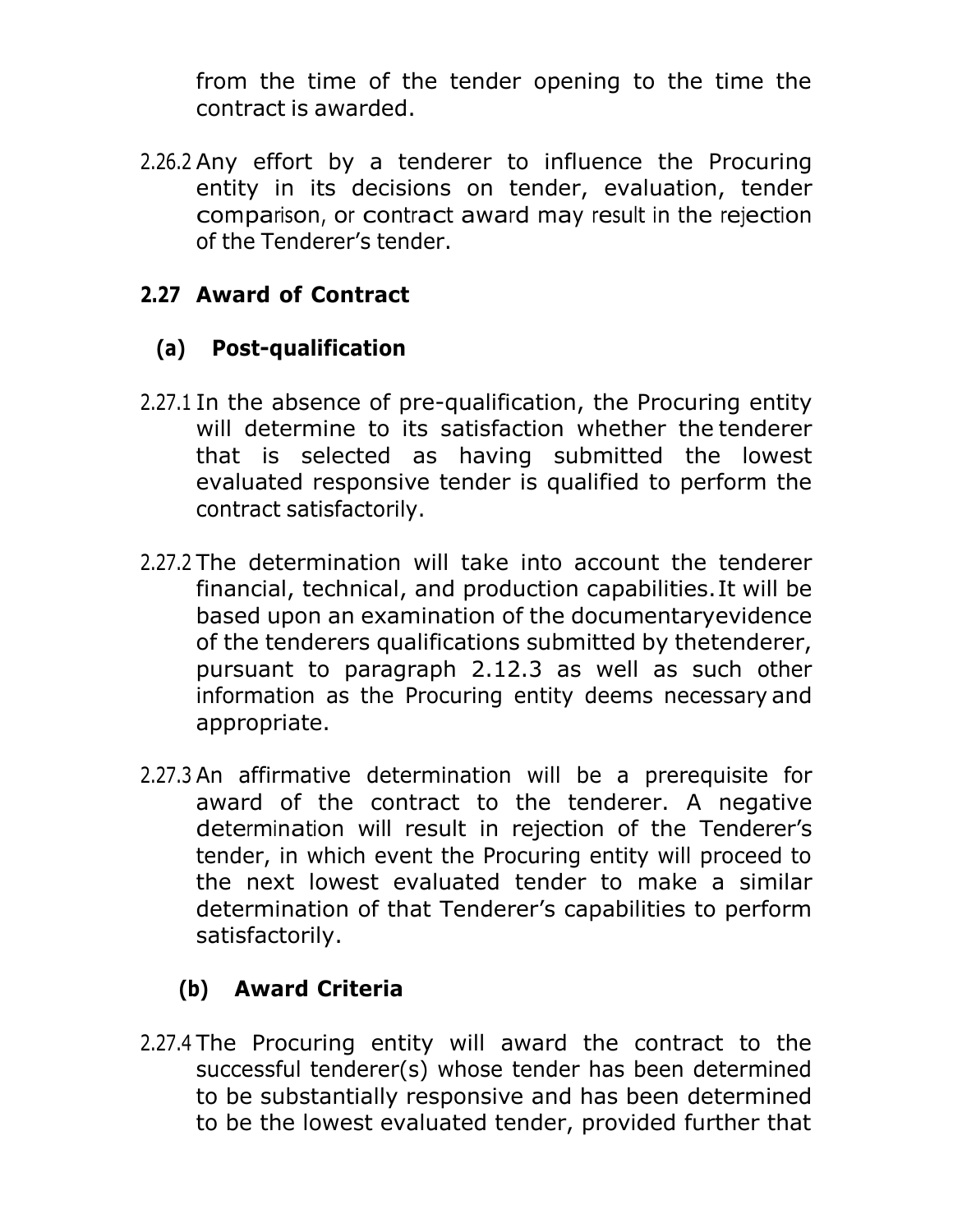from the time of the tender opening to the time the contract is awarded.

2.26.2 Any effort by a tenderer to influence the Procuring entity in its decisions on tender, evaluation, tender comparison, or contract award may result in the rejection of the Tenderer's tender.

## 2.27 Award of Contract

### (a) Post-qualification

2.27.1 In the absence of pre-qualification, the Procuring entity will determine to its satisfaction whether the tenderer that is selected as having submitted the lowest evaluated responsive tender is qualified to perform the contract satisfactorily.

2.27.2 The determination will take into account the tenderer financial, technical, and production capabilities. It will be based upon an examination of the documentary evidence of the tenderers qualifications submitted by the tenderer, pursuant to paragraph 2.12.3 as well as such other information as the Procuring entity deems necessary and appropriate.

2.27.3 An affirmative determination will be a prerequisite for award of the contract to the tenderer. A negative determination will result in rejection of the Tenderer's tender, in which event the Procuring entity will proceed to the next lowest evaluated tender to make a similar determination of that Tenderer's capabilities to perform satisfactorily.

### (b) Award Criteria

2.27.4 The Procuring entity will award the contract to the successful tenderer(s) whose tender has been determined to be substantially responsive and has been determined to be the lowest evaluated tender, provided further that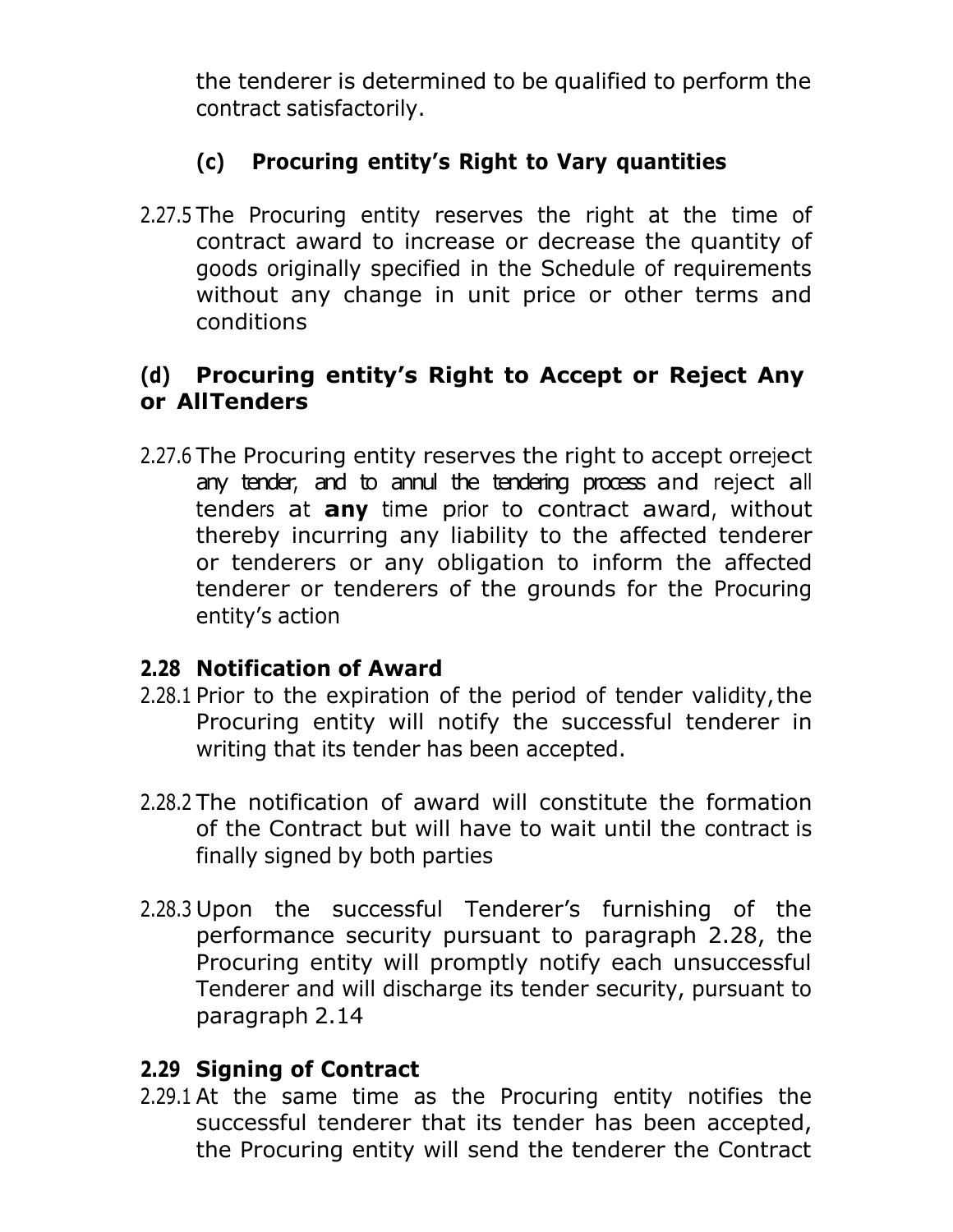the tenderer is determined to be qualified to perform the contract satisfactorily.

### (c) Procuring entity's Right to Vary quantities

2.27.5 The Procuring entity reserves the right at the time of contract award to increase or decrease the quantity of goods originally specified in the Schedule of requirements without any change in unit price or other terms and conditions

### (d) Procuring entity's Right to Accept or Reject Any or AllTenders

2.27.6 The Procuring entity reserves the right to accept orreject any tender, and to annul the tendering process and reject all tenders at **any** time prior to contract award, without thereby incurring any liability to the affected tenderer or tenderers or any obligation to inform the affected tenderer or tenderers of the grounds for the Procuring entity's action

## 2.28 Notification of Award

2.28.1 Prior to the expiration of the period of tender validity, the Procuring entity will notify the successful tenderer in writing that its tender has been accepted.

2.28.2 The notification of award will constitute the formation of the Contract but will have to wait until the contract is finally signed by both parties

2.28.3 Upon the successful Tenderer's furnishing of the performance security pursuant to paragraph 2.28, the Procuring entity will promptly notify each unsuccessful Tenderer and will discharge its tender security, pursuant to paragraph 2.14

## 2.29 Signing of Contract

2.29.1 At the same time as the Procuring entity notifies the successful tenderer that its tender has been accepted, the Procuring entity will send the tenderer the Contract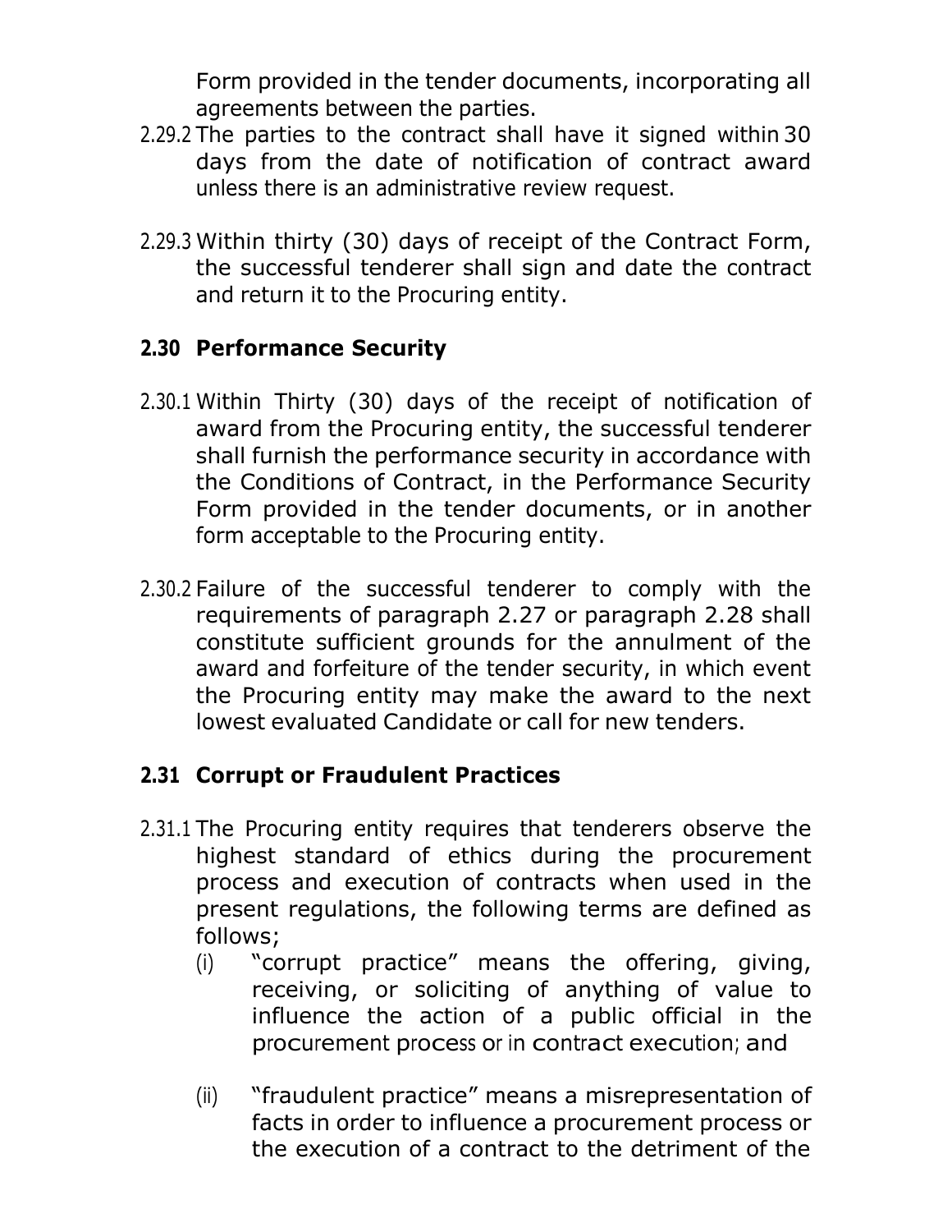Form provided in the tender documents, incorporating all agreements between the parties.

2.29.2 The parties to the contract shall have it signed within 30 days from the date of notification of contract award unless there is an administrative review request.

2.29.3 Within thirty (30) days of receipt of the Contract Form, the successful tenderer shall sign and date the contract and return it to the Procuring entity.

## 2.30 Performance Security

2.30.1 Within Thirty (30) days of the receipt of notification of award from the Procuring entity, the successful tenderer shall furnish the performance security in accordance with the Conditions of Contract, in the Performance Security Form provided in the tender documents, or in another form acceptable to the Procuring entity.

2.30.2 Failure of the successful tenderer to comply with the requirements of paragraph 2.27 or paragraph 2.28 shall constitute sufficient grounds for the annulment of the award and forfeiture of the tender security, in which event the Procuring entity may make the award to the next lowest evaluated Candidate or call for new tenders.

## 2.31 Corrupt or Fraudulent Practices

2.31.1 The Procuring entity requires that tenderers observe the highest standard of ethics during the procurement process and execution of contracts when used in the present regulations, the following terms are defined as follows;

(i) "corrupt practice" means the offering, giving, receiving, or soliciting of anything of value to influence the action of a public official in the procurement process or in contract execution; and

(ii) "fraudulent practice" means a misrepresentation of facts in order to influence a procurement process or the execution of a contract to the detriment of the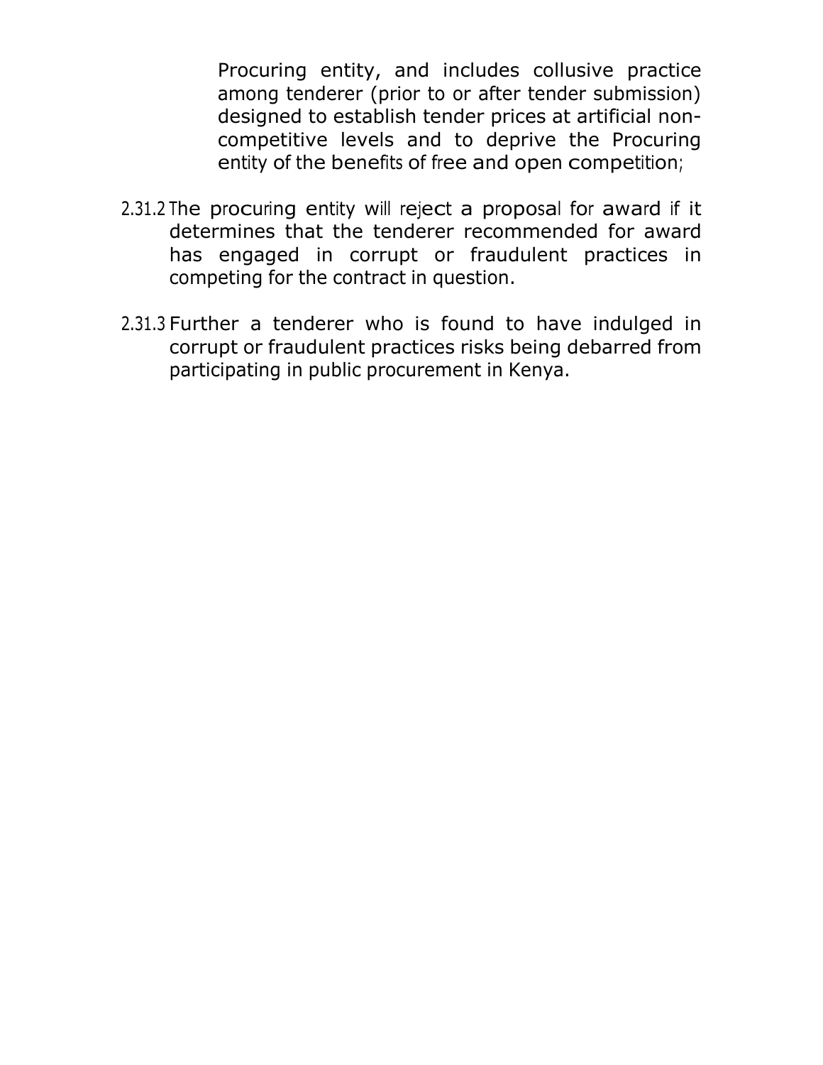Procuring entity, and includes collusive practice among tenderer (prior to or after tender submission) designed to establish tender prices at artificial non-competitive levels and to deprive the Procuring entity of the benefits of free and open competition;

2.31.2 The procuring entity will reject a proposal for award if it determines that the tenderer recommended for award has engaged in corrupt or fraudulent practices in competing for the contract in question.

2.31.3 Further a tenderer who is found to have indulged in corrupt or fraudulent practices risks being debarred from participating in public procurement in Kenya.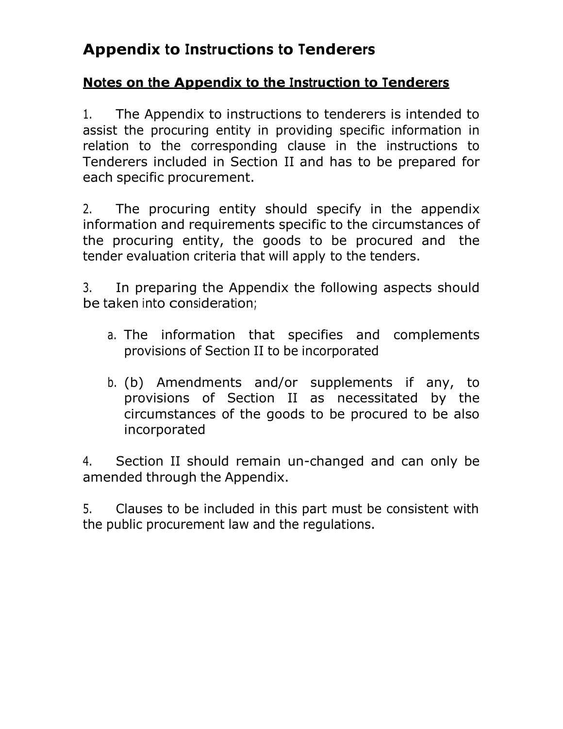# Appendix to Instructions to Tenderers

## Notes on the Appendix to the Instruction to Tenderers

1. The Appendix to instructions to tenderers is intended to assist the procuring entity in providing specific information in relation to the corresponding clause in the instructions to Tenderers included in Section II and has to be prepared for each specific procurement.

2. The procuring entity should specify in the appendix information and requirements specific to the circumstances of the procuring entity, the goods to be procured and the tender evaluation criteria that will apply to the tenders.

3. In preparing the Appendix the following aspects should be taken into consideration;

   a. The information that specifies and complements provisions of Section II to be incorporated

   b. (b) Amendments and/or supplements if any, to provisions of Section II as necessitated by the circumstances of the goods to be procured to be also incorporated

4. Section II should remain un-changed and can only be amended through the Appendix.

5. Clauses to be included in this part must be consistent with the public procurement law and the regulations.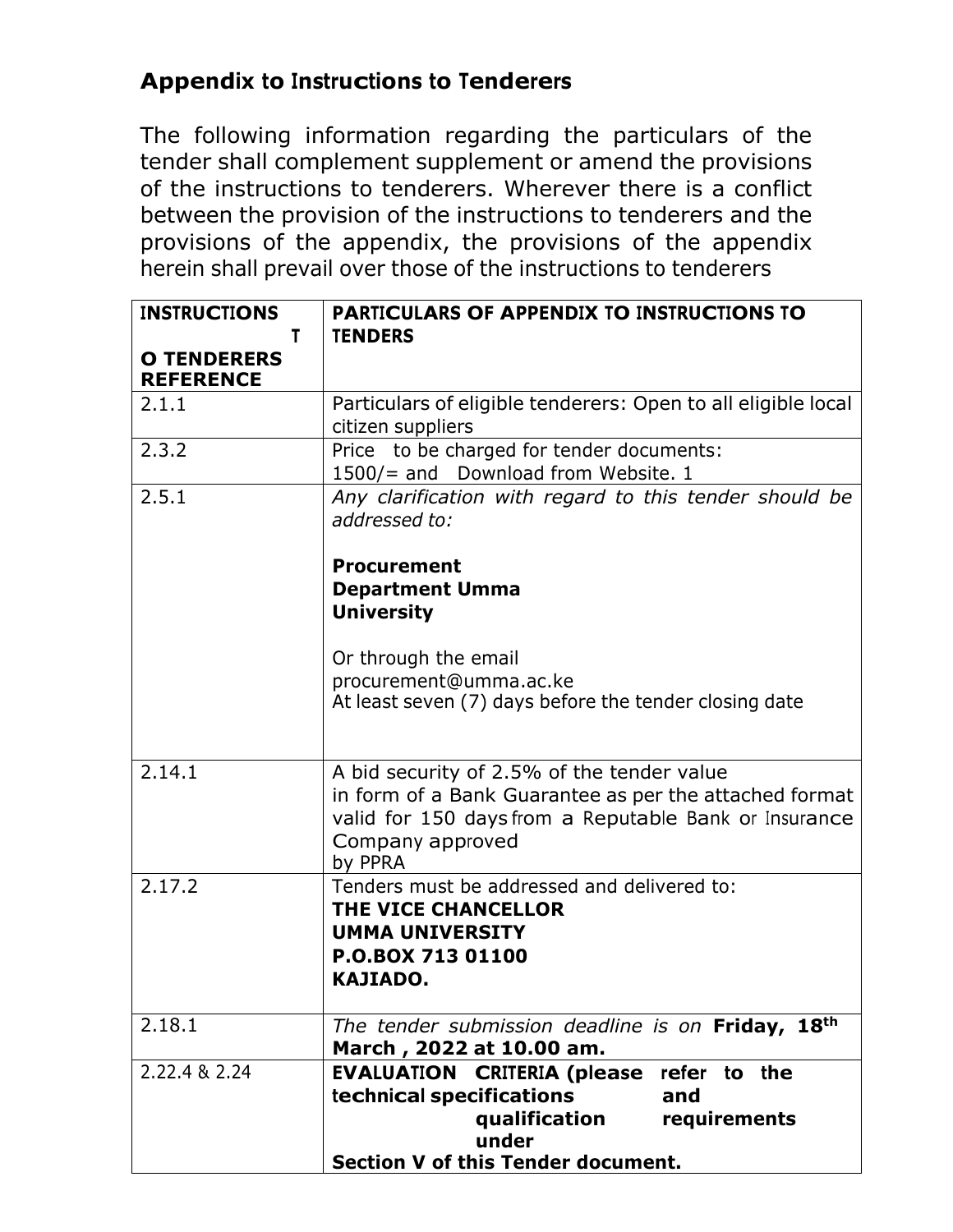## Appendix to Instructions to Tenderers

The following information regarding the particulars of the tender shall complement supplement or amend the provisions of the instructions to tenderers. Wherever there is a conflict between the provision of the instructions to tenderers and the provisions of the appendix, the provisions of the appendix herein shall prevail over those of the instructions to tenderers

| **INSTRUCTIONS TO TENDERERS REFERENCE** | **PARTICULARS OF APPENDIX TO INSTRUCTIONS TO TENDERS** |
|---|---|
| 2.1.1 | Particulars of eligible tenderers: Open to all eligible local citizen suppliers |
| 2.3.2 | Price to be charged for tender documents: 1500/= and Download from Website. 1 |
| 2.5.1 | *Any clarification with regard to this tender should be addressed to:* <br><br> **Procurement Department Umma University** <br><br> Or through the email procurement@umma.ac.ke <br> At least seven (7) days before the tender closing date |
| 2.14.1 | A bid security of 2.5% of the tender value in form of a Bank Guarantee as per the attached format valid for 150 days from a Reputable Bank or Insurance Company approved by PPRA |
| 2.17.2 | Tenders must be addressed and delivered to: <br> **THE VICE CHANCELLOR** <br> **UMMA UNIVERSITY** <br> **P.O.BOX 713 01100** <br> **KAJIADO.** |
| 2.18.1 | *The tender submission deadline is on* **Friday, 18th March , 2022 at 10.00 am.** |
| 2.22.4 & 2.24 | **EVALUATION CRITERIA (please refer to the technical specifications and qualification requirements under Section V of this Tender document.** |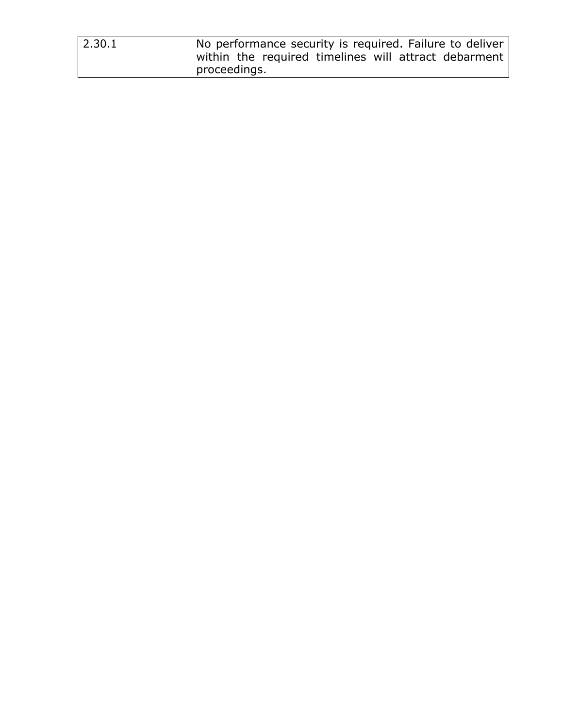| | |
|---|---|
| 2.30.1 | No performance security is required. Failure to deliver within the required timelines will attract debarment proceedings. |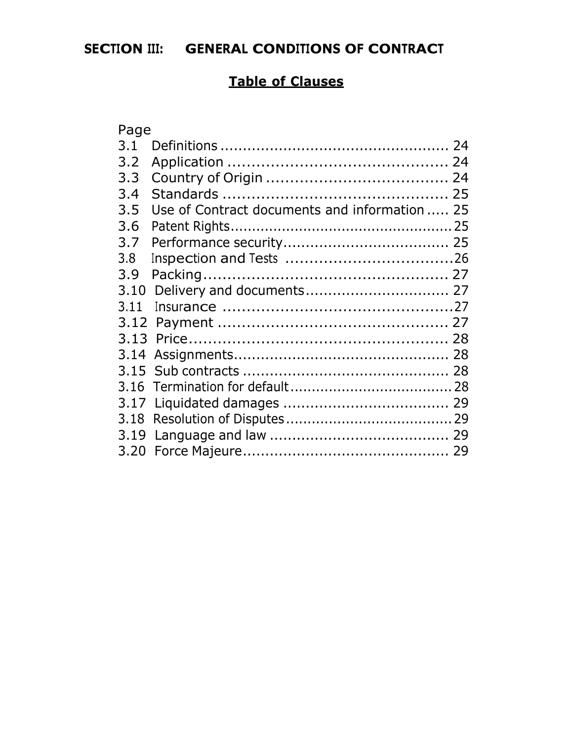## SECTION III: GENERAL CONDITIONS OF CONTRACT

### Table of Clauses

| | | Page |
|---|---|---|
| 3.1 | Definitions | 24 |
| 3.2 | Application | 24 |
| 3.3 | Country of Origin | 24 |
| 3.4 | Standards | 25 |
| 3.5 | Use of Contract documents and information | 25 |
| 3.6 | Patent Rights | 25 |
| 3.7 | Performance security | 25 |
| 3.8 | Inspection and Tests | 26 |
| 3.9 | Packing | 27 |
| 3.10 | Delivery and documents | 27 |
| 3.11 | Insurance | 27 |
| 3.12 | Payment | 27 |
| 3.13 | Price | 28 |
| 3.14 | Assignments | 28 |
| 3.15 | Sub contracts | 28 |
| 3.16 | Termination for default | 28 |
| 3.17 | Liquidated damages | 29 |
| 3.18 | Resolution of Disputes | 29 |
| 3.19 | Language and law | 29 |
| 3.20 | Force Majeure | 29 |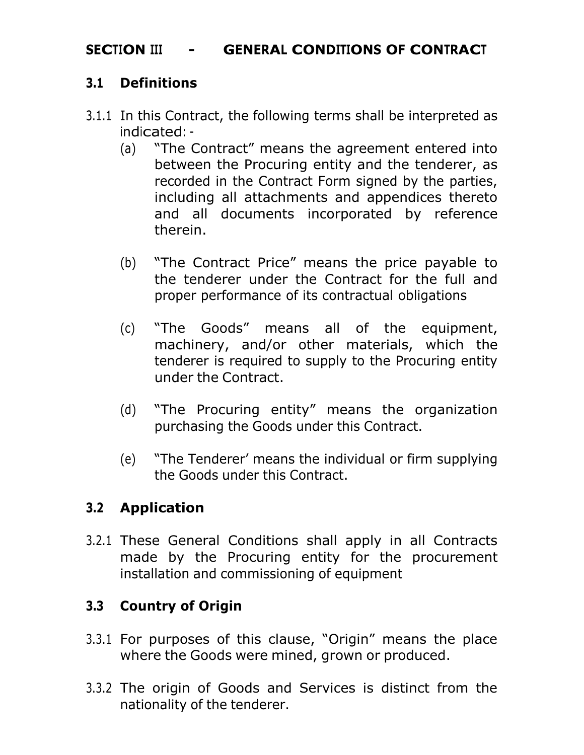## SECTION III - GENERAL CONDITIONS OF CONTRACT

### 3.1 Definitions

3.1.1 In this Contract, the following terms shall be interpreted as indicated: -

(a) "The Contract" means the agreement entered into between the Procuring entity and the tenderer, as recorded in the Contract Form signed by the parties, including all attachments and appendices thereto and all documents incorporated by reference therein.

(b) "The Contract Price" means the price payable to the tenderer under the Contract for the full and proper performance of its contractual obligations

(c) "The Goods" means all of the equipment, machinery, and/or other materials, which the tenderer is required to supply to the Procuring entity under the Contract.

(d) "The Procuring entity" means the organization purchasing the Goods under this Contract.

(e) "The Tenderer' means the individual or firm supplying the Goods under this Contract.

### 3.2 Application

3.2.1 These General Conditions shall apply in all Contracts made by the Procuring entity for the procurement installation and commissioning of equipment

### 3.3 Country of Origin

3.3.1 For purposes of this clause, "Origin" means the place where the Goods were mined, grown or produced.

3.3.2 The origin of Goods and Services is distinct from the nationality of the tenderer.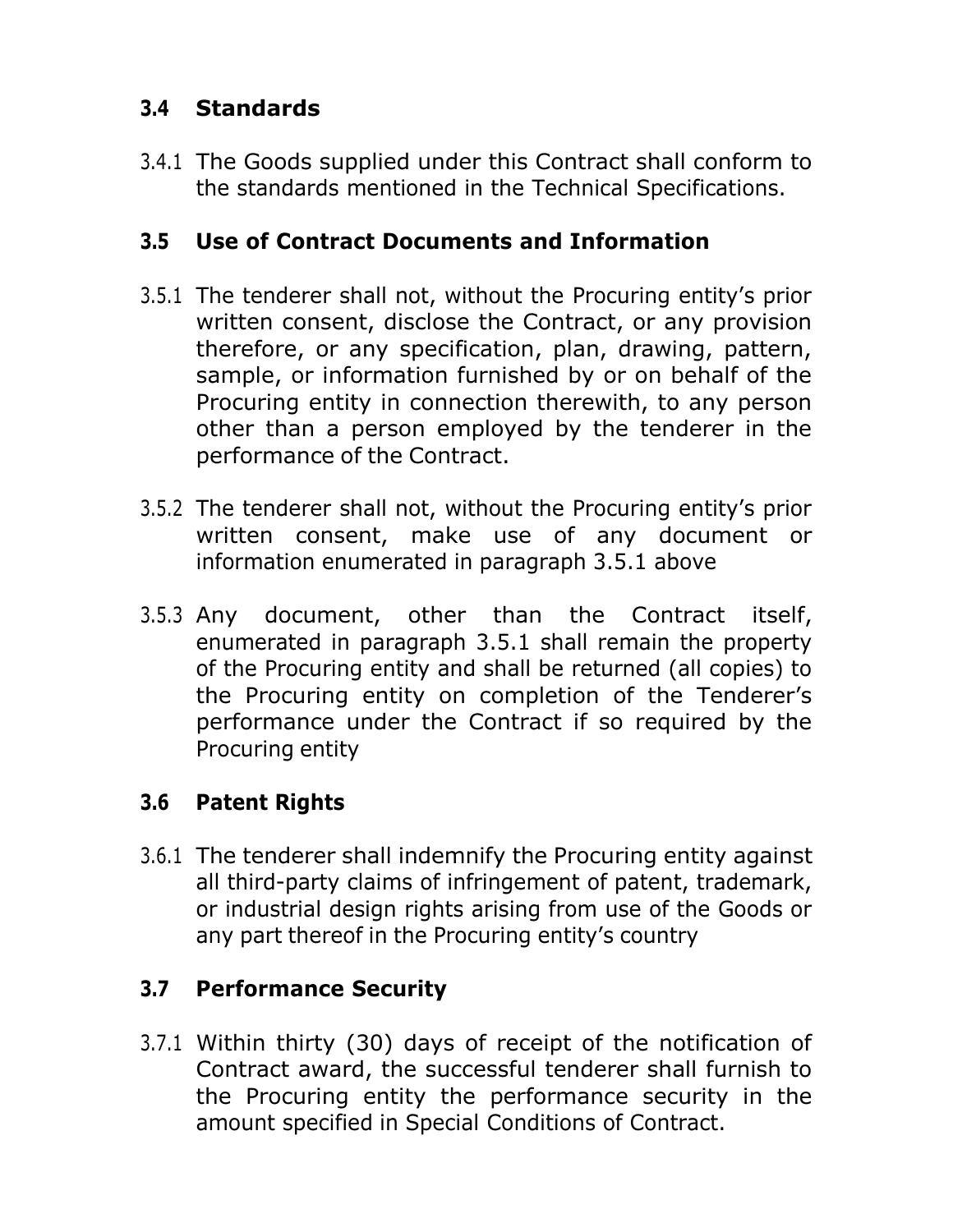## 3.4 Standards

3.4.1 The Goods supplied under this Contract shall conform to the standards mentioned in the Technical Specifications.

## 3.5 Use of Contract Documents and Information

3.5.1 The tenderer shall not, without the Procuring entity's prior written consent, disclose the Contract, or any provision therefore, or any specification, plan, drawing, pattern, sample, or information furnished by or on behalf of the Procuring entity in connection therewith, to any person other than a person employed by the tenderer in the performance of the Contract.

3.5.2 The tenderer shall not, without the Procuring entity's prior written consent, make use of any document or information enumerated in paragraph 3.5.1 above

3.5.3 Any document, other than the Contract itself, enumerated in paragraph 3.5.1 shall remain the property of the Procuring entity and shall be returned (all copies) to the Procuring entity on completion of the Tenderer's performance under the Contract if so required by the Procuring entity

## 3.6 Patent Rights

3.6.1 The tenderer shall indemnify the Procuring entity against all third-party claims of infringement of patent, trademark, or industrial design rights arising from use of the Goods or any part thereof in the Procuring entity's country

## 3.7 Performance Security

3.7.1 Within thirty (30) days of receipt of the notification of Contract award, the successful tenderer shall furnish to the Procuring entity the performance security in the amount specified in Special Conditions of Contract.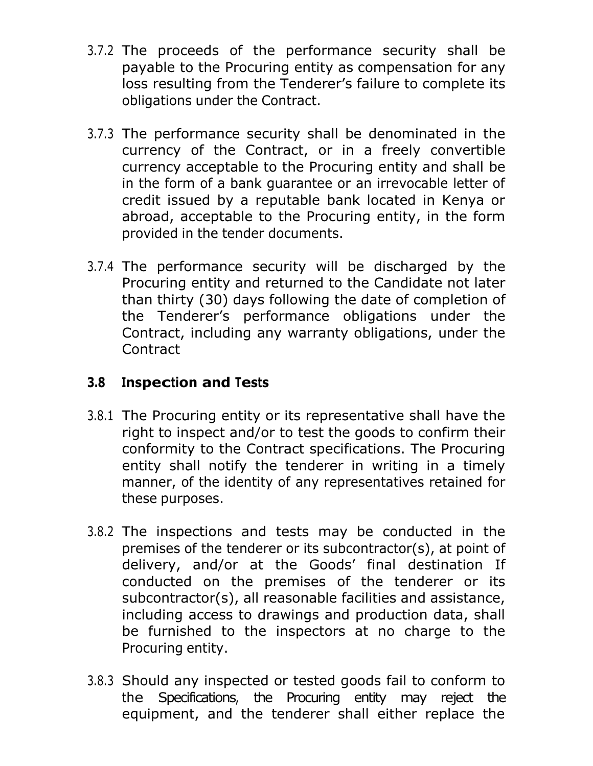3.7.2 The proceeds of the performance security shall be payable to the Procuring entity as compensation for any loss resulting from the Tenderer's failure to complete its obligations under the Contract.

3.7.3 The performance security shall be denominated in the currency of the Contract, or in a freely convertible currency acceptable to the Procuring entity and shall be in the form of a bank guarantee or an irrevocable letter of credit issued by a reputable bank located in Kenya or abroad, acceptable to the Procuring entity, in the form provided in the tender documents.

3.7.4 The performance security will be discharged by the Procuring entity and returned to the Candidate not later than thirty (30) days following the date of completion of the Tenderer's performance obligations under the Contract, including any warranty obligations, under the Contract

## 3.8 Inspection and Tests

3.8.1 The Procuring entity or its representative shall have the right to inspect and/or to test the goods to confirm their conformity to the Contract specifications. The Procuring entity shall notify the tenderer in writing in a timely manner, of the identity of any representatives retained for these purposes.

3.8.2 The inspections and tests may be conducted in the premises of the tenderer or its subcontractor(s), at point of delivery, and/or at the Goods' final destination If conducted on the premises of the tenderer or its subcontractor(s), all reasonable facilities and assistance, including access to drawings and production data, shall be furnished to the inspectors at no charge to the Procuring entity.

3.8.3 Should any inspected or tested goods fail to conform to the Specifications, the Procuring entity may reject the equipment, and the tenderer shall either replace the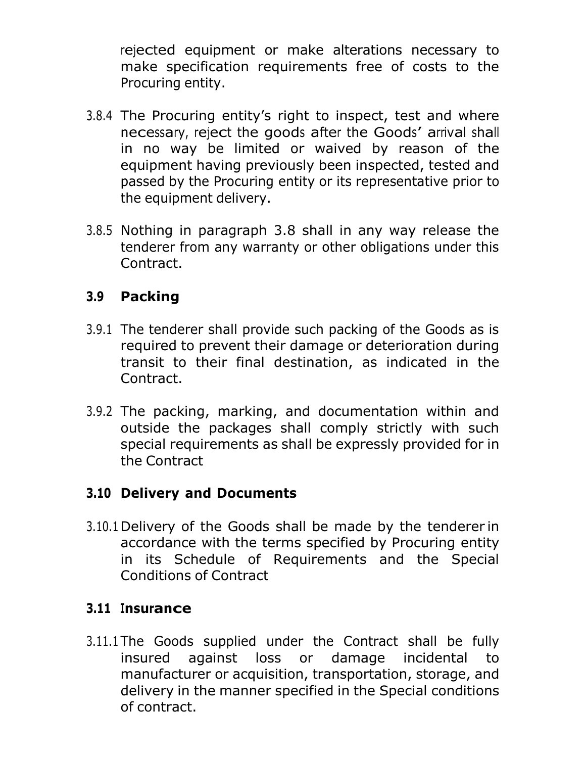rejected equipment or make alterations necessary to make specification requirements free of costs to the Procuring entity.

3.8.4 The Procuring entity's right to inspect, test and where necessary, reject the goods after the Goods' arrival shall in no way be limited or waived by reason of the equipment having previously been inspected, tested and passed by the Procuring entity or its representative prior to the equipment delivery.

3.8.5 Nothing in paragraph 3.8 shall in any way release the tenderer from any warranty or other obligations under this Contract.

## 3.9 Packing

3.9.1 The tenderer shall provide such packing of the Goods as is required to prevent their damage or deterioration during transit to their final destination, as indicated in the Contract.

3.9.2 The packing, marking, and documentation within and outside the packages shall comply strictly with such special requirements as shall be expressly provided for in the Contract

## 3.10 Delivery and Documents

3.10.1 Delivery of the Goods shall be made by the tenderer in accordance with the terms specified by Procuring entity in its Schedule of Requirements and the Special Conditions of Contract

## 3.11 Insurance

3.11.1 The Goods supplied under the Contract shall be fully insured against loss or damage incidental to manufacturer or acquisition, transportation, storage, and delivery in the manner specified in the Special conditions of contract.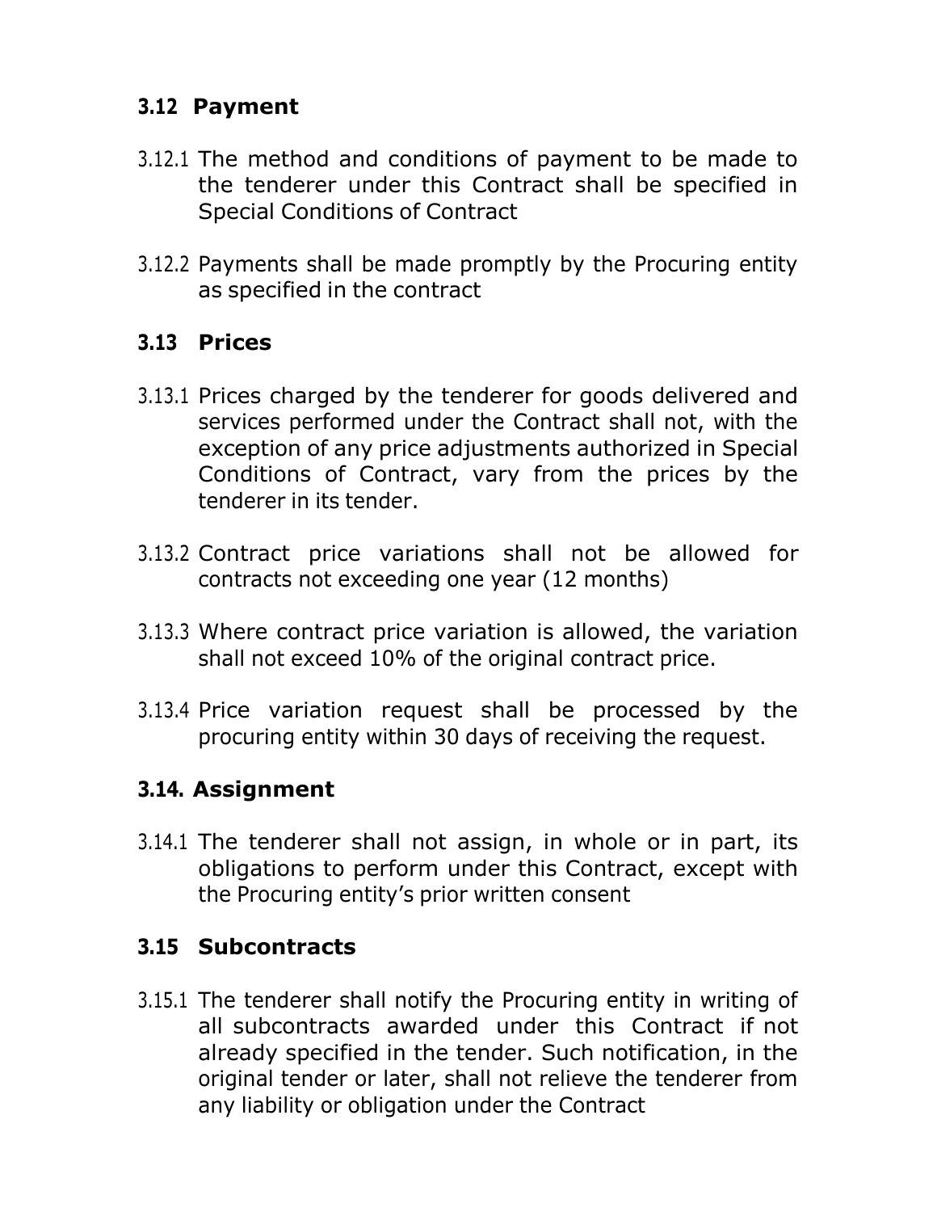### 3.12 Payment

3.12.1 The method and conditions of payment to be made to the tenderer under this Contract shall be specified in Special Conditions of Contract

3.12.2 Payments shall be made promptly by the Procuring entity as specified in the contract

### 3.13 Prices

3.13.1 Prices charged by the tenderer for goods delivered and services performed under the Contract shall not, with the exception of any price adjustments authorized in Special Conditions of Contract, vary from the prices by the tenderer in its tender.

3.13.2 Contract price variations shall not be allowed for contracts not exceeding one year (12 months)

3.13.3 Where contract price variation is allowed, the variation shall not exceed 10% of the original contract price.

3.13.4 Price variation request shall be processed by the procuring entity within 30 days of receiving the request.

### 3.14. Assignment

3.14.1 The tenderer shall not assign, in whole or in part, its obligations to perform under this Contract, except with the Procuring entity's prior written consent

### 3.15 Subcontracts

3.15.1 The tenderer shall notify the Procuring entity in writing of all subcontracts awarded under this Contract if not already specified in the tender. Such notification, in the original tender or later, shall not relieve the tenderer from any liability or obligation under the Contract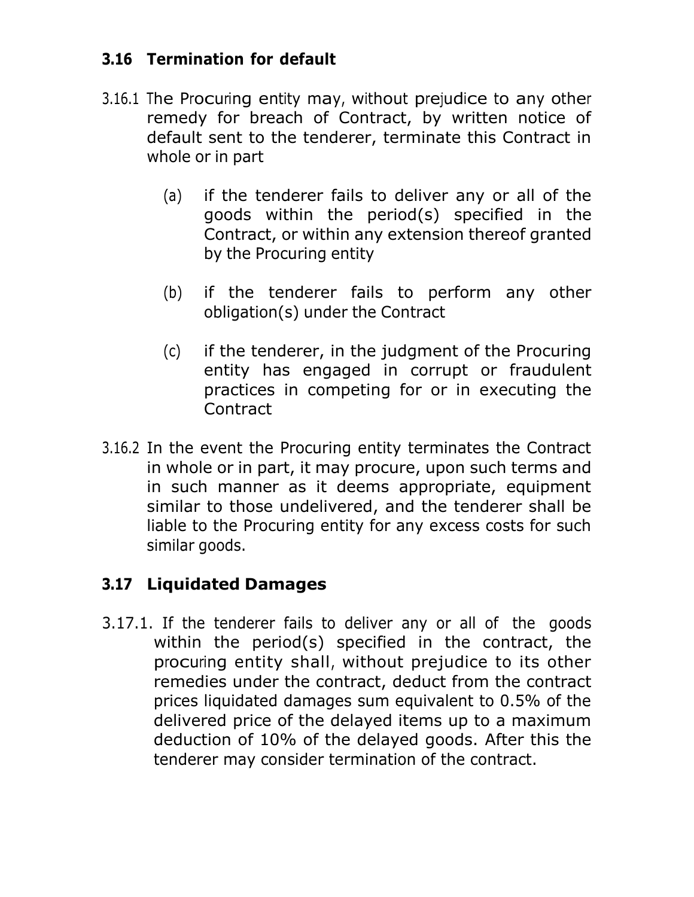### 3.16 Termination for default

3.16.1 The Procuring entity may, without prejudice to any other remedy for breach of Contract, by written notice of default sent to the tenderer, terminate this Contract in whole or in part

(a) if the tenderer fails to deliver any or all of the goods within the period(s) specified in the Contract, or within any extension thereof granted by the Procuring entity

(b) if the tenderer fails to perform any other obligation(s) under the Contract

(c) if the tenderer, in the judgment of the Procuring entity has engaged in corrupt or fraudulent practices in competing for or in executing the Contract

3.16.2 In the event the Procuring entity terminates the Contract in whole or in part, it may procure, upon such terms and in such manner as it deems appropriate, equipment similar to those undelivered, and the tenderer shall be liable to the Procuring entity for any excess costs for such similar goods.

### 3.17 Liquidated Damages

3.17.1. If the tenderer fails to deliver any or all of the goods within the period(s) specified in the contract, the procuring entity shall, without prejudice to its other remedies under the contract, deduct from the contract prices liquidated damages sum equivalent to 0.5% of the delivered price of the delayed items up to a maximum deduction of 10% of the delayed goods. After this the tenderer may consider termination of the contract.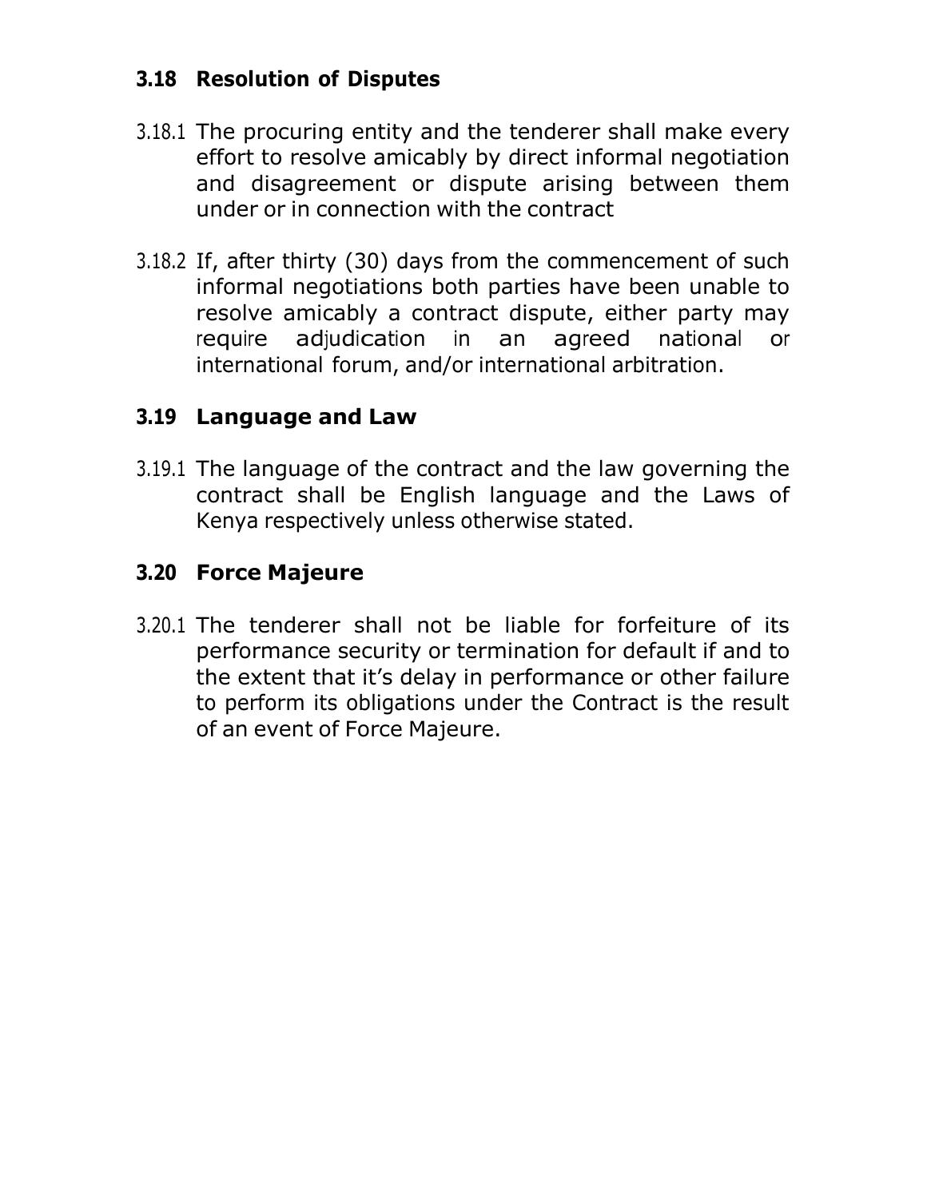### 3.18 Resolution of Disputes

3.18.1 The procuring entity and the tenderer shall make every effort to resolve amicably by direct informal negotiation and disagreement or dispute arising between them under or in connection with the contract

3.18.2 If, after thirty (30) days from the commencement of such informal negotiations both parties have been unable to resolve amicably a contract dispute, either party may require adjudication in an agreed national or international forum, and/or international arbitration.

### 3.19 Language and Law

3.19.1 The language of the contract and the law governing the contract shall be English language and the Laws of Kenya respectively unless otherwise stated.

### 3.20 Force Majeure

3.20.1 The tenderer shall not be liable for forfeiture of its performance security or termination for default if and to the extent that it's delay in performance or other failure to perform its obligations under the Contract is the result of an event of Force Majeure.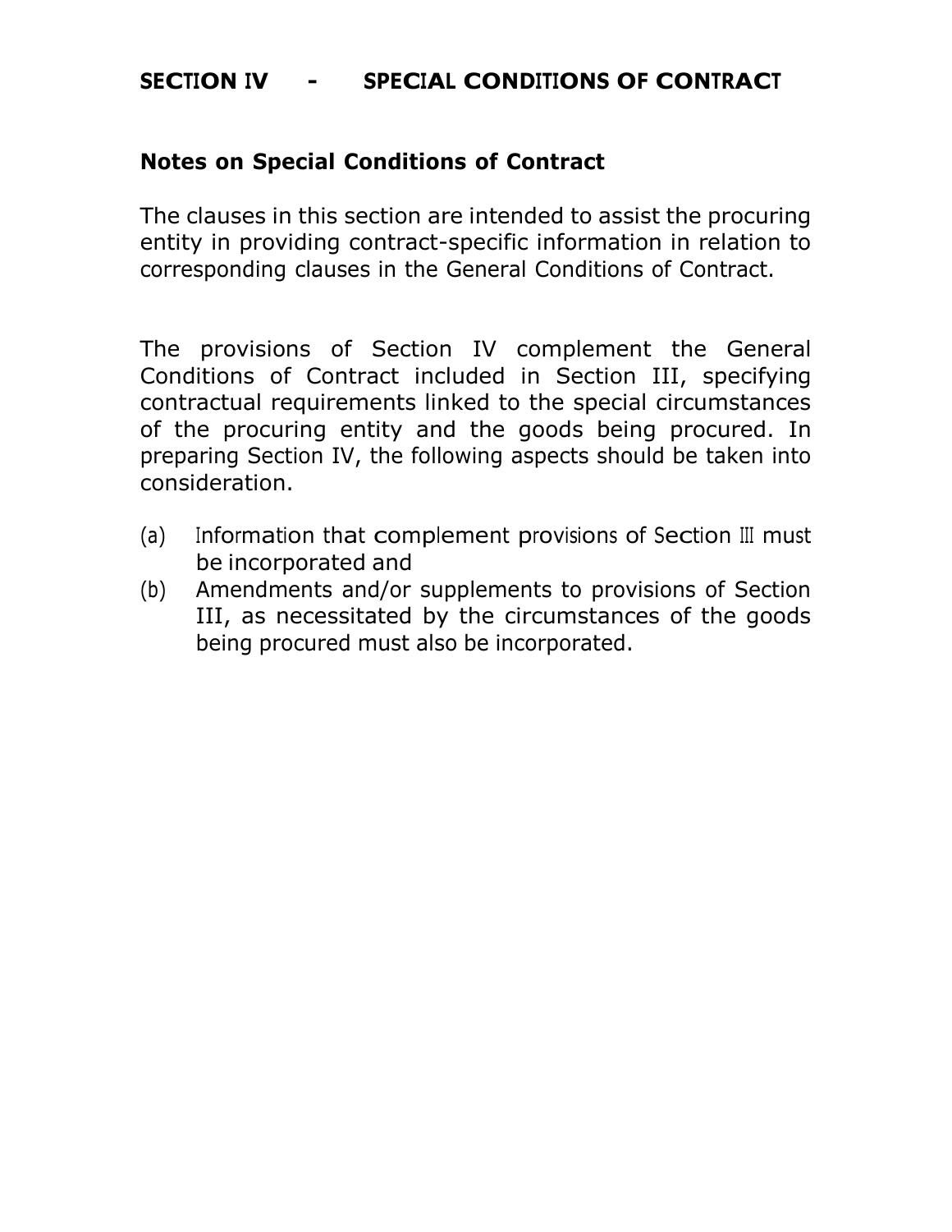## SECTION IV - SPECIAL CONDITIONS OF CONTRACT

### Notes on Special Conditions of Contract

The clauses in this section are intended to assist the procuring entity in providing contract-specific information in relation to corresponding clauses in the General Conditions of Contract.

The provisions of Section IV complement the General Conditions of Contract included in Section III, specifying contractual requirements linked to the special circumstances of the procuring entity and the goods being procured. In preparing Section IV, the following aspects should be taken into consideration.

(a) Information that complement provisions of Section III must be incorporated and

(b) Amendments and/or supplements to provisions of Section III, as necessitated by the circumstances of the goods being procured must also be incorporated.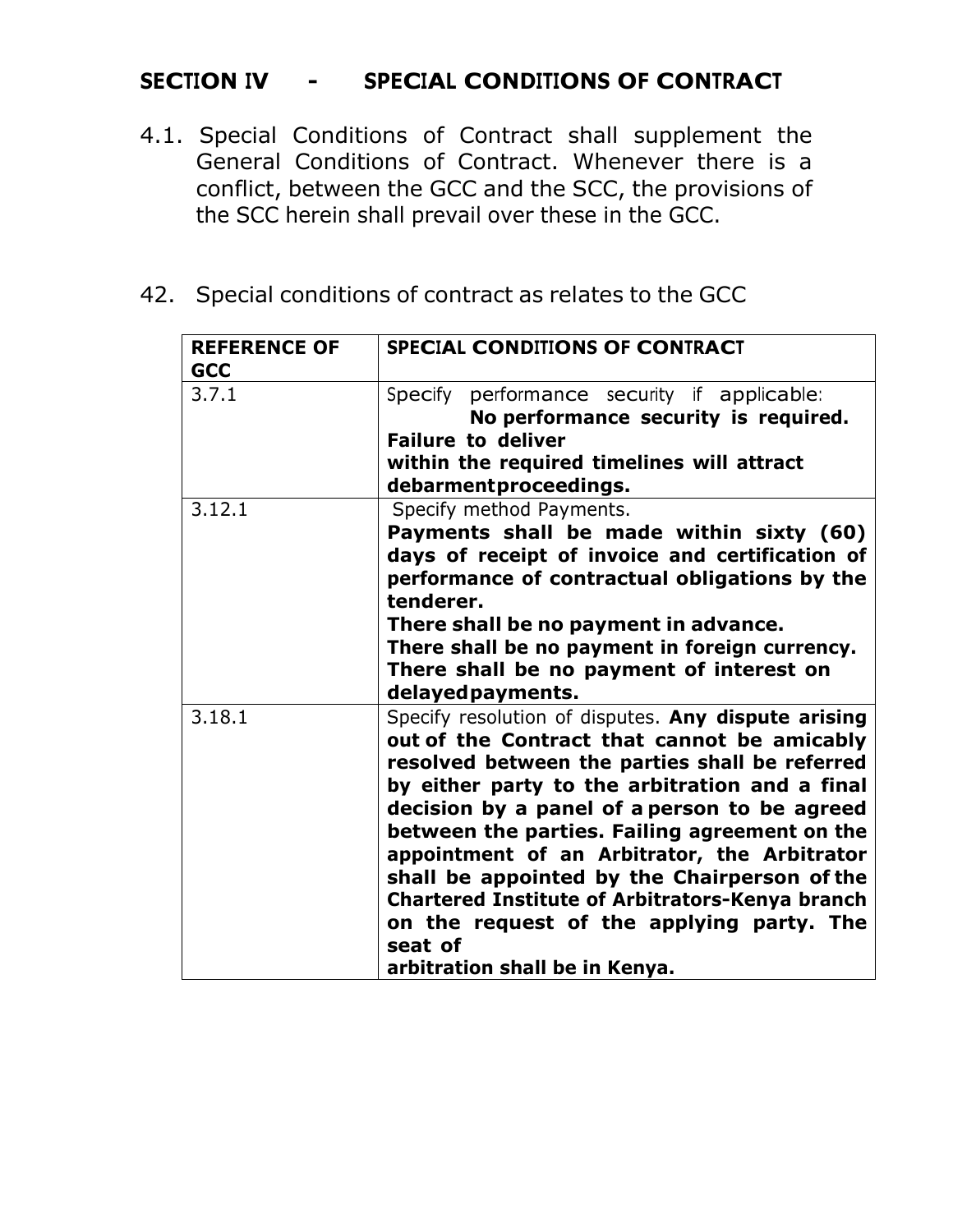## SECTION IV - SPECIAL CONDITIONS OF CONTRACT

4.1. Special Conditions of Contract shall supplement the General Conditions of Contract. Whenever there is a conflict, between the GCC and the SCC, the provisions of the SCC herein shall prevail over these in the GCC.

42. Special conditions of contract as relates to the GCC

| REFERENCE OF GCC | SPECIAL CONDITIONS OF CONTRACT |
|---|---|
| 3.7.1 | Specify performance security if applicable: **No performance security is required. Failure to deliver within the required timelines will attract debarmentproceedings.** |
| 3.12.1 | Specify method Payments. **Payments shall be made within sixty (60) days of receipt of invoice and certification of performance of contractual obligations by the tenderer. There shall be no payment in advance. There shall be no payment in foreign currency. There shall be no payment of interest on delayedpayments.** |
| 3.18.1 | Specify resolution of disputes. **Any dispute arising out of the Contract that cannot be amicably resolved between the parties shall be referred by either party to the arbitration and a final decision by a panel of a person to be agreed between the parties. Failing agreement on the appointment of an Arbitrator, the Arbitrator shall be appointed by the Chairperson of the Chartered Institute of Arbitrators-Kenya branch on the request of the applying party. The seat of arbitration shall be in Kenya.** |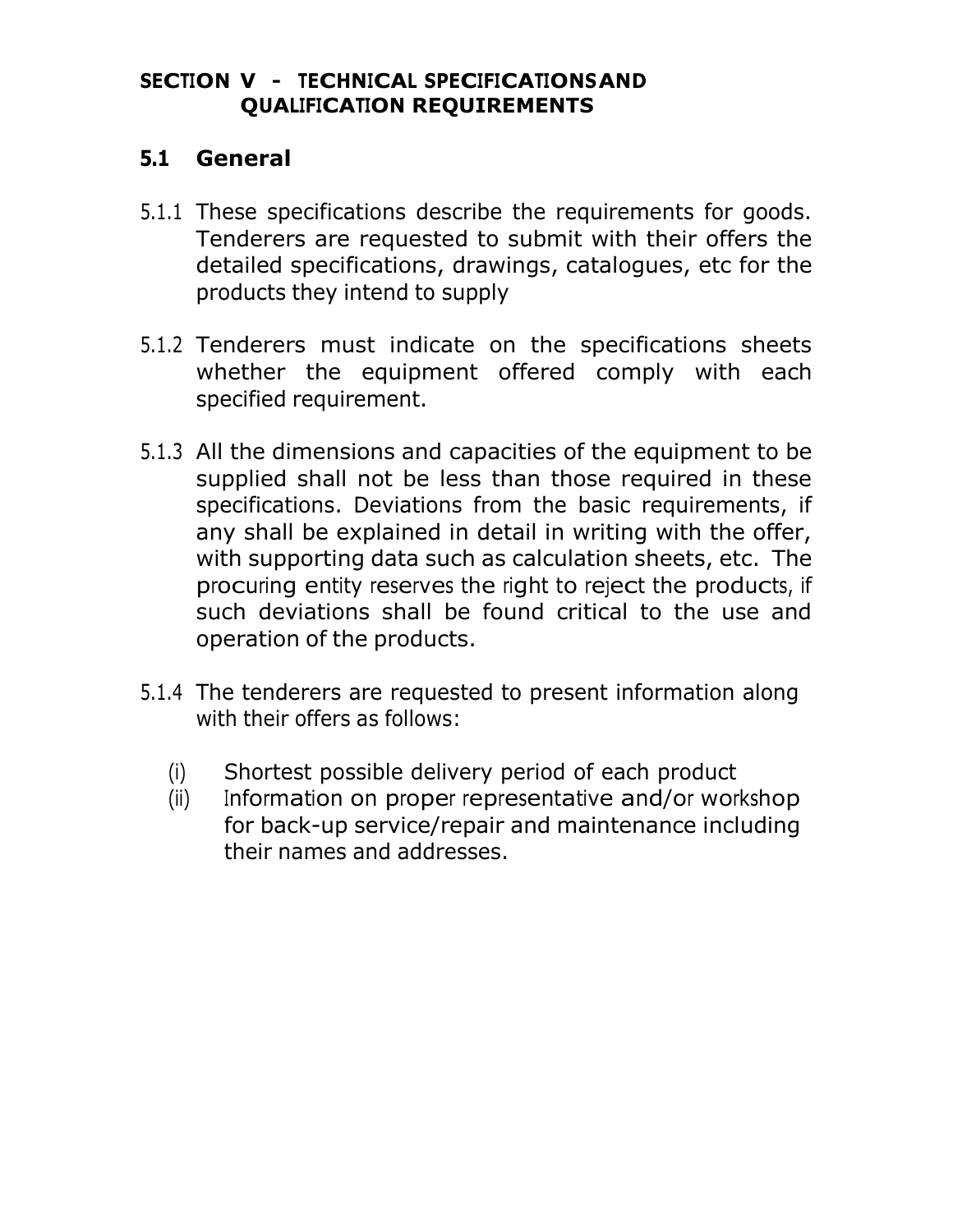## SECTION V - TECHNICAL SPECIFICATIONSAND QUALIFICATION REQUIREMENTS

### 5.1 General

5.1.1 These specifications describe the requirements for goods. Tenderers are requested to submit with their offers the detailed specifications, drawings, catalogues, etc for the products they intend to supply

5.1.2 Tenderers must indicate on the specifications sheets whether the equipment offered comply with each specified requirement.

5.1.3 All the dimensions and capacities of the equipment to be supplied shall not be less than those required in these specifications. Deviations from the basic requirements, if any shall be explained in detail in writing with the offer, with supporting data such as calculation sheets, etc. The procuring entity reserves the right to reject the products, if such deviations shall be found critical to the use and operation of the products.

5.1.4 The tenderers are requested to present information along with their offers as follows:

(i) Shortest possible delivery period of each product
(ii) Information on proper representative and/or workshop for back-up service/repair and maintenance including their names and addresses.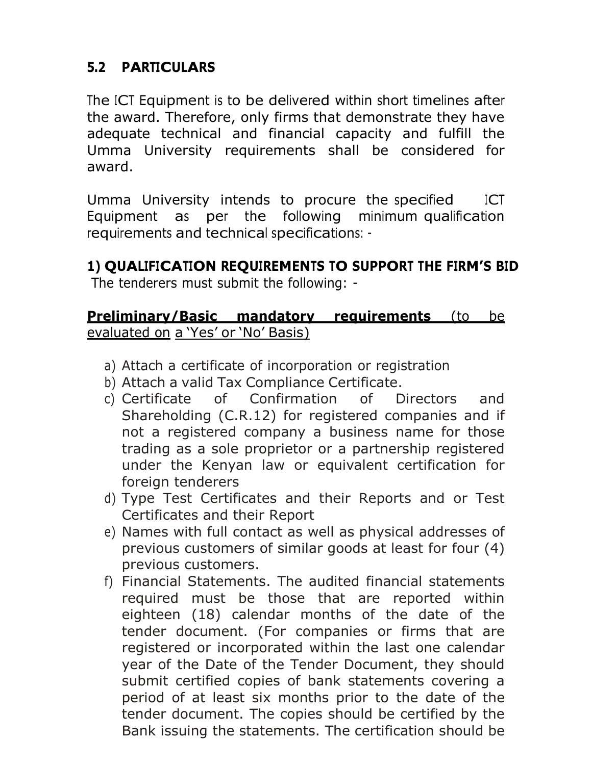## 5.2 PARTICULARS

The ICT Equipment is to be delivered within short timelines after the award. Therefore, only firms that demonstrate they have adequate technical and financial capacity and fulfill the Umma University requirements shall be considered for award.

Umma University intends to procure the specified ICT Equipment as per the following minimum qualification requirements and technical specifications: -

### 1) QUALIFICATION REQUIREMENTS TO SUPPORT THE FIRM'S BID

The tenderers must submit the following: -

**Preliminary/Basic mandatory requirements** (to be evaluated on a 'Yes' or 'No' Basis)

a) Attach a certificate of incorporation or registration
b) Attach a valid Tax Compliance Certificate.
c) Certificate of Confirmation of Directors and Shareholding (C.R.12) for registered companies and if not a registered company a business name for those trading as a sole proprietor or a partnership registered under the Kenyan law or equivalent certification for foreign tenderers
d) Type Test Certificates and their Reports and or Test Certificates and their Report
e) Names with full contact as well as physical addresses of previous customers of similar goods at least for four (4) previous customers.
f) Financial Statements. The audited financial statements required must be those that are reported within eighteen (18) calendar months of the date of the tender document. (For companies or firms that are registered or incorporated within the last one calendar year of the Date of the Tender Document, they should submit certified copies of bank statements covering a period of at least six months prior to the date of the tender document. The copies should be certified by the Bank issuing the statements. The certification should be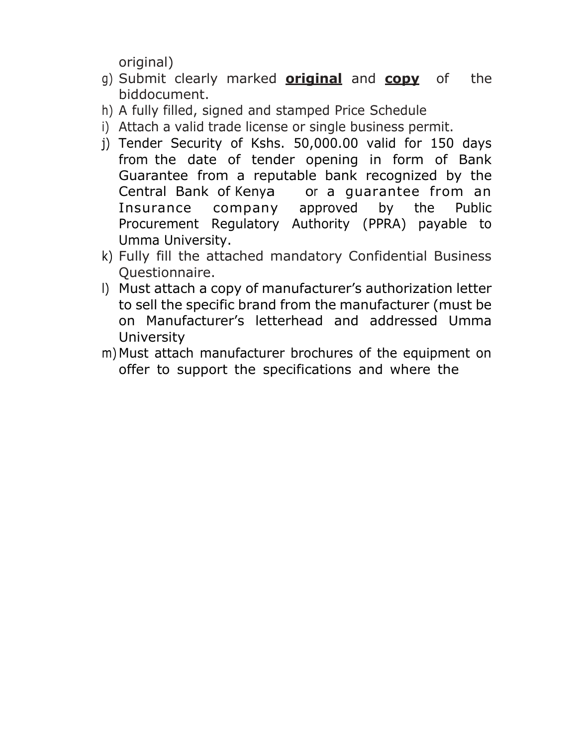original)

g) Submit clearly marked **original** and **copy** of the biddocument.
h) A fully filled, signed and stamped Price Schedule
i) Attach a valid trade license or single business permit.
j) Tender Security of Kshs. 50,000.00 valid for 150 days from the date of tender opening in form of Bank Guarantee from a reputable bank recognized by the Central Bank of Kenya or a guarantee from an Insurance company approved by the Public Procurement Regulatory Authority (PPRA) payable to Umma University.
k) Fully fill the attached mandatory Confidential Business Questionnaire.
l) Must attach a copy of manufacturer's authorization letter to sell the specific brand from the manufacturer (must be on Manufacturer's letterhead and addressed Umma University
m) Must attach manufacturer brochures of the equipment on offer to support the specifications and where the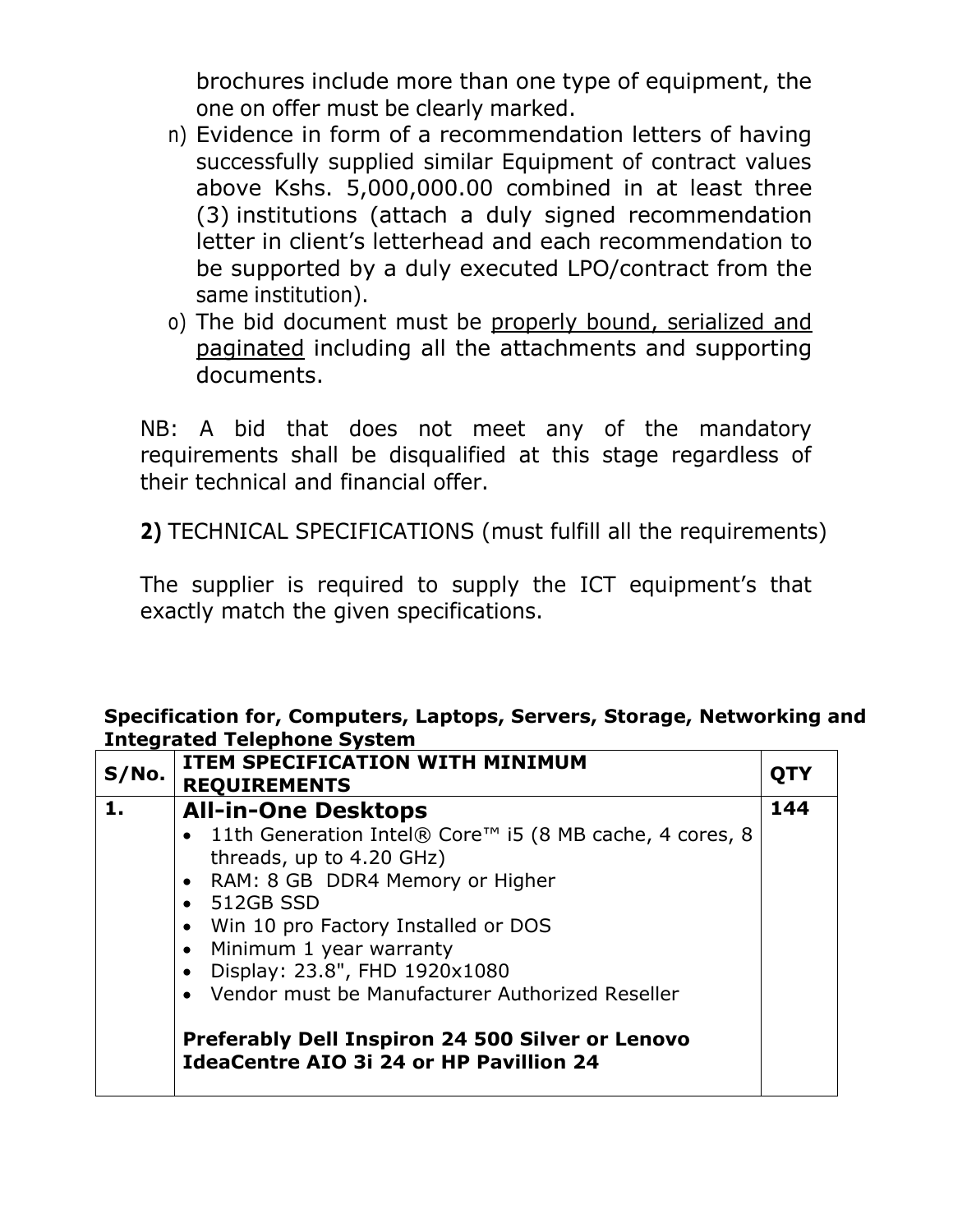brochures include more than one type of equipment, the one on offer must be clearly marked.

n) Evidence in form of a recommendation letters of having successfully supplied similar Equipment of contract values above Kshs. 5,000,000.00 combined in at least three (3) institutions (attach a duly signed recommendation letter in client's letterhead and each recommendation to be supported by a duly executed LPO/contract from the same institution).

o) The bid document must be <u>properly bound, serialized and paginated</u> including all the attachments and supporting documents.

NB: A bid that does not meet any of the mandatory requirements shall be disqualified at this stage regardless of their technical and financial offer.

**2)** TECHNICAL SPECIFICATIONS (must fulfill all the requirements)

The supplier is required to supply the ICT equipment's that exactly match the given specifications.

**Specification for, Computers, Laptops, Servers, Storage, Networking and Integrated Telephone System**

| S/No. | ITEM SPECIFICATION WITH MINIMUM REQUIREMENTS | QTY |
|---|---|---|
| **1.** | **All-in-One Desktops**<br>• 11th Generation Intel® Core™ i5 (8 MB cache, 4 cores, 8 threads, up to 4.20 GHz)<br>• RAM: 8 GB DDR4 Memory or Higher<br>• 512GB SSD<br>• Win 10 pro Factory Installed or DOS<br>• Minimum 1 year warranty<br>• Display: 23.8", FHD 1920x1080<br>• Vendor must be Manufacturer Authorized Reseller<br><br>**Preferably Dell Inspiron 24 500 Silver or Lenovo IdeaCentre AIO 3i 24 or HP Pavillion 24** | **144** |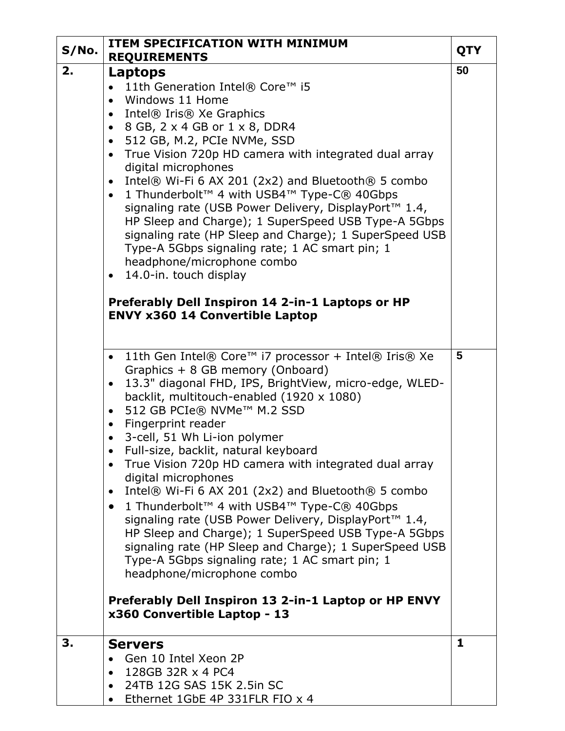| S/No. | ITEM SPECIFICATION WITH MINIMUM REQUIREMENTS | QTY |
|---|---|---|
| 2. | **Laptops**<br>• 11th Generation Intel® Core™ i5<br>• Windows 11 Home<br>• Intel® Iris® Xe Graphics<br>• 8 GB, 2 x 4 GB or 1 x 8, DDR4<br>• 512 GB, M.2, PCIe NVMe, SSD<br>• True Vision 720p HD camera with integrated dual array digital microphones<br>• Intel® Wi-Fi 6 AX 201 (2x2) and Bluetooth® 5 combo<br>• 1 Thunderbolt™ 4 with USB4™ Type-C® 40Gbps signaling rate (USB Power Delivery, DisplayPort™ 1.4, HP Sleep and Charge); 1 SuperSpeed USB Type-A 5Gbps signaling rate (HP Sleep and Charge); 1 SuperSpeed USB Type-A 5Gbps signaling rate; 1 AC smart pin; 1 headphone/microphone combo<br>• 14.0-in. touch display<br><br>**Preferably Dell Inspiron 14 2-in-1 Laptops or HP ENVY x360 14 Convertible Laptop** | 50 |
| | • 11th Gen Intel® Core™ i7 processor + Intel® Iris® Xe Graphics + 8 GB memory (Onboard)<br>• 13.3" diagonal FHD, IPS, BrightView, micro-edge, WLED-backlit, multitouch-enabled (1920 x 1080)<br>• 512 GB PCIe® NVMe™ M.2 SSD<br>• Fingerprint reader<br>• 3-cell, 51 Wh Li-ion polymer<br>• Full-size, backlit, natural keyboard<br>• True Vision 720p HD camera with integrated dual array digital microphones<br>• Intel® Wi-Fi 6 AX 201 (2x2) and Bluetooth® 5 combo<br>• 1 Thunderbolt™ 4 with USB4™ Type-C® 40Gbps signaling rate (USB Power Delivery, DisplayPort™ 1.4, HP Sleep and Charge); 1 SuperSpeed USB Type-A 5Gbps signaling rate (HP Sleep and Charge); 1 SuperSpeed USB Type-A 5Gbps signaling rate; 1 AC smart pin; 1 headphone/microphone combo<br><br>**Preferably Dell Inspiron 13 2-in-1 Laptop or HP ENVY x360 Convertible Laptop - 13** | 5 |
| 3. | **Servers**<br>• Gen 10 Intel Xeon 2P<br>• 128GB 32R x 4 PC4<br>• 24TB 12G SAS 15K 2.5in SC<br>• Ethernet 1GbE 4P 331FLR FIO x 4 | 1 |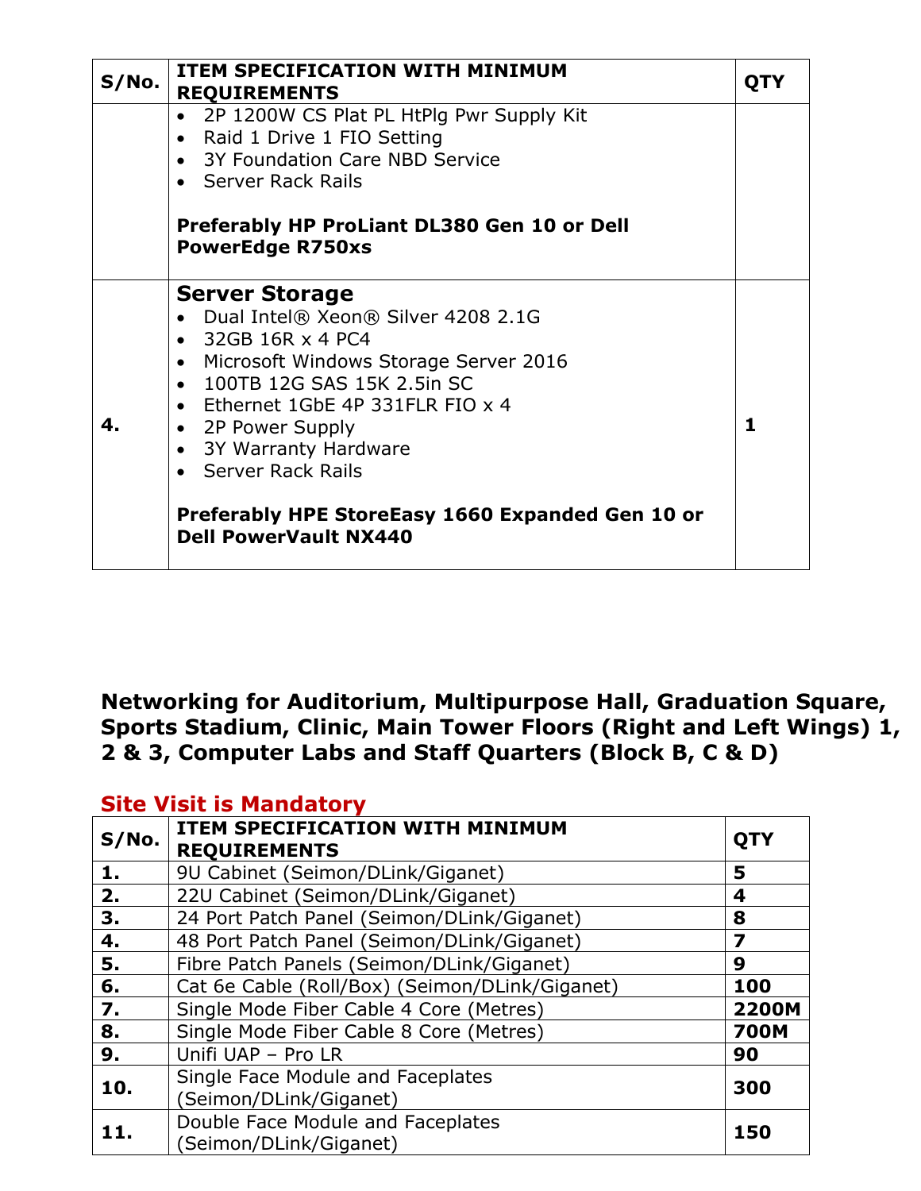| S/No. | ITEM SPECIFICATION WITH MINIMUM REQUIREMENTS | QTY |
|---|---|---|
| | • 2P 1200W CS Plat PL HtPlg Pwr Supply Kit<br>• Raid 1 Drive 1 FIO Setting<br>• 3Y Foundation Care NBD Service<br>• Server Rack Rails<br><br>**Preferably HP ProLiant DL380 Gen 10 or Dell PowerEdge R750xs** | |
| **4.** | **Server Storage**<br>• Dual Intel® Xeon® Silver 4208 2.1G<br>• 32GB 16R x 4 PC4<br>• Microsoft Windows Storage Server 2016<br>• 100TB 12G SAS 15K 2.5in SC<br>• Ethernet 1GbE 4P 331FLR FIO x 4<br>• 2P Power Supply<br>• 3Y Warranty Hardware<br>• Server Rack Rails<br><br>**Preferably HPE StoreEasy 1660 Expanded Gen 10 or Dell PowerVault NX440** | **1** |

## Networking for Auditorium, Multipurpose Hall, Graduation Square, Sports Stadium, Clinic, Main Tower Floors (Right and Left Wings) 1, 2 & 3, Computer Labs and Staff Quarters (Block B, C & D)

**Site Visit is Mandatory**

| S/No. | ITEM SPECIFICATION WITH MINIMUM REQUIREMENTS | QTY |
|---|---|---|
| **1.** | 9U Cabinet (Seimon/DLink/Giganet) | **5** |
| **2.** | 22U Cabinet (Seimon/DLink/Giganet) | **4** |
| **3.** | 24 Port Patch Panel (Seimon/DLink/Giganet) | **8** |
| **4.** | 48 Port Patch Panel (Seimon/DLink/Giganet) | **7** |
| **5.** | Fibre Patch Panels (Seimon/DLink/Giganet) | **9** |
| **6.** | Cat 6e Cable (Roll/Box) (Seimon/DLink/Giganet) | **100** |
| **7.** | Single Mode Fiber Cable 4 Core (Metres) | **2200M** |
| **8.** | Single Mode Fiber Cable 8 Core (Metres) | **700M** |
| **9.** | Unifi UAP – Pro LR | **90** |
| **10.** | Single Face Module and Faceplates (Seimon/DLink/Giganet) | **300** |
| **11.** | Double Face Module and Faceplates (Seimon/DLink/Giganet) | **150** |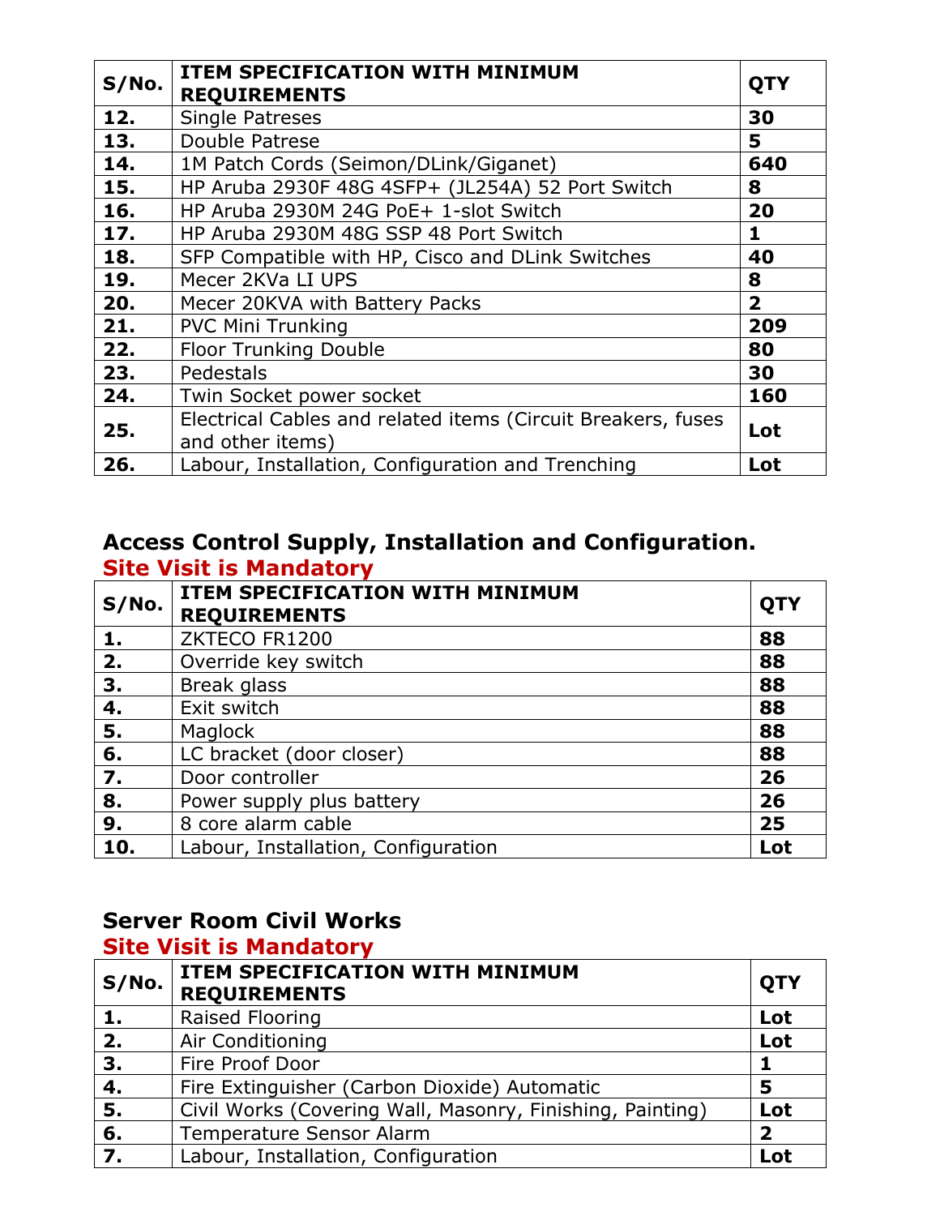| S/No. | ITEM SPECIFICATION WITH MINIMUM REQUIREMENTS | QTY |
|---|---|---|
| **12.** | Single Patreses | **30** |
| **13.** | Double Patrese | **5** |
| **14.** | 1M Patch Cords (Seimon/DLink/Giganet) | **640** |
| **15.** | HP Aruba 2930F 48G 4SFP+ (JL254A) 52 Port Switch | **8** |
| **16.** | HP Aruba 2930M 24G PoE+ 1-slot Switch | **20** |
| **17.** | HP Aruba 2930M 48G SSP 48 Port Switch | **1** |
| **18.** | SFP Compatible with HP, Cisco and DLink Switches | **40** |
| **19.** | Mecer 2KVa LI UPS | **8** |
| **20.** | Mecer 20KVA with Battery Packs | **2** |
| **21.** | PVC Mini Trunking | **209** |
| **22.** | Floor Trunking Double | **80** |
| **23.** | Pedestals | **30** |
| **24.** | Twin Socket power socket | **160** |
| **25.** | Electrical Cables and related items (Circuit Breakers, fuses and other items) | **Lot** |
| **26.** | Labour, Installation, Configuration and Trenching | **Lot** |

## Access Control Supply, Installation and Configuration.

**Site Visit is Mandatory**

| S/No. | ITEM SPECIFICATION WITH MINIMUM REQUIREMENTS | QTY |
|---|---|---|
| **1.** | ZKTECO FR1200 | **88** |
| **2.** | Override key switch | **88** |
| **3.** | Break glass | **88** |
| **4.** | Exit switch | **88** |
| **5.** | Maglock | **88** |
| **6.** | LC bracket (door closer) | **88** |
| **7.** | Door controller | **26** |
| **8.** | Power supply plus battery | **26** |
| **9.** | 8 core alarm cable | **25** |
| **10.** | Labour, Installation, Configuration | **Lot** |

## Server Room Civil Works

**Site Visit is Mandatory**

| S/No. | ITEM SPECIFICATION WITH MINIMUM REQUIREMENTS | QTY |
|---|---|---|
| **1.** | Raised Flooring | **Lot** |
| **2.** | Air Conditioning | **Lot** |
| **3.** | Fire Proof Door | **1** |
| **4.** | Fire Extinguisher (Carbon Dioxide) Automatic | **5** |
| **5.** | Civil Works (Covering Wall, Masonry, Finishing, Painting) | **Lot** |
| **6.** | Temperature Sensor Alarm | **2** |
| **7.** | Labour, Installation, Configuration | **Lot** |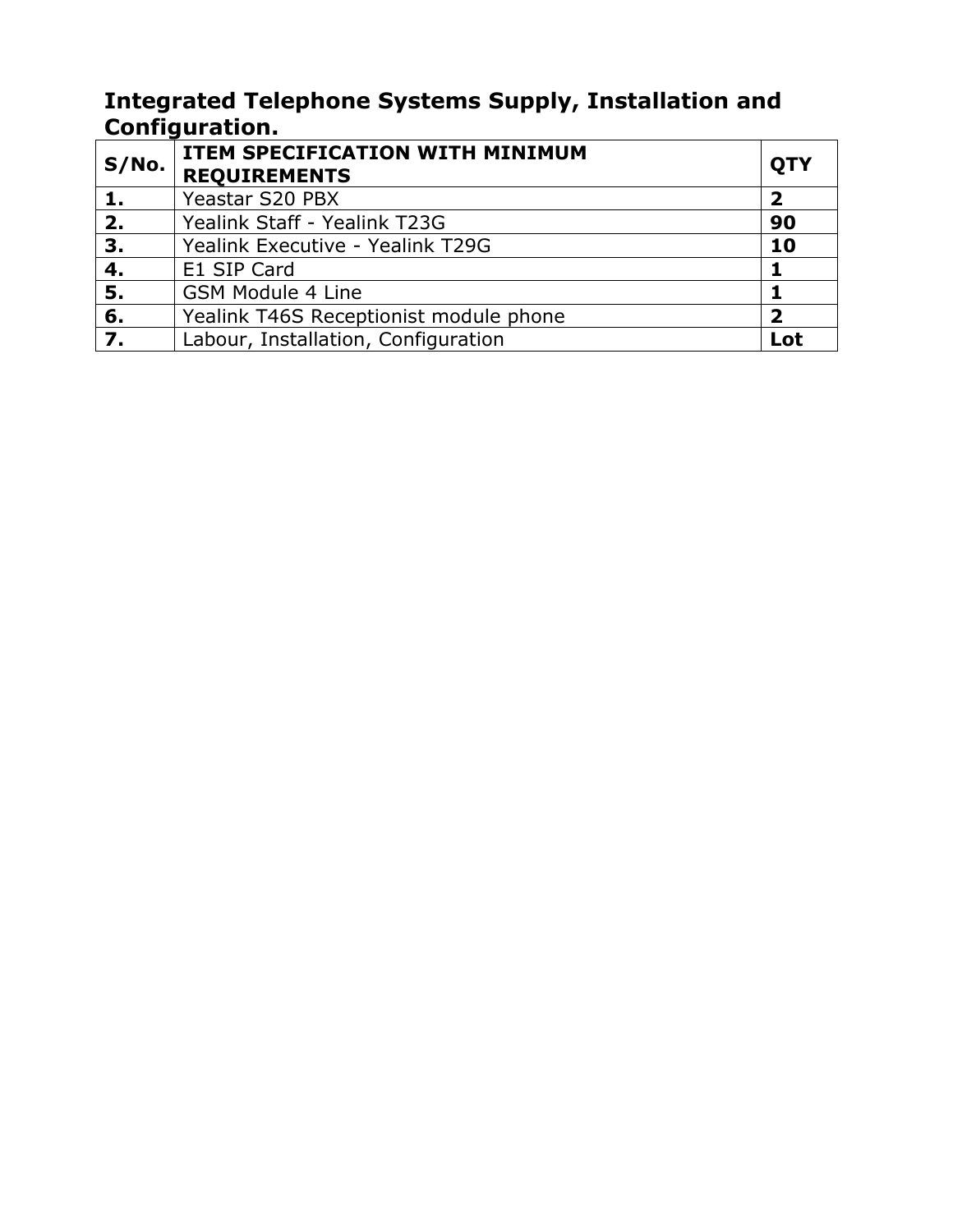## Integrated Telephone Systems Supply, Installation and Configuration.

| S/No. | ITEM SPECIFICATION WITH MINIMUM REQUIREMENTS | QTY |
|---|---|---|
| **1.** | Yeastar S20 PBX | **2** |
| **2.** | Yealink Staff - Yealink T23G | **90** |
| **3.** | Yealink Executive - Yealink T29G | **10** |
| **4.** | E1 SIP Card | **1** |
| **5.** | GSM Module 4 Line | **1** |
| **6.** | Yealink T46S Receptionist module phone | **2** |
| **7.** | Labour, Installation, Configuration | **Lot** |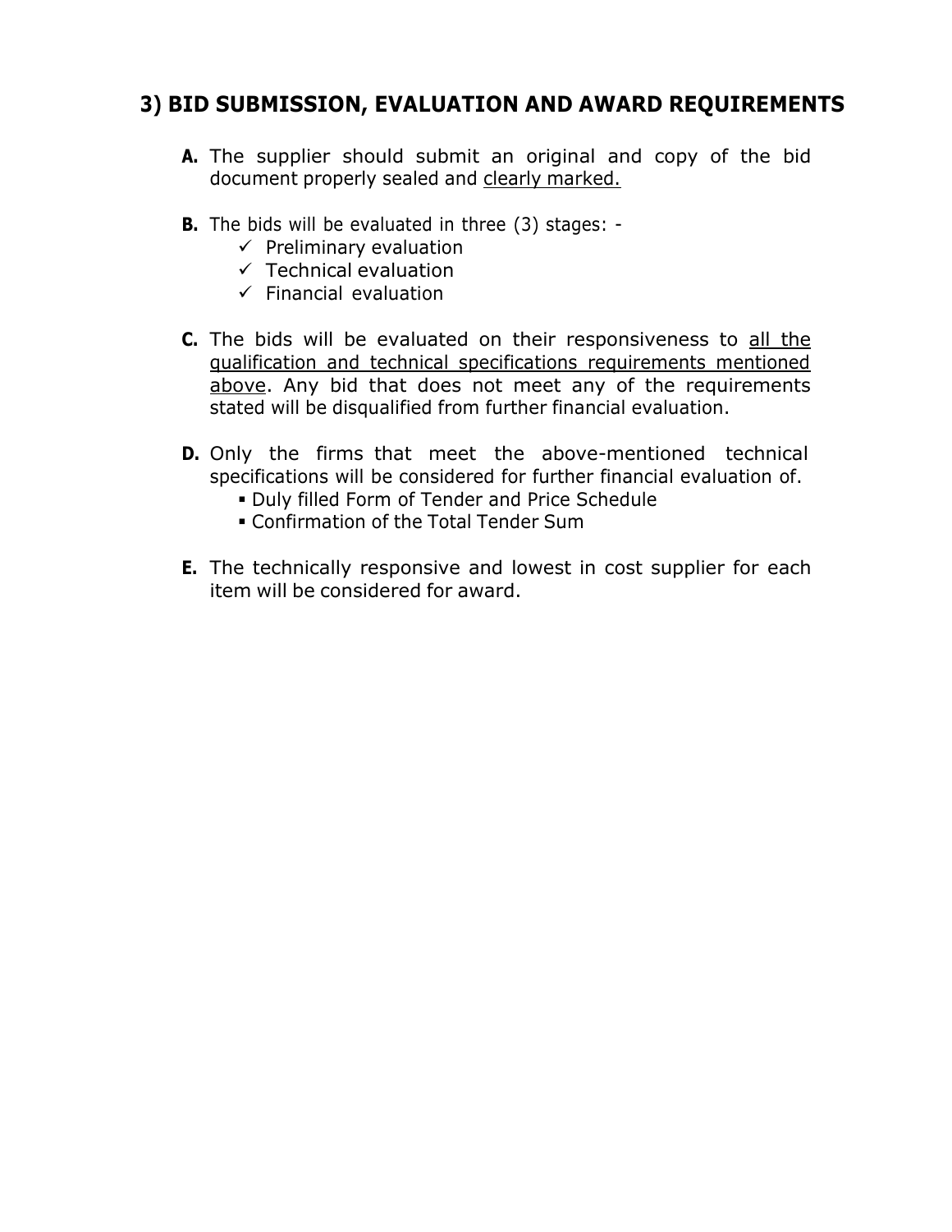## 3) BID SUBMISSION, EVALUATION AND AWARD REQUIREMENTS

**A.** The supplier should submit an original and copy of the bid document properly sealed and clearly marked.

**B.** The bids will be evaluated in three (3) stages: -
- ✓ Preliminary evaluation
- ✓ Technical evaluation
- ✓ Financial evaluation

**C.** The bids will be evaluated on their responsiveness to all the qualification and technical specifications requirements mentioned above. Any bid that does not meet any of the requirements stated will be disqualified from further financial evaluation.

**D.** Only the firms that meet the above-mentioned technical specifications will be considered for further financial evaluation of.
- Duly filled Form of Tender and Price Schedule
- Confirmation of the Total Tender Sum

**E.** The technically responsive and lowest in cost supplier for each item will be considered for award.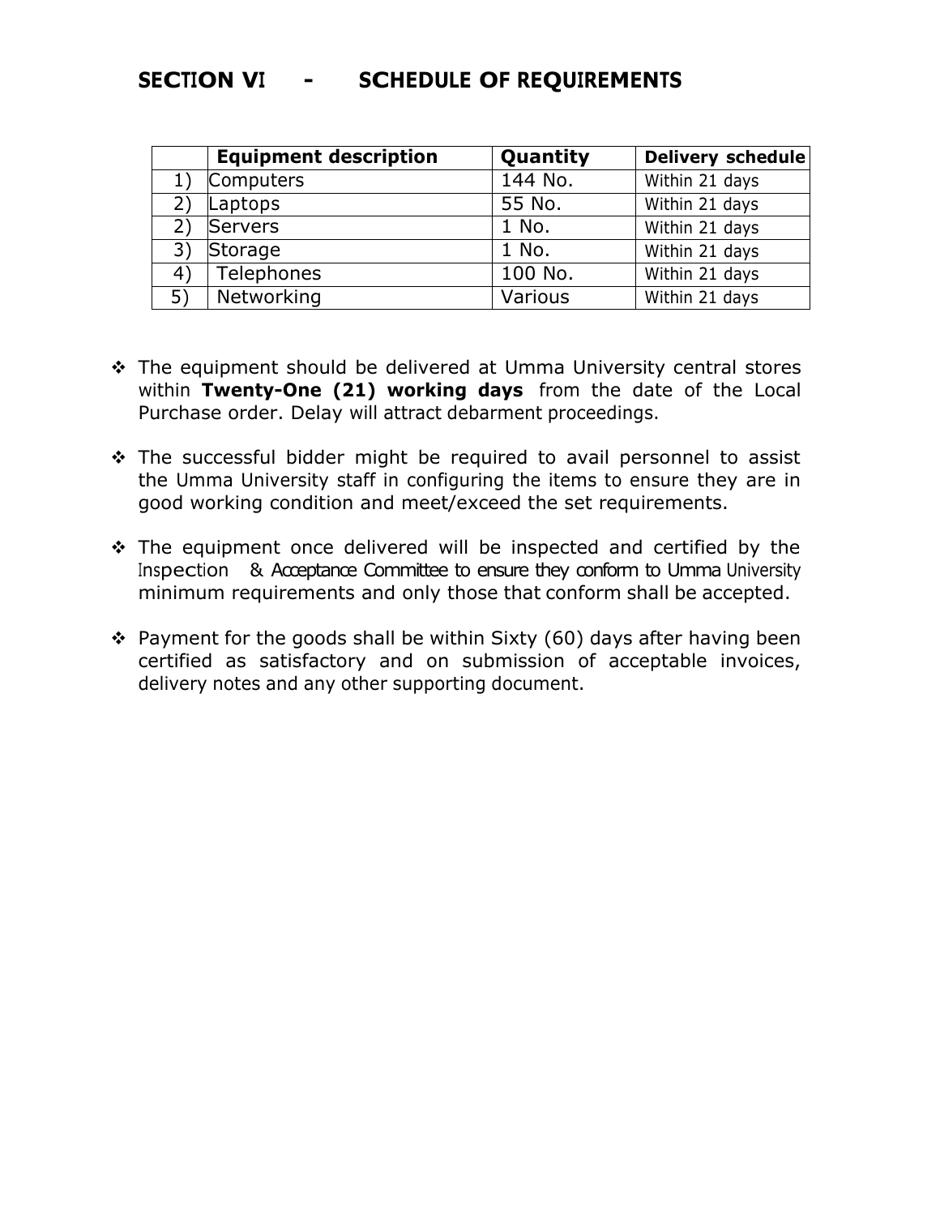# SECTION VI - SCHEDULE OF REQUIREMENTS

| | Equipment description | Quantity | Delivery schedule |
|---|---|---|---|
| 1) | Computers | 144 No. | Within 21 days |
| 2) | Laptops | 55 No. | Within 21 days |
| 2) | Servers | 1 No. | Within 21 days |
| 3) | Storage | 1 No. | Within 21 days |
| 4) | Telephones | 100 No. | Within 21 days |
| 5) | Networking | Various | Within 21 days |

- The equipment should be delivered at Umma University central stores within **Twenty-One (21) working days** from the date of the Local Purchase order. Delay will attract debarment proceedings.

- The successful bidder might be required to avail personnel to assist the Umma University staff in configuring the items to ensure they are in good working condition and meet/exceed the set requirements.

- The equipment once delivered will be inspected and certified by the Inspection & Acceptance Committee to ensure they conform to Umma University minimum requirements and only those that conform shall be accepted.

- Payment for the goods shall be within Sixty (60) days after having been certified as satisfactory and on submission of acceptable invoices, delivery notes and any other supporting document.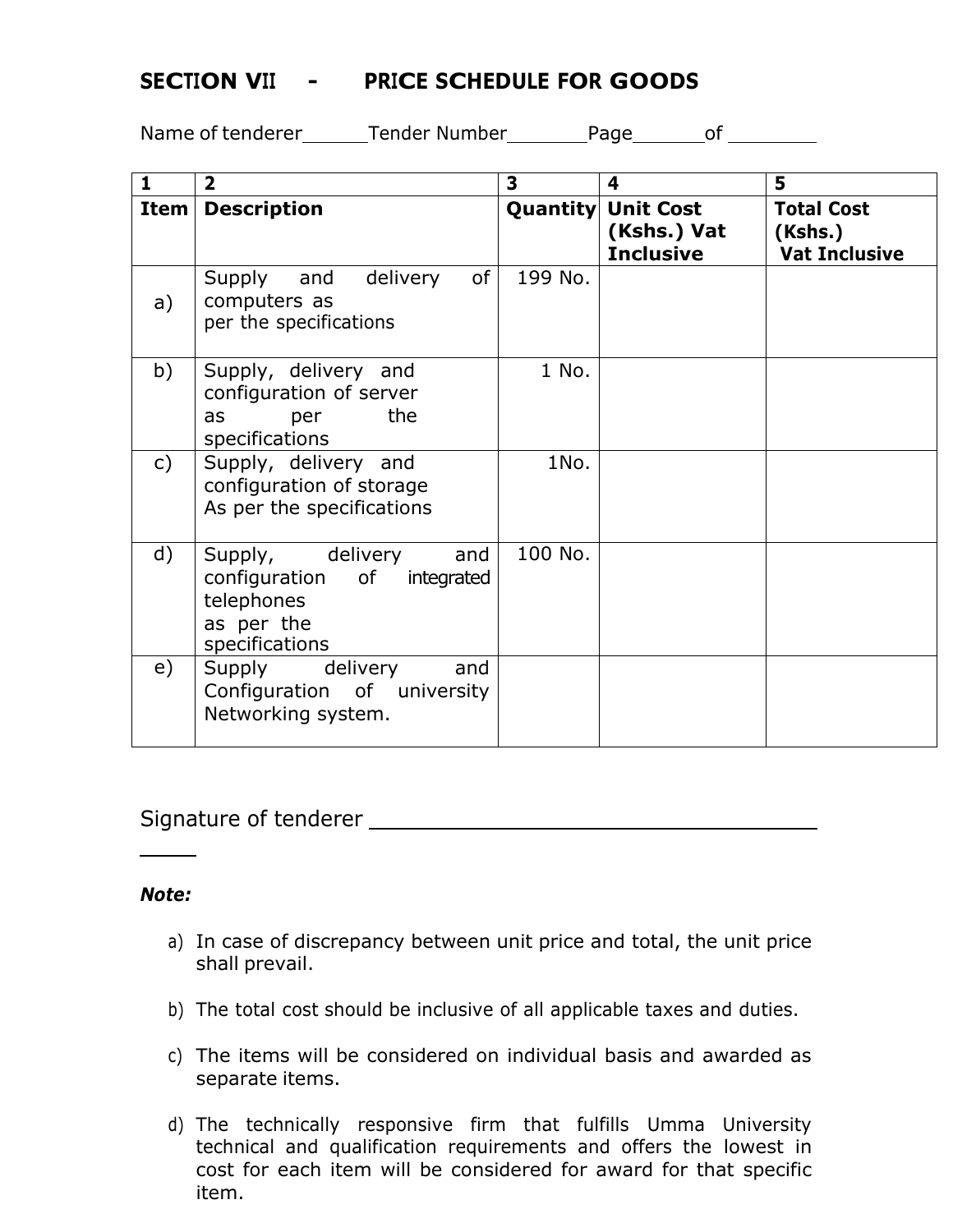## SECTION VII - PRICE SCHEDULE FOR GOODS

Name of tenderer______Tender Number________Page_______of ________

| 1 | 2 | 3 | 4 | 5 |
|---|---|---|---|---|
| **Item** | **Description** | **Quantity** | **Unit Cost (Kshs.) Vat Inclusive** | **Total Cost (Kshs.) Vat Inclusive** |
| a) | Supply and delivery of computers as per the specifications | 199 No. | | |
| b) | Supply, delivery and configuration of server as per the specifications | 1 No. | | |
| c) | Supply, delivery and configuration of storage As per the specifications | 1No. | | |
| d) | Supply, delivery and configuration of integrated telephones as per the specifications | 100 No. | | |
| e) | Supply delivery and Configuration of university Networking system. | | | |

Signature of tenderer _______________________________________

***Note:***

a) In case of discrepancy between unit price and total, the unit price shall prevail.

b) The total cost should be inclusive of all applicable taxes and duties.

c) The items will be considered on individual basis and awarded as separate items.

d) The technically responsive firm that fulfills Umma University technical and qualification requirements and offers the lowest in cost for each item will be considered for award for that specific item.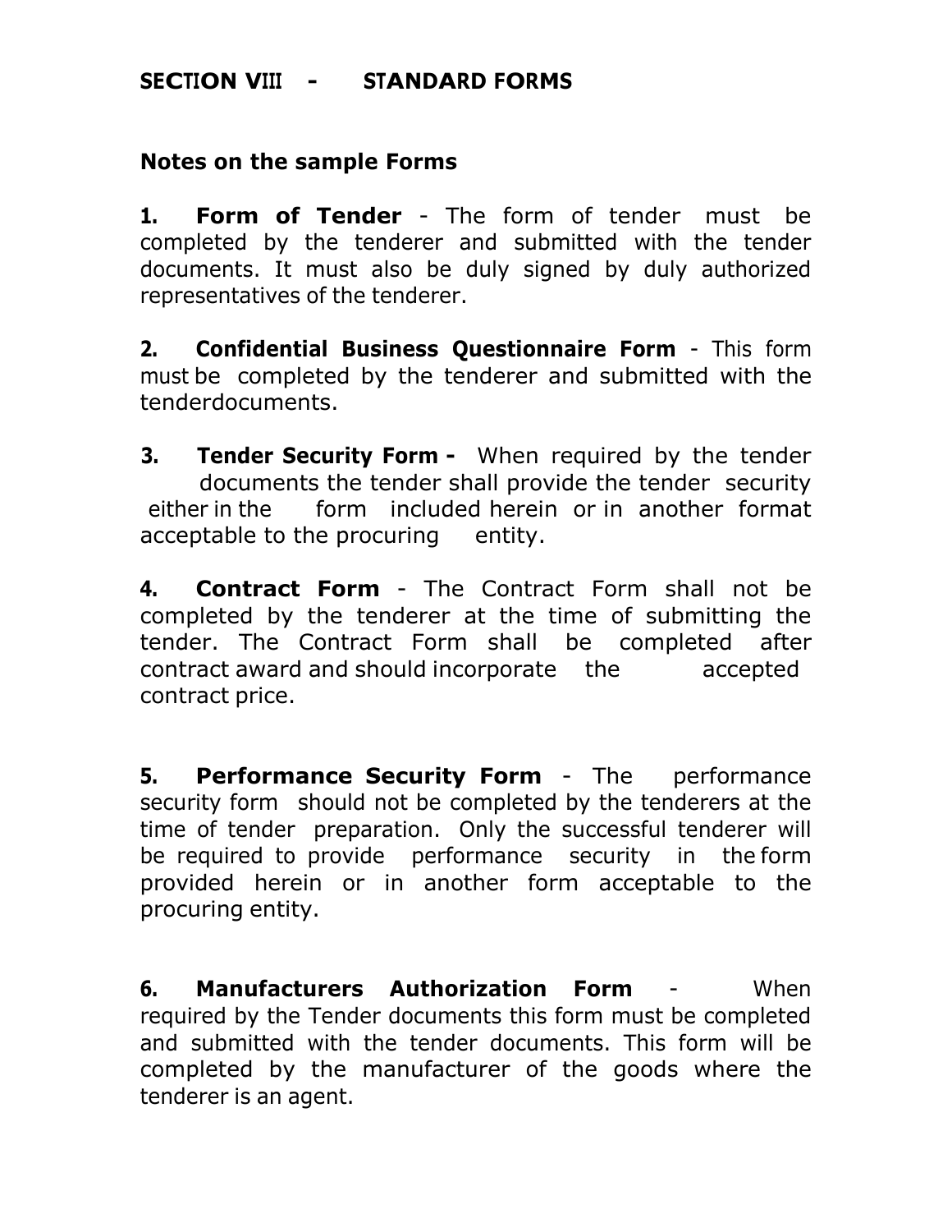## SECTION VIII - STANDARD FORMS

### Notes on the sample Forms

**1. Form of Tender** - The form of tender must be completed by the tenderer and submitted with the tender documents. It must also be duly signed by duly authorized representatives of the tenderer.

**2. Confidential Business Questionnaire Form** - This form must be completed by the tenderer and submitted with the tenderdocuments.

**3. Tender Security Form -** When required by the tender documents the tender shall provide the tender security either in the form included herein or in another format acceptable to the procuring entity.

**4. Contract Form** - The Contract Form shall not be completed by the tenderer at the time of submitting the tender. The Contract Form shall be completed after contract award and should incorporate the accepted contract price.

**5. Performance Security Form** - The performance security form should not be completed by the tenderers at the time of tender preparation. Only the successful tenderer will be required to provide performance security in the form provided herein or in another form acceptable to the procuring entity.

**6. Manufacturers Authorization Form** - When required by the Tender documents this form must be completed and submitted with the tender documents. This form will be completed by the manufacturer of the goods where the tenderer is an agent.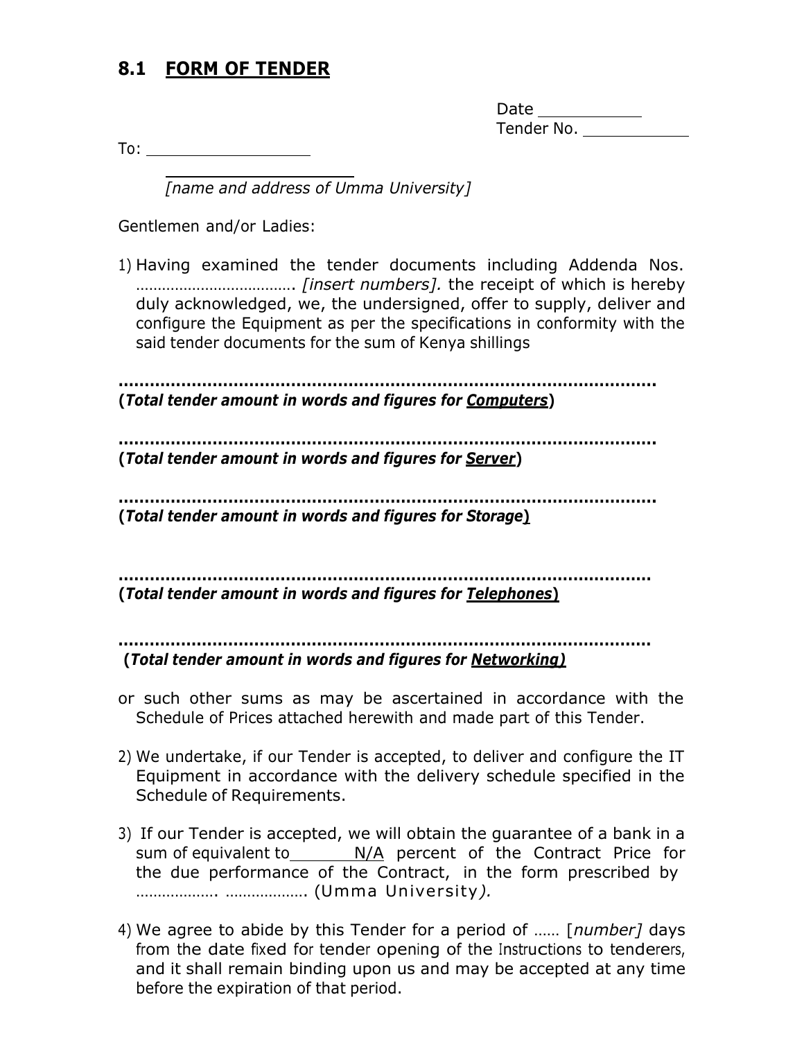## 8.1 FORM OF TENDER

Date ____________
Tender No. ____________

To: ____________________

____________________

*[name and address of Umma University]*

Gentlemen and/or Ladies:

1) Having examined the tender documents including Addenda Nos. ………………………………. *[insert numbers].* the receipt of which is hereby duly acknowledged, we, the undersigned, offer to supply, deliver and configure the Equipment as per the specifications in conformity with the said tender documents for the sum of Kenya shillings

**……………………………………………………………………………………………**
**(*Total tender amount in words and figures for* *Computers*)**

**……………………………………………………………………………………………**
**(*Total tender amount in words and figures for* *Server*)**

**……………………………………………………………………………………………**
**(*Total tender amount in words and figures for Storage*)**

**……………………………………………………………………………………………**
**(*Total tender amount in words and figures for* *Telephones*)**

**……………………………………………………………………………………………**
**(*Total tender amount in words and figures for* *Networking*)**

or such other sums as may be ascertained in accordance with the Schedule of Prices attached herewith and made part of this Tender.

2) We undertake, if our Tender is accepted, to deliver and configure the IT Equipment in accordance with the delivery schedule specified in the Schedule of Requirements.

3) If our Tender is accepted, we will obtain the guarantee of a bank in a sum of equivalent to N/A percent of the Contract Price for the due performance of the Contract, in the form prescribed by ………………. ………………. (Umma University*).*

4) We agree to abide by this Tender for a period of …… [*number]* days from the date fixed for tender opening of the Instructions to tenderers, and it shall remain binding upon us and may be accepted at any time before the expiration of that period.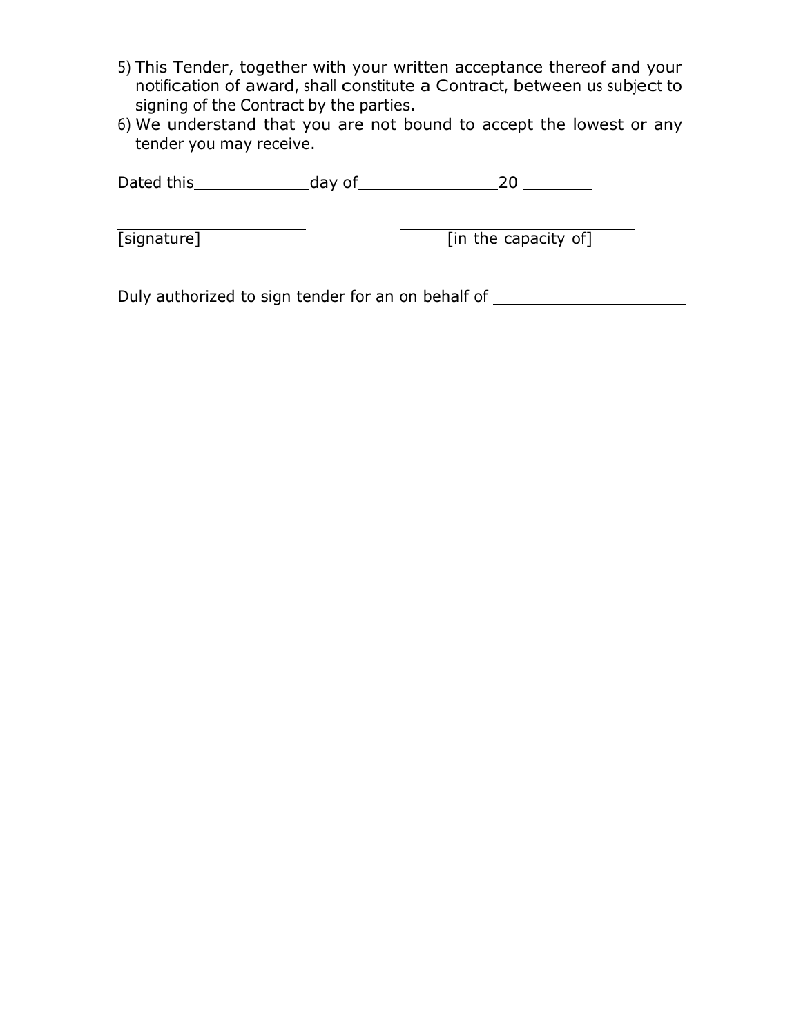5) This Tender, together with your written acceptance thereof and your notification of award, shall constitute a Contract, between us subject to signing of the Contract by the parties.
6) We understand that you are not bound to accept the lowest or any tender you may receive.

Dated this\_\_\_\_\_\_\_\_\_\_\_\_\_day of\_\_\_\_\_\_\_\_\_\_\_\_\_\_\_20 \_\_\_\_\_\_\_\_

\_\_\_\_\_\_\_\_\_\_\_\_\_\_\_\_\_\_\_\_\_\_ \_\_\_\_\_\_\_\_\_\_\_\_\_\_\_\_\_\_\_\_\_\_\_\_\_\_\_\_
[signature] [in the capacity of]

Duly authorized to sign tender for an on behalf of \_\_\_\_\_\_\_\_\_\_\_\_\_\_\_\_\_\_\_\_\_\_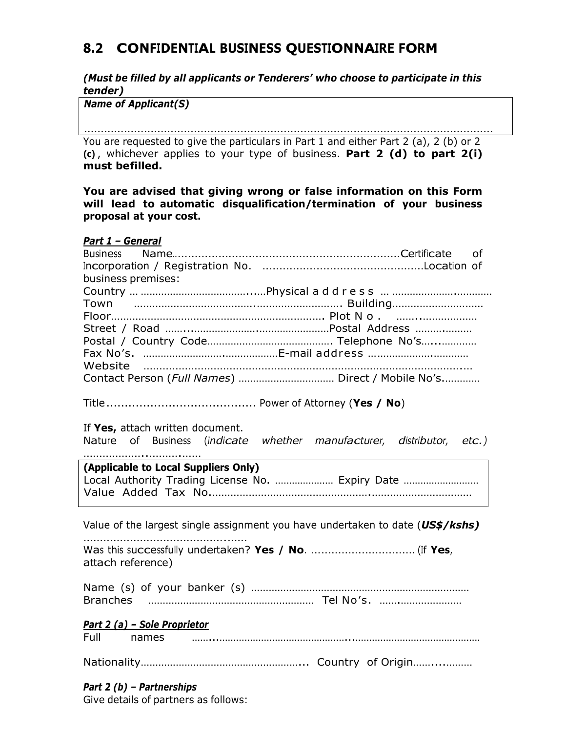## 8.2 CONFIDENTIAL BUSINESS QUESTIONNAIRE FORM

***(Must be filled by all applicants or Tenderers' who choose to participate in this tender)***

| ***Name of Applicant(S)*** |
|---|
| ……………………………………………………………………………………………………… |

You are requested to give the particulars in Part 1 and either Part 2 (a), 2 (b) or 2 **(c)**, whichever applies to your type of business. **Part 2 (d) to part 2(i) must befilled.**

**You are advised that giving wrong or false information on this Form will lead to automatic disqualification/termination of your business proposal at your cost.**

***Part 1 – General***

Business Name…..................................................................Certificate of Incorporation / Registration No. ................................................Location of business premises:
Country … …………………………….....Physical a d d r e s s … ……………….………..
Town ………………………………..……………………. Building…………………………
Floor……………………………………………………………. Plot N o . …….………………
Street / Road …….....………………..……………………Postal Address …….………
Postal / Country Code……………………………………. Telephone No's…...………..
Fax No's. ……………………….………………E-mail address ……………….…………
Website ……………………………………………………………………………………….…
Contact Person (*Full Names*) …………………………… Direct / Mobile No's.…………

Title......................................... Power of Attorney (**Yes / No**)

If **Yes,** attach written document.
Nature of Business (*Indicate whether manufacturer, distributor, etc.)* ………………..……….……

| **(Applicable to Local Suppliers Only)** |
|---|
| Local Authority Trading License No. ………………… Expiry Date …………………….. |
| Value Added Tax No.……………………………………………..…………………………… |

Value of the largest single assignment you have undertaken to date (***US$/kshs)*** …………………………………….......
Was this successfully undertaken? **Yes / No**. ............................... (If **Yes**, attach reference)

Name (s) of your banker (s) …………………………………………………………………
Branches …………………………………………… Tel No's. …….…………………

***Part 2 (a) – Sole Proprietor***

Full names ……...…………………………………….....………………………………………

Nationality……………………………………………….... Country of Origin…….....………

***Part 2 (b) – Partnerships***

Give details of partners as follows: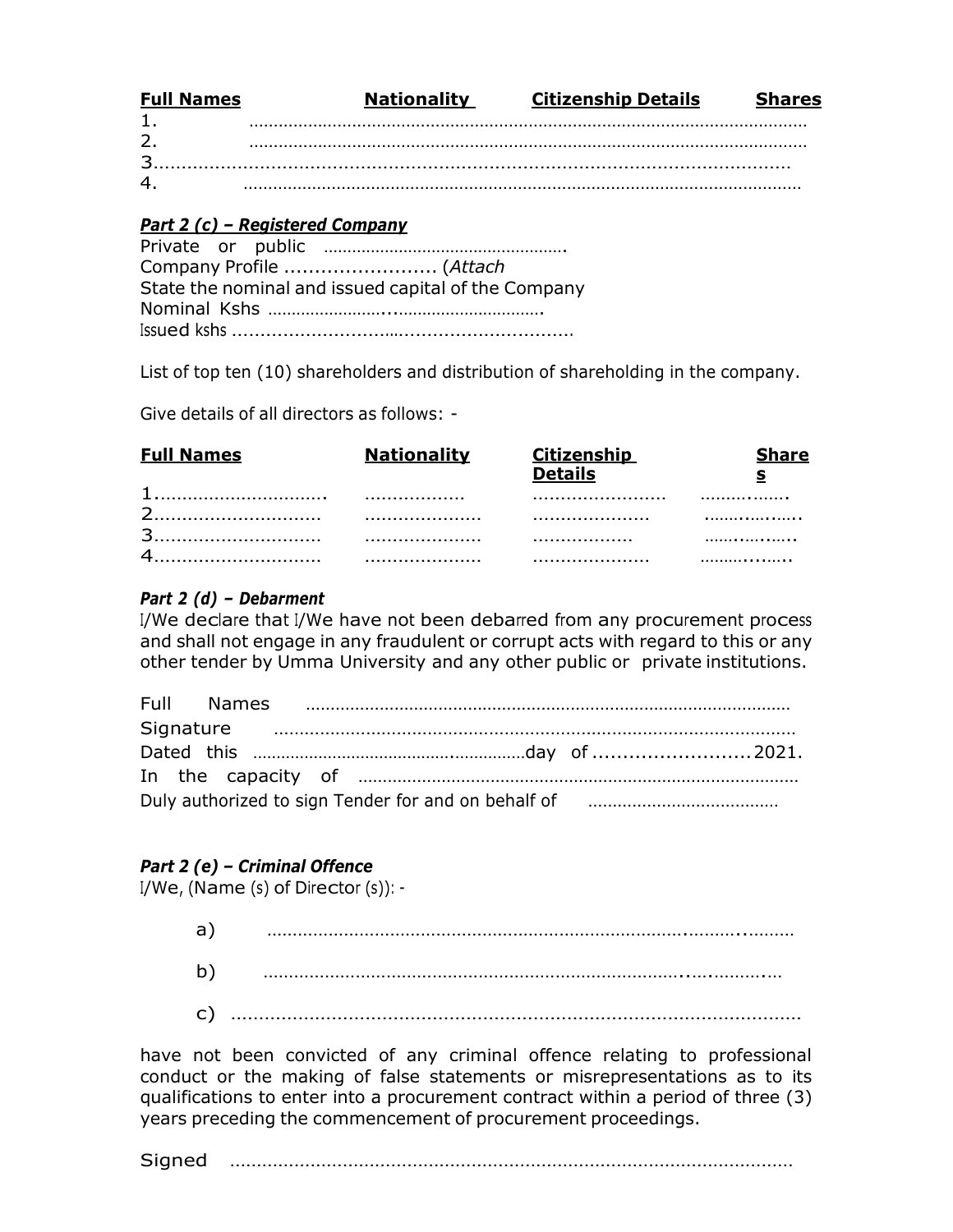| Full Names | Nationality | Citizenship Details | Shares |
|---|---|---|---|
| 1. ……………………………………………………………………………………………… | | | |
| 2. ……………………………………………………………………………………………… | | | |
| 3……………………………………………………………………………………………………… | | | |
| 4. ……………………………………………………………………………………………… | | | |

***Part 2 (c) – Registered Company***

Private or public …………………………………………….

Company Profile ......................... (*Attach*

State the nominal and issued capital of the Company

Nominal Kshs ……………………..…………………………

Issued kshs ...........................…..............................

List of top ten (10) shareholders and distribution of shareholding in the company.

Give details of all directors as follows: -

| Full Names | Nationality | Citizenship Details | Shares |
|---|---|---|---|
| 1…………………………. | ……………… | …………………… | ………..….. |
| 2………………………… | ………………… | ………………… | ……..…..…. |
| 3………………………… | ………………… | ……………… | ……..…..…. |
| 4………………………… | ………………… | ………………… | ………...…. |

***Part 2 (d) – Debarment***

I/We declare that I/We have not been debarred from any procurement process and shall not engage in any fraudulent or corrupt acts with regard to this or any other tender by Umma University and any other public or private institutions.

Full Names ………………………………………………………………………………………

Signature ……………………………………………………………………………………………

Dated this ……………………………………..……………day of ...........................2021.

In the capacity of ……………………………………………………………………………….

Duly authorized to sign Tender for and on behalf of …………………………………

***Part 2 (e) – Criminal Offence***

I/We, (Name (s) of Director (s)): -

a) ……………………………………………………………………….………..………

b) …………………………………………………………………………..….…………..…

c) ………………………………………………………………………………………………

have not been convicted of any criminal offence relating to professional conduct or the making of false statements or misrepresentations as to its qualifications to enter into a procurement contract within a period of three (3) years preceding the commencement of procurement proceedings.

Signed ………………………………………………………………………………………………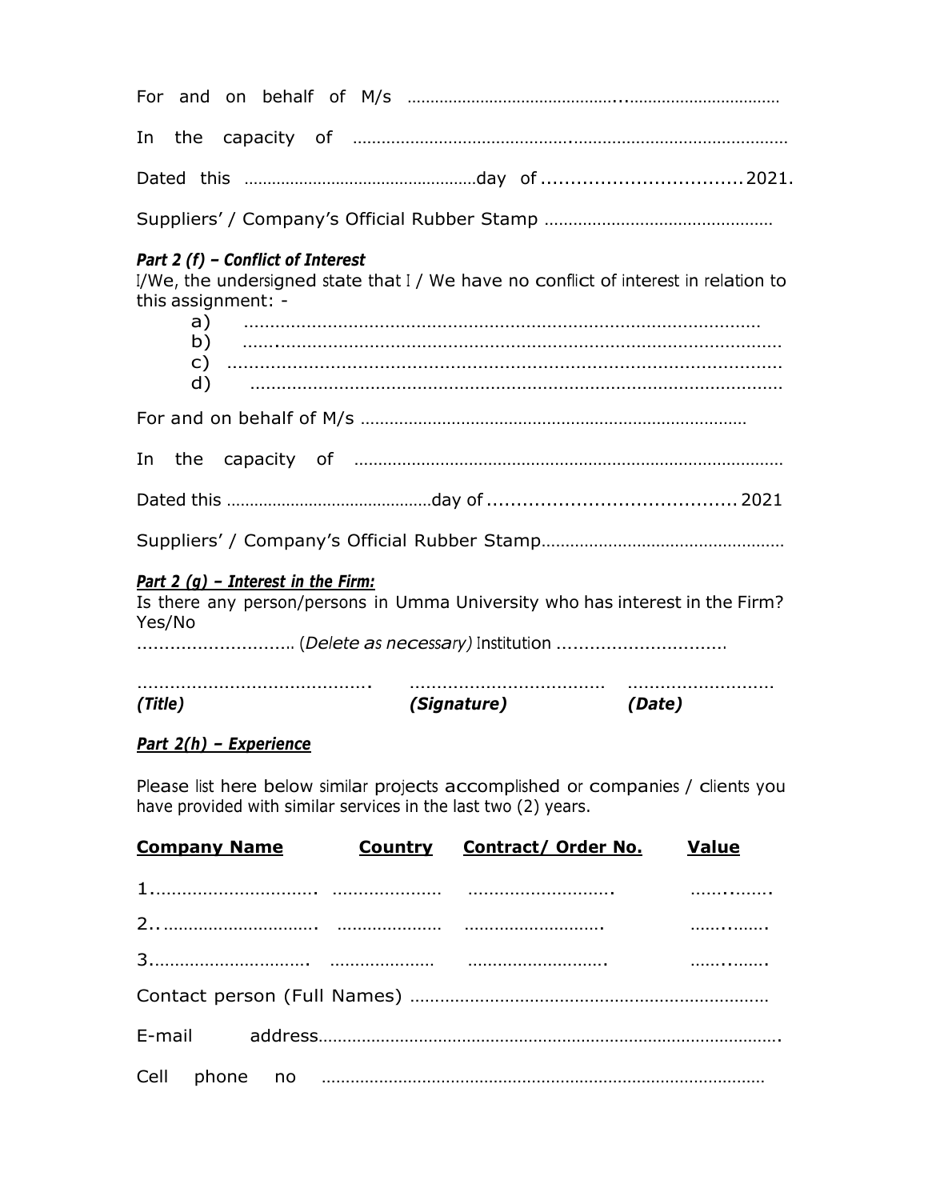For and on behalf of M/s ……………………………………..……………………………

In the capacity of ……………………………………..………………………………………

Dated this ……………………………………………day of ..................................2021.

Suppliers' / Company's Official Rubber Stamp …………………………………………

***Part 2 (f) – Conflict of Interest***

I/We, the undersigned state that I / We have no conflict of interest in relation to this assignment: -

a) …………………………………………………………………………………………
b) ……..……………………………………………………………………………………
c) ………………………………………………………………………………………………
d) ……………………………………………………………………………………………

For and on behalf of M/s ………………………………………………………………………

In the capacity of ………………………………………………………………………………

Dated this ………………………………………day of ..........................................2021

Suppliers' / Company's Official Rubber Stamp……………………………………………

***Part 2 (g) – Interest in the Firm:***

Is there any person/persons in Umma University who has interest in the Firm? Yes/No

……………………….. (*Delete as necessary)* Institution ………………………….

| ……………………………………. | ……………………………… | ……………………… |
|---|---|---|
| ***(Title)*** | ***(Signature)*** | ***(Date)*** |

***Part 2(h) – Experience***

Please list here below similar projects accomplished or companies / clients you have provided with similar services in the last two (2) years.

| **Company Name** | **Country** | **Contract/ Order No.** | **Value** |
|---|---|---|---|
| 1…………………………. | ………………… | ………………………. | ……..……. |
| 2..…………………………. | ………………… | ………………………. | ……..……. |
| 3…………………………. | ………………… | ………………………. | ……..……. |

Contact person (Full Names) ………………………………………………………………

E-mail address…………………………………………………………………………………….

Cell phone no ………………………………………………………………………………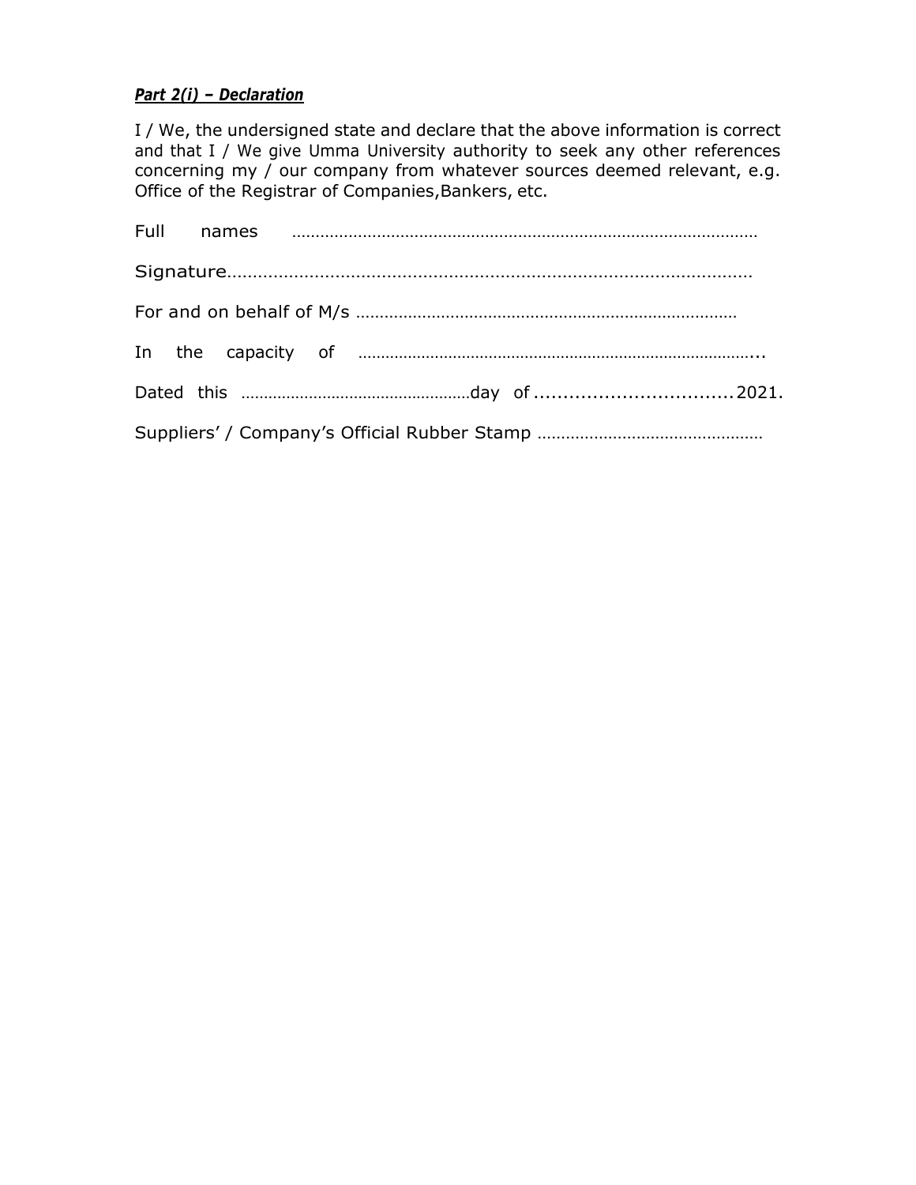***Part 2(i) – Declaration***

I / We, the undersigned state and declare that the above information is correct and that I / We give Umma University authority to seek any other references concerning my / our company from whatever sources deemed relevant, e.g. Office of the Registrar of Companies,Bankers, etc.

Full names ………………………………………………………………………………………

Signature……………………………………………………………………………………………

For and on behalf of M/s ………………………………………………………………………

In the capacity of ……………………………………………………………………………...

Dated this ……………………………………………day of ..................................2021.

Suppliers' / Company's Official Rubber Stamp …………………………………………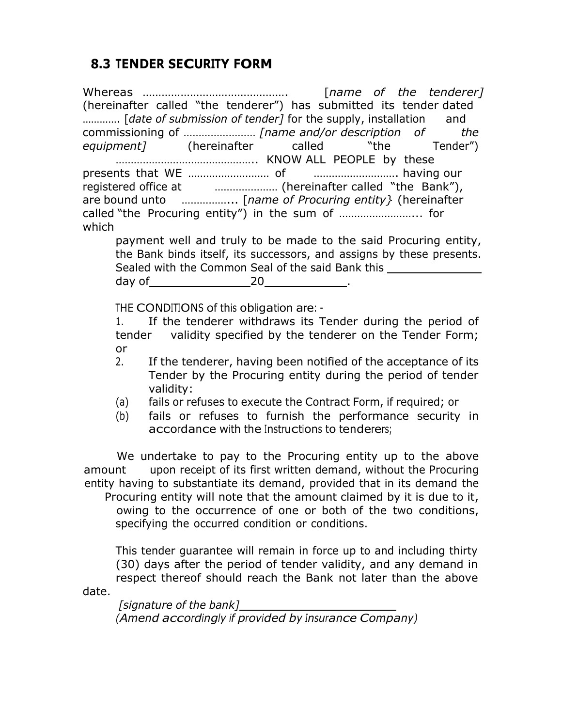## 8.3 TENDER SECURITY FORM

Whereas ………………………………………. [*name of the tenderer]* (hereinafter called "the tenderer") has submitted its tender dated …………. [*date of submission of tender]* for the supply, installation and commissioning of …………………… *[name and/or description of the equipment]* (hereinafter called "the Tender") ……………………………………….. KNOW ALL PEOPLE by these presents that WE ……………………… of ………………………. having our registered office at ………………… (hereinafter called "the Bank"), are bound unto ……………... [*name of Procuring entity}* (hereinafter called "the Procuring entity") in the sum of ……………………... for which payment well and truly to be made to the said Procuring entity, the Bank binds itself, its successors, and assigns by these presents. Sealed with the Common Seal of the said Bank this ____________ day of_____________20__________.

THE CONDITIONS of this obligation are: -

1. If the tenderer withdraws its Tender during the period of tender validity specified by the tenderer on the Tender Form; or
2. If the tenderer, having been notified of the acceptance of its Tender by the Procuring entity during the period of tender validity:
   (a) fails or refuses to execute the Contract Form, if required; or
   (b) fails or refuses to furnish the performance security in accordance with the Instructions to tenderers;

We undertake to pay to the Procuring entity up to the above amount upon receipt of its first written demand, without the Procuring entity having to substantiate its demand, provided that in its demand the Procuring entity will note that the amount claimed by it is due to it, owing to the occurrence of one or both of the two conditions, specifying the occurred condition or conditions.

This tender guarantee will remain in force up to and including thirty (30) days after the period of tender validity, and any demand in respect thereof should reach the Bank not later than the above date.

*[signature of the bank]*____________________

*(Amend accordingly if provided by Insurance Company)*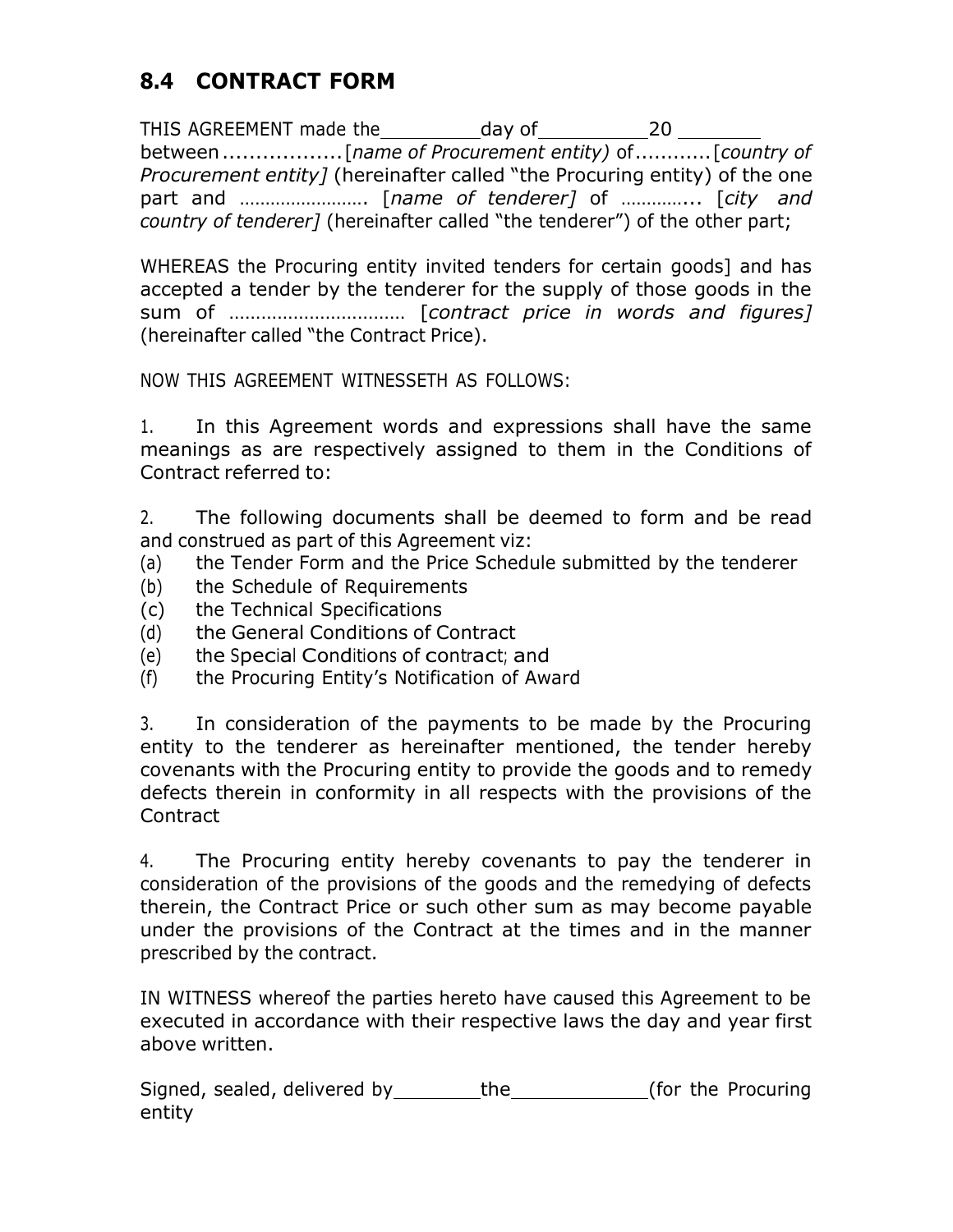## 8.4 CONTRACT FORM

THIS AGREEMENT made the__________day of__________20 ________ between ..................[*name of Procurement entity)* of...........[*country of Procurement entity]* (hereinafter called "the Procuring entity) of the one part and ……………………. [*name of tenderer]* of ………….. [*city and country of tenderer]* (hereinafter called "the tenderer") of the other part;

WHEREAS the Procuring entity invited tenders for certain goods] and has accepted a tender by the tenderer for the supply of those goods in the sum of …………………………… [*contract price in words and figures]* (hereinafter called "the Contract Price).

NOW THIS AGREEMENT WITNESSETH AS FOLLOWS:

1. In this Agreement words and expressions shall have the same meanings as are respectively assigned to them in the Conditions of Contract referred to:

2. The following documents shall be deemed to form and be read and construed as part of this Agreement viz:
   - (a) the Tender Form and the Price Schedule submitted by the tenderer
   - (b) the Schedule of Requirements
   - (c) the Technical Specifications
   - (d) the General Conditions of Contract
   - (e) the Special Conditions of contract; and
   - (f) the Procuring Entity's Notification of Award

3. In consideration of the payments to be made by the Procuring entity to the tenderer as hereinafter mentioned, the tender hereby covenants with the Procuring entity to provide the goods and to remedy defects therein in conformity in all respects with the provisions of the Contract

4. The Procuring entity hereby covenants to pay the tenderer in consideration of the provisions of the goods and the remedying of defects therein, the Contract Price or such other sum as may become payable under the provisions of the Contract at the times and in the manner prescribed by the contract.

IN WITNESS whereof the parties hereto have caused this Agreement to be executed in accordance with their respective laws the day and year first above written.

Signed, sealed, delivered by________the____________(for the Procuring entity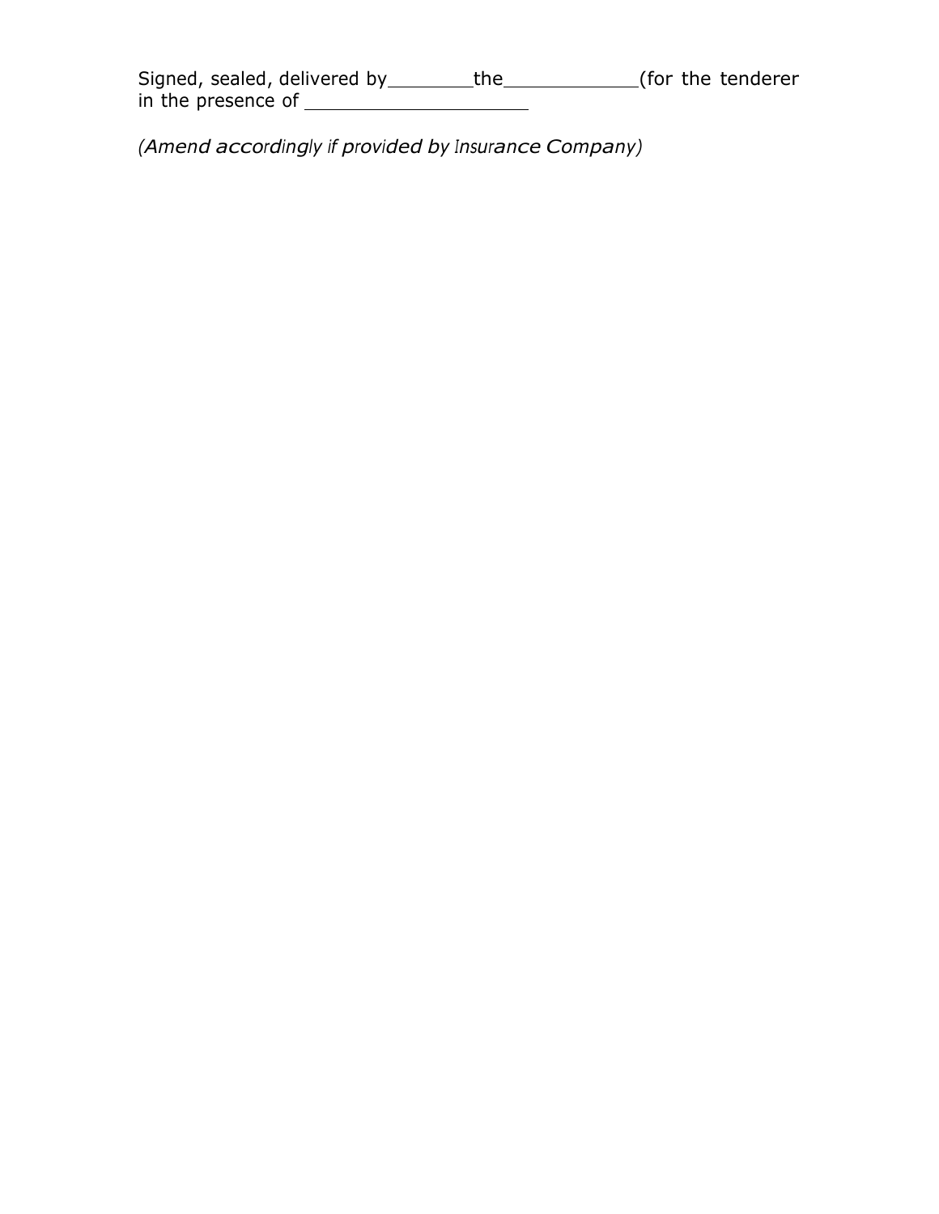Signed, sealed, delivered by________the____________(for the tenderer in the presence of ____________________

*(Amend accordingly if provided by Insurance Company)*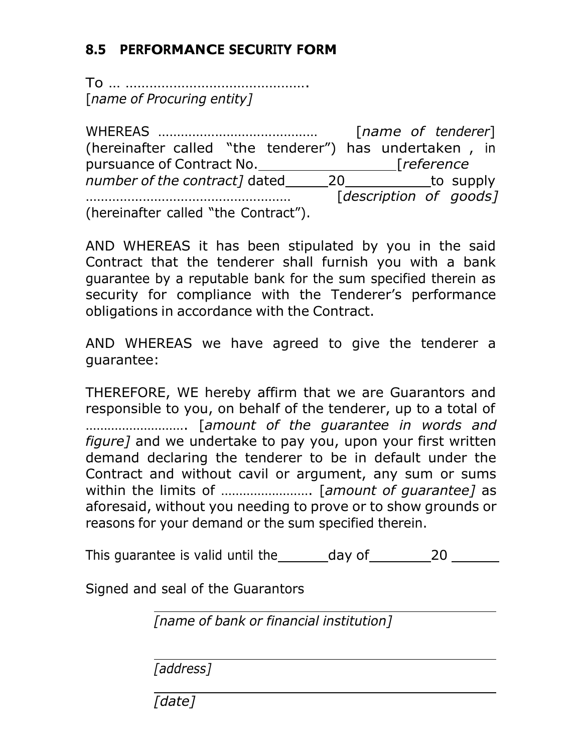### 8.5 PERFORMANCE SECURITY FORM

To … ……………………………………….
[*name of Procuring entity]*

WHEREAS …………………………………… [*name of tenderer*] (hereinafter called "the tenderer") has undertaken , in pursuance of Contract No.\_\_\_\_\_\_\_\_\_\_\_\_\_\_\_\_[*reference number of the contract]* dated\_\_\_\_\_20\_\_\_\_\_\_\_\_\_\_to supply ……………………………………………… [*description of goods]* (hereinafter called "the Contract").

AND WHEREAS it has been stipulated by you in the said Contract that the tenderer shall furnish you with a bank guarantee by a reputable bank for the sum specified therein as security for compliance with the Tenderer's performance obligations in accordance with the Contract.

AND WHEREAS we have agreed to give the tenderer a guarantee:

THEREFORE, WE hereby affirm that we are Guarantors and responsible to you, on behalf of the tenderer, up to a total of ………………………. [*amount of the guarantee in words and figure]* and we undertake to pay you, upon your first written demand declaring the tenderer to be in default under the Contract and without cavil or argument, any sum or sums within the limits of ……………………. [*amount of guarantee]* as aforesaid, without you needing to prove or to show grounds or reasons for your demand or the sum specified therein.

This guarantee is valid until the\_\_\_\_\_\_\_day of\_\_\_\_\_\_\_\_20 \_\_\_\_\_\_

Signed and seal of the Guarantors

\_\_\_\_\_\_\_\_\_\_\_\_\_\_\_\_\_\_\_\_\_\_\_\_\_\_\_\_\_\_\_\_\_\_\_\_\_\_\_\_
*[name of bank or financial institution]*

\_\_\_\_\_\_\_\_\_\_\_\_\_\_\_\_\_\_\_\_\_\_\_\_\_\_\_\_\_\_\_\_\_\_\_\_\_\_\_\_
*[address]*

\_\_\_\_\_\_\_\_\_\_\_\_\_\_\_\_\_\_\_\_\_\_\_\_\_\_\_\_\_\_\_\_\_\_\_\_\_\_\_\_
*[date]*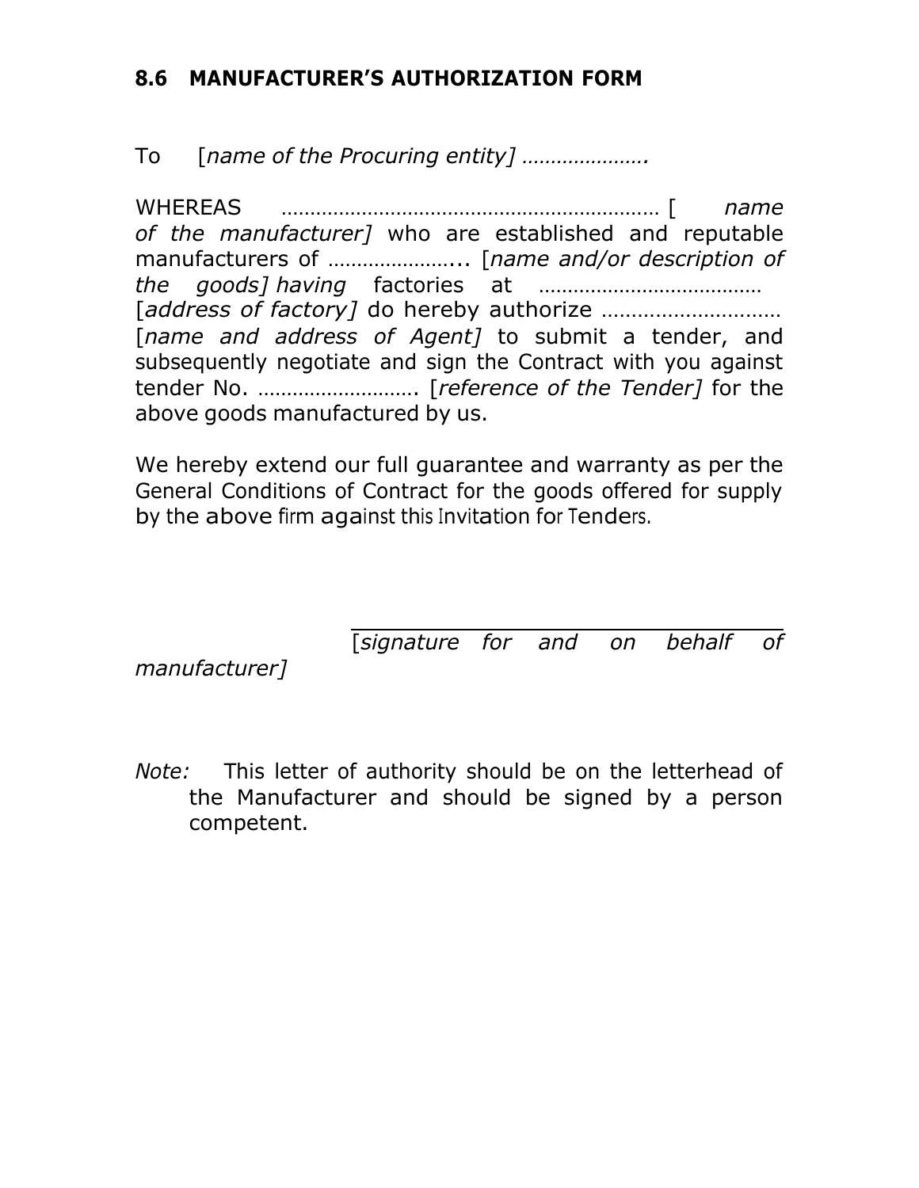## 8.6 MANUFACTURER'S AUTHORIZATION FORM

To [*name of the Procuring entity] ………………….*

WHEREAS ………………………………………………………… [ *name of the manufacturer]* who are established and reputable manufacturers of …………………... [*name and/or description of the goods] having* factories at ………………………………… [*address of factory]* do hereby authorize ……………………….. [*name and address of Agent]* to submit a tender, and subsequently negotiate and sign the Contract with you against tender No. ………………………. [*reference of the Tender]* for the above goods manufactured by us.

We hereby extend our full guarantee and warranty as per the General Conditions of Contract for the goods offered for supply by the above firm against this Invitation for Tenders.

\_\_\_\_\_\_\_\_\_\_\_\_\_\_\_\_\_\_\_\_\_\_\_\_\_\_\_\_\_\_\_\_

[*signature for and on behalf of manufacturer]*

*Note:* This letter of authority should be on the letterhead of the Manufacturer and should be signed by a person competent.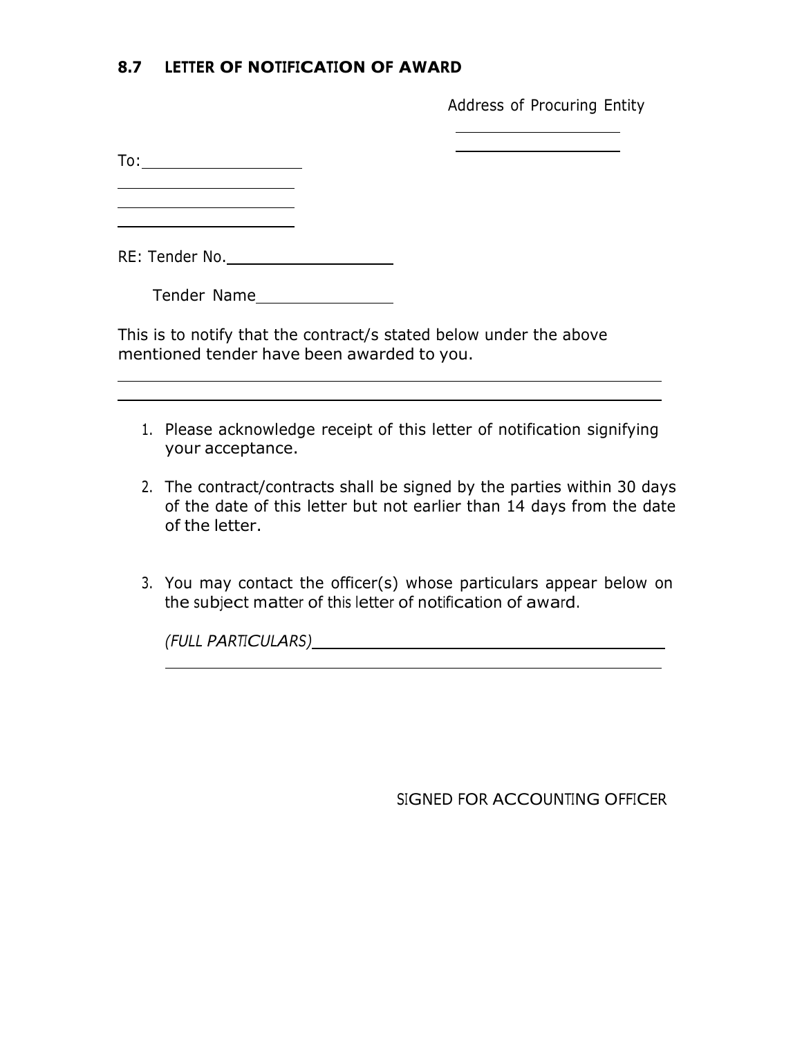## 8.7 LETTER OF NOTIFICATION OF AWARD

Address of Procuring Entity

\_\_\_\_\_\_\_\_\_\_\_\_\_\_\_\_\_\_\_\_

\_\_\_\_\_\_\_\_\_\_\_\_\_\_\_\_\_\_\_\_

To: \_\_\_\_\_\_\_\_\_\_\_\_\_\_\_\_\_\_\_\_

\_\_\_\_\_\_\_\_\_\_\_\_\_\_\_\_\_\_\_\_

\_\_\_\_\_\_\_\_\_\_\_\_\_\_\_\_\_\_\_\_

\_\_\_\_\_\_\_\_\_\_\_\_\_\_\_\_\_\_\_\_

RE: Tender No. \_\_\_\_\_\_\_\_\_\_\_\_\_\_\_\_\_\_\_\_

Tender Name \_\_\_\_\_\_\_\_\_\_\_\_\_\_\_\_\_\_\_\_

This is to notify that the contract/s stated below under the above mentioned tender have been awarded to you.

\_\_\_\_\_\_\_\_\_\_\_\_\_\_\_\_\_\_\_\_\_\_\_\_\_\_\_\_\_\_\_\_\_\_\_\_\_\_\_\_\_\_\_\_\_\_\_\_\_\_\_\_\_\_\_\_\_\_\_\_

\_\_\_\_\_\_\_\_\_\_\_\_\_\_\_\_\_\_\_\_\_\_\_\_\_\_\_\_\_\_\_\_\_\_\_\_\_\_\_\_\_\_\_\_\_\_\_\_\_\_\_\_\_\_\_\_\_\_\_\_

1. Please acknowledge receipt of this letter of notification signifying your acceptance.

2. The contract/contracts shall be signed by the parties within 30 days of the date of this letter but not earlier than 14 days from the date of the letter.

3. You may contact the officer(s) whose particulars appear below on the subject matter of this letter of notification of award.

   *(FULL PARTICULARS)* \_\_\_\_\_\_\_\_\_\_\_\_\_\_\_\_\_\_\_\_\_\_\_\_\_\_\_\_\_\_\_\_\_\_\_\_\_\_\_\_

   \_\_\_\_\_\_\_\_\_\_\_\_\_\_\_\_\_\_\_\_\_\_\_\_\_\_\_\_\_\_\_\_\_\_\_\_\_\_\_\_\_\_\_\_\_\_\_\_\_\_\_\_\_\_\_\_

SIGNED FOR ACCOUNTING OFFICER